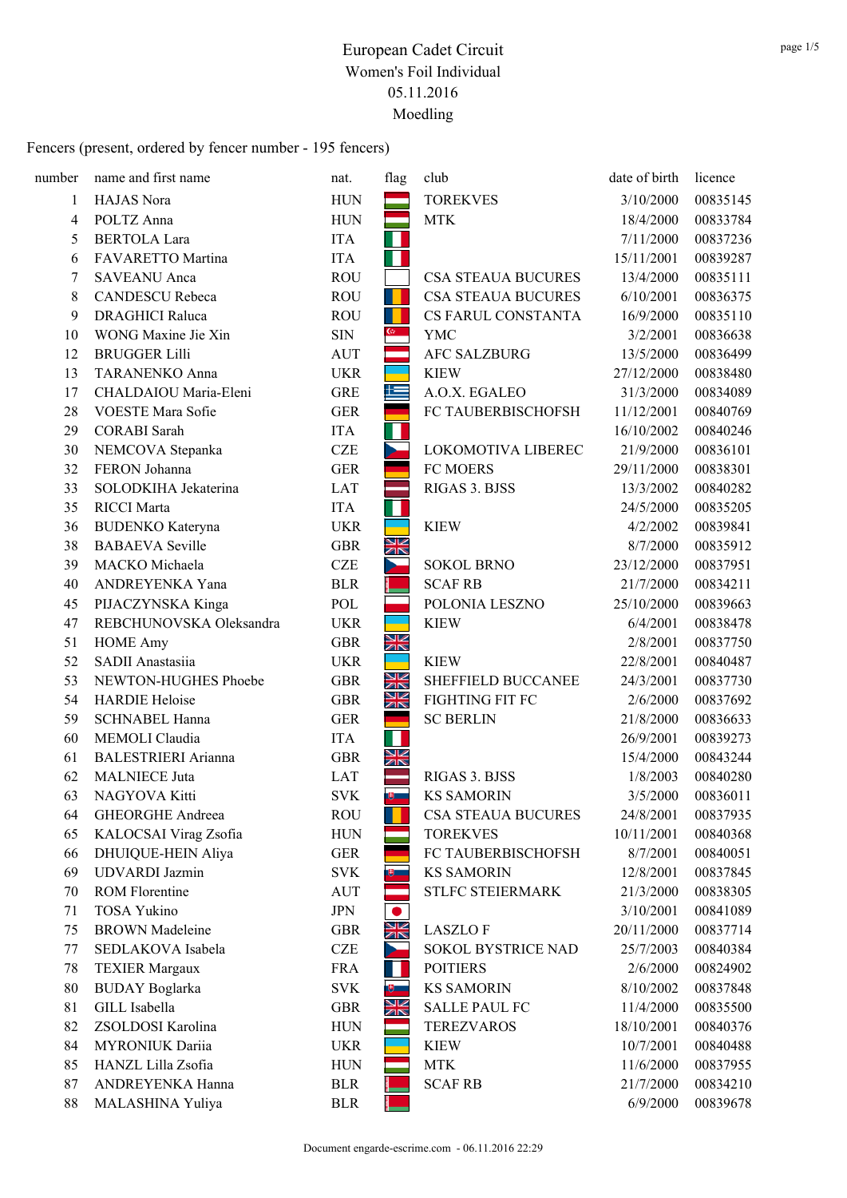# European Cadet Circuit

## Women's Foil Individual

05.11.2016

Moedling

Fencers (present, ordered by fencer number - 195 fencers)

| number | name and first name | nat. | flag | club | date of birth | licence |
|---|---|---|---|---|---|---|
| 1 | HAJAS Nora | HUN | | TOREKVES | 3/10/2000 | 00835145 |
| 4 | POLTZ Anna | HUN | | MTK | 18/4/2000 | 00833784 |
| 5 | BERTOLA Lara | ITA | | | 7/11/2000 | 00837236 |
| 6 | FAVARETTO Martina | ITA | | | 15/11/2001 | 00839287 |
| 7 | SAVEANU Anca | ROU | | CSA STEAUA BUCURES | 13/4/2000 | 00835111 |
| 8 | CANDESCU Rebeca | ROU | | CSA STEAUA BUCURES | 6/10/2001 | 00836375 |
| 9 | DRAGHICI Raluca | ROU | | CS FARUL CONSTANTA | 16/9/2000 | 00835110 |
| 10 | WONG Maxine Jie Xin | SIN | | YMC | 3/2/2001 | 00836638 |
| 12 | BRUGGER Lilli | AUT | | AFC SALZBURG | 13/5/2000 | 00836499 |
| 13 | TARANENKO Anna | UKR | | KIEW | 27/12/2000 | 00838480 |
| 17 | CHALDAIOU Maria-Eleni | GRE | | A.O.X. EGALEO | 31/3/2000 | 00834089 |
| 28 | VOESTE Mara Sofie | GER | | FC TAUBERBISCHOFSH | 11/12/2001 | 00840769 |
| 29 | CORABI Sarah | ITA | | | 16/10/2002 | 00840246 |
| 30 | NEMCOVA Stepanka | CZE | | LOKOMOTIVA LIBEREC | 21/9/2000 | 00836101 |
| 32 | FERON Johanna | GER | | FC MOERS | 29/11/2000 | 00838301 |
| 33 | SOLODKIHA Jekaterina | LAT | | RIGAS 3. BJSS | 13/3/2002 | 00840282 |
| 35 | RICCI Marta | ITA | | | 24/5/2000 | 00835205 |
| 36 | BUDENKO Kateryna | UKR | | KIEW | 4/2/2002 | 00839841 |
| 38 | BABAEVA Seville | GBR | | | 8/7/2000 | 00835912 |
| 39 | MACKO Michaela | CZE | | SOKOL BRNO | 23/12/2000 | 00837951 |
| 40 | ANDREYENKA Yana | BLR | | SCAF RB | 21/7/2000 | 00834211 |
| 45 | PIJACZYNSKA Kinga | POL | | POLONIA LESZNO | 25/10/2000 | 00839663 |
| 47 | REBCHUNOVSKA Oleksandra | UKR | | KIEW | 6/4/2001 | 00838478 |
| 51 | HOME Amy | GBR | | | 2/8/2001 | 00837750 |
| 52 | SADII Anastasiia | UKR | | KIEW | 22/8/2001 | 00840487 |
| 53 | NEWTON-HUGHES Phoebe | GBR | | SHEFFIELD BUCCANEE | 24/3/2001 | 00837730 |
| 54 | HARDIE Heloise | GBR | | FIGHTING FIT FC | 2/6/2000 | 00837692 |
| 59 | SCHNABEL Hanna | GER | | SC BERLIN | 21/8/2000 | 00836633 |
| 60 | MEMOLI Claudia | ITA | | | 26/9/2001 | 00839273 |
| 61 | BALESTRIERI Arianna | GBR | | | 15/4/2000 | 00843244 |
| 62 | MALNIECE Juta | LAT | | RIGAS 3. BJSS | 1/8/2003 | 00840280 |
| 63 | NAGYOVA Kitti | SVK | | KS SAMORIN | 3/5/2000 | 00836011 |
| 64 | GHEORGHE Andreea | ROU | | CSA STEAUA BUCURES | 24/8/2001 | 00837935 |
| 65 | KALOCSAI Virag Zsofia | HUN | | TOREKVES | 10/11/2001 | 00840368 |
| 66 | DHUIQUE-HEIN Aliya | GER | | FC TAUBERBISCHOFSH | 8/7/2001 | 00840051 |
| 69 | UDVARDI Jazmin | SVK | | KS SAMORIN | 12/8/2001 | 00837845 |
| 70 | ROM Florentine | AUT | | STLFC STEIERMARK | 21/3/2000 | 00838305 |
| 71 | TOSA Yukino | JPN | | | 3/10/2001 | 00841089 |
| 75 | BROWN Madeleine | GBR | | LASZLO F | 20/11/2000 | 00837714 |
| 77 | SEDLAKOVA Isabela | CZE | | SOKOL BYSTRICE NAD | 25/7/2003 | 00840384 |
| 78 | TEXIER Margaux | FRA | | POITIERS | 2/6/2000 | 00824902 |
| 80 | BUDAY Boglarka | SVK | | KS SAMORIN | 8/10/2002 | 00837848 |
| 81 | GILL Isabella | GBR | | SALLE PAUL FC | 11/4/2000 | 00835500 |
| 82 | ZSOLDOSI Karolina | HUN | | TEREZVAROS | 18/10/2001 | 00840376 |
| 84 | MYRONIUK Dariia | UKR | | KIEW | 10/7/2001 | 00840488 |
| 85 | HANZL Lilla Zsofia | HUN | | MTK | 11/6/2000 | 00837955 |
| 87 | ANDREYENKA Hanna | BLR | | SCAF RB | 21/7/2000 | 00834210 |
| 88 | MALASHINA Yuliya | BLR | | | 6/9/2000 | 00839678 |

Document engarde-escrime.com - 06.11.2016 22:29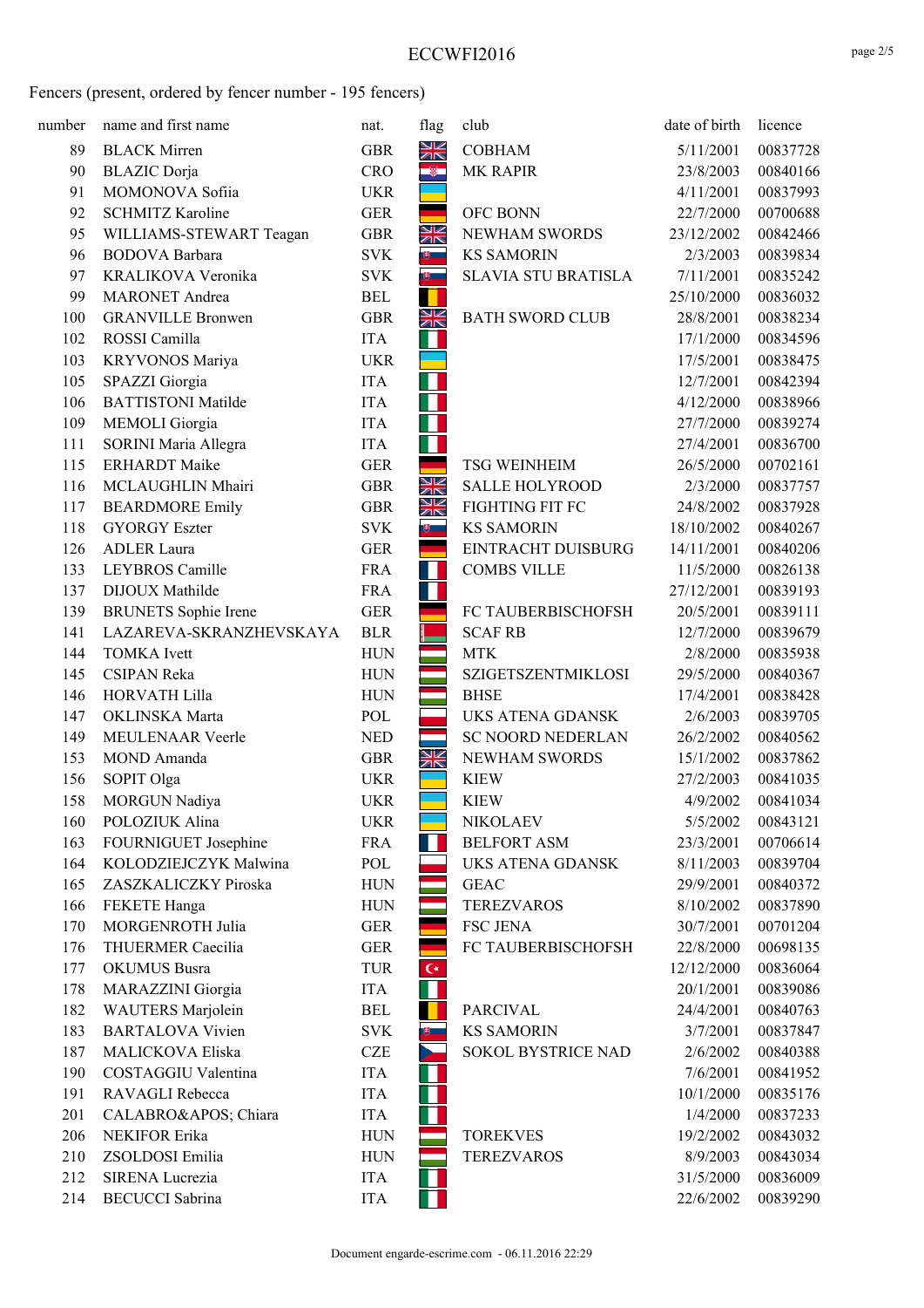Fencers (present, ordered by fencer number - 195 fencers)

| number | name and first name | nat. | flag | club | date of birth | licence |
|---|---|---|---|---|---|---|
| 89 | BLACK Mirren | GBR | | COBHAM | 5/11/2001 | 00837728 |
| 90 | BLAZIC Dorja | CRO | | MK RAPIR | 23/8/2003 | 00840166 |
| 91 | MOMONOVA Sofiia | UKR | | | 4/11/2001 | 00837993 |
| 92 | SCHMITZ Karoline | GER | | OFC BONN | 22/7/2000 | 00700688 |
| 95 | WILLIAMS-STEWART Teagan | GBR | | NEWHAM SWORDS | 23/12/2002 | 00842466 |
| 96 | BODOVA Barbara | SVK | | KS SAMORIN | 2/3/2003 | 00839834 |
| 97 | KRALIKOVA Veronika | SVK | | SLAVIA STU BRATISLA | 7/11/2001 | 00835242 |
| 99 | MARONET Andrea | BEL | | | 25/10/2000 | 00836032 |
| 100 | GRANVILLE Bronwen | GBR | | BATH SWORD CLUB | 28/8/2001 | 00838234 |
| 102 | ROSSI Camilla | ITA | | | 17/1/2000 | 00834596 |
| 103 | KRYVONOS Mariya | UKR | | | 17/5/2001 | 00838475 |
| 105 | SPAZZI Giorgia | ITA | | | 12/7/2001 | 00842394 |
| 106 | BATTISTONI Matilde | ITA | | | 4/12/2000 | 00838966 |
| 109 | MEMOLI Giorgia | ITA | | | 27/7/2000 | 00839274 |
| 111 | SORINI Maria Allegra | ITA | | | 27/4/2001 | 00836700 |
| 115 | ERHARDT Maike | GER | | TSG WEINHEIM | 26/5/2000 | 00702161 |
| 116 | MCLAUGHLIN Mhairi | GBR | | SALLE HOLYROOD | 2/3/2000 | 00837757 |
| 117 | BEARDMORE Emily | GBR | | FIGHTING FIT FC | 24/8/2002 | 00837928 |
| 118 | GYORGY Eszter | SVK | | KS SAMORIN | 18/10/2002 | 00840267 |
| 126 | ADLER Laura | GER | | EINTRACHT DUISBURG | 14/11/2001 | 00840206 |
| 133 | LEYBROS Camille | FRA | | COMBS VILLE | 11/5/2000 | 00826138 |
| 137 | DIJOUX Mathilde | FRA | | | 27/12/2001 | 00839193 |
| 139 | BRUNETS Sophie Irene | GER | | FC TAUBERBISCHOFSH | 20/5/2001 | 00839111 |
| 141 | LAZAREVA-SKRANZHEVSKAYA | BLR | | SCAF RB | 12/7/2000 | 00839679 |
| 144 | TOMKA Ivett | HUN | | MTK | 2/8/2000 | 00835938 |
| 145 | CSIPAN Reka | HUN | | SZIGETSZENTMIKLOSI | 29/5/2000 | 00840367 |
| 146 | HORVATH Lilla | HUN | | BHSE | 17/4/2001 | 00838428 |
| 147 | OKLINSKA Marta | POL | | UKS ATENA GDANSK | 2/6/2003 | 00839705 |
| 149 | MEULENAAR Veerle | NED | | SC NOORD NEDERLAN | 26/2/2002 | 00840562 |
| 153 | MOND Amanda | GBR | | NEWHAM SWORDS | 15/1/2002 | 00837862 |
| 156 | SOPIT Olga | UKR | | KIEW | 27/2/2003 | 00841035 |
| 158 | MORGUN Nadiya | UKR | | KIEW | 4/9/2002 | 00841034 |
| 160 | POLOZIUK Alina | UKR | | NIKOLAEV | 5/5/2002 | 00843121 |
| 163 | FOURNIGUET Josephine | FRA | | BELFORT ASM | 23/3/2001 | 00706614 |
| 164 | KOLODZIEJCZYK Malwina | POL | | UKS ATENA GDANSK | 8/11/2003 | 00839704 |
| 165 | ZASZKALICZKY Piroska | HUN | | GEAC | 29/9/2001 | 00840372 |
| 166 | FEKETE Hanga | HUN | | TEREZVAROS | 8/10/2002 | 00837890 |
| 170 | MORGENROTH Julia | GER | | FSC JENA | 30/7/2001 | 00701204 |
| 176 | THUERMER Caecilia | GER | | FC TAUBERBISCHOFSH | 22/8/2000 | 00698135 |
| 177 | OKUMUS Busra | TUR | | | 12/12/2000 | 00836064 |
| 178 | MARAZZINI Giorgia | ITA | | | 20/1/2001 | 00839086 |
| 182 | WAUTERS Marjolein | BEL | | PARCIVAL | 24/4/2001 | 00840763 |
| 183 | BARTALOVA Vivien | SVK | | KS SAMORIN | 3/7/2001 | 00837847 |
| 187 | MALICKOVA Eliska | CZE | | SOKOL BYSTRICE NAD | 2/6/2002 | 00840388 |
| 190 | COSTAGGIU Valentina | ITA | | | 7/6/2001 | 00841952 |
| 191 | RAVAGLI Rebecca | ITA | | | 10/1/2000 | 00835176 |
| 201 | CALABRO&APOS; Chiara | ITA | | | 1/4/2000 | 00837233 |
| 206 | NEKIFOR Erika | HUN | | TOREKVES | 19/2/2002 | 00843032 |
| 210 | ZSOLDOSI Emilia | HUN | | TEREZVAROS | 8/9/2003 | 00843034 |
| 212 | SIRENA Lucrezia | ITA | | | 31/5/2000 | 00836009 |
| 214 | BECUCCI Sabrina | ITA | | | 22/6/2002 | 00839290 |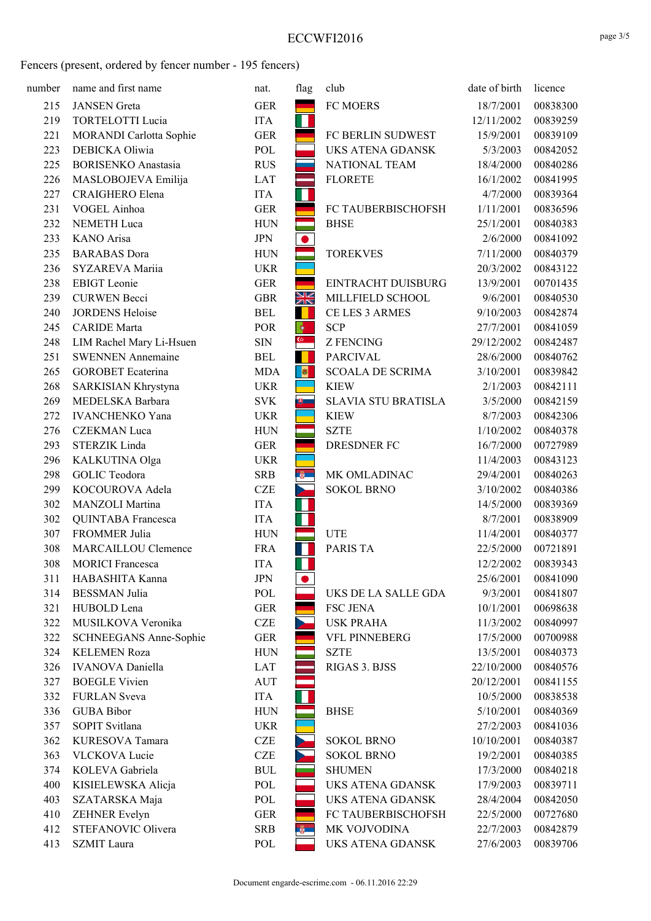# ECCWFI2016

Fencers (present, ordered by fencer number - 195 fencers)

| number | name and first name | nat. | flag | club | date of birth | licence |
|---|---|---|---|---|---|---|
| 215 | JANSEN Greta | GER | | FC MOERS | 18/7/2001 | 00838300 |
| 219 | TORTELOTTI Lucia | ITA | | | 12/11/2002 | 00839259 |
| 221 | MORANDI Carlotta Sophie | GER | | FC BERLIN SUDWEST | 15/9/2001 | 00839109 |
| 223 | DEBICKA Oliwia | POL | | UKS ATENA GDANSK | 5/3/2003 | 00842052 |
| 225 | BORISENKO Anastasia | RUS | | NATIONAL TEAM | 18/4/2000 | 00840286 |
| 226 | MASLOBOJEVA Emilija | LAT | | FLORETE | 16/1/2002 | 00841995 |
| 227 | CRAIGHERO Elena | ITA | | | 4/7/2000 | 00839364 |
| 231 | VOGEL Ainhoa | GER | | FC TAUBERBISCHOFSH | 1/11/2001 | 00836596 |
| 232 | NEMETH Luca | HUN | | BHSE | 25/1/2001 | 00840383 |
| 233 | KANO Arisa | JPN | | | 2/6/2000 | 00841092 |
| 235 | BARABAS Dora | HUN | | TOREKVES | 7/11/2000 | 00840379 |
| 236 | SYZAREVA Mariia | UKR | | | 20/3/2002 | 00843122 |
| 238 | EBIGT Leonie | GER | | EINTRACHT DUISBURG | 13/9/2001 | 00701435 |
| 239 | CURWEN Becci | GBR | | MILLFIELD SCHOOL | 9/6/2001 | 00840530 |
| 240 | JORDENS Heloise | BEL | | CE LES 3 ARMES | 9/10/2003 | 00842874 |
| 245 | CARIDE Marta | POR | | SCP | 27/7/2001 | 00841059 |
| 248 | LIM Rachel Mary Li-Hsuen | SIN | | Z FENCING | 29/12/2002 | 00842487 |
| 251 | SWENNEN Annemaine | BEL | | PARCIVAL | 28/6/2000 | 00840762 |
| 265 | GOROBET Ecaterina | MDA | | SCOALA DE SCRIMA | 3/10/2001 | 00839842 |
| 268 | SARKISIAN Khrystyna | UKR | | KIEW | 2/1/2003 | 00842111 |
| 269 | MEDELSKA Barbara | SVK | | SLAVIA STU BRATISLA | 3/5/2000 | 00842159 |
| 272 | IVANCHENKO Yana | UKR | | KIEW | 8/7/2003 | 00842306 |
| 276 | CZEKMAN Luca | HUN | | SZTE | 1/10/2002 | 00840378 |
| 293 | STERZIK Linda | GER | | DRESDNER FC | 16/7/2000 | 00727989 |
| 296 | KALKUTINA Olga | UKR | | | 11/4/2003 | 00843123 |
| 298 | GOLIC Teodora | SRB | | MK OMLADINAC | 29/4/2001 | 00840263 |
| 299 | KOCOUROVA Adela | CZE | | SOKOL BRNO | 3/10/2002 | 00840386 |
| 302 | MANZOLI Martina | ITA | | | 14/5/2000 | 00839369 |
| 302 | QUINTABA Francesca | ITA | | | 8/7/2001 | 00838909 |
| 307 | FROMMER Julia | HUN | | UTE | 11/4/2001 | 00840377 |
| 308 | MARCAILLOU Clemence | FRA | | PARIS TA | 22/5/2000 | 00721891 |
| 308 | MORICI Francesca | ITA | | | 12/2/2002 | 00839343 |
| 311 | HABASHITA Kanna | JPN | | | 25/6/2001 | 00841090 |
| 314 | BESSMAN Julia | POL | | UKS DE LA SALLE GDA | 9/3/2001 | 00841807 |
| 321 | HUBOLD Lena | GER | | FSC JENA | 10/1/2001 | 00698638 |
| 322 | MUSILKOVA Veronika | CZE | | USK PRAHA | 11/3/2002 | 00840997 |
| 322 | SCHNEEGANS Anne-Sophie | GER | | VFL PINNEBERG | 17/5/2000 | 00700988 |
| 324 | KELEMEN Roza | HUN | | SZTE | 13/5/2001 | 00840373 |
| 326 | IVANOVA Daniella | LAT | | RIGAS 3. BJSS | 22/10/2000 | 00840576 |
| 327 | BOEGLE Vivien | AUT | | | 20/12/2001 | 00841155 |
| 332 | FURLAN Sveva | ITA | | | 10/5/2000 | 00838538 |
| 336 | GUBA Bibor | HUN | | BHSE | 5/10/2001 | 00840369 |
| 357 | SOPIT Svitlana | UKR | | | 27/2/2003 | 00841036 |
| 362 | KURESOVA Tamara | CZE | | SOKOL BRNO | 10/10/2001 | 00840387 |
| 363 | VLCKOVA Lucie | CZE | | SOKOL BRNO | 19/2/2001 | 00840385 |
| 374 | KOLEVA Gabriela | BUL | | SHUMEN | 17/3/2000 | 00840218 |
| 400 | KISIELEWSKA Alicja | POL | | UKS ATENA GDANSK | 17/9/2003 | 00839711 |
| 403 | SZATARSKA Maja | POL | | UKS ATENA GDANSK | 28/4/2004 | 00842050 |
| 410 | ZEHNER Evelyn | GER | | FC TAUBERBISCHOFSH | 22/5/2000 | 00727680 |
| 412 | STEFANOVIC Olivera | SRB | | MK VOJVODINA | 22/7/2003 | 00842879 |
| 413 | SZMIT Laura | POL | | UKS ATENA GDANSK | 27/6/2003 | 00839706 |

Document engarde-escrime.com - 06.11.2016 22:29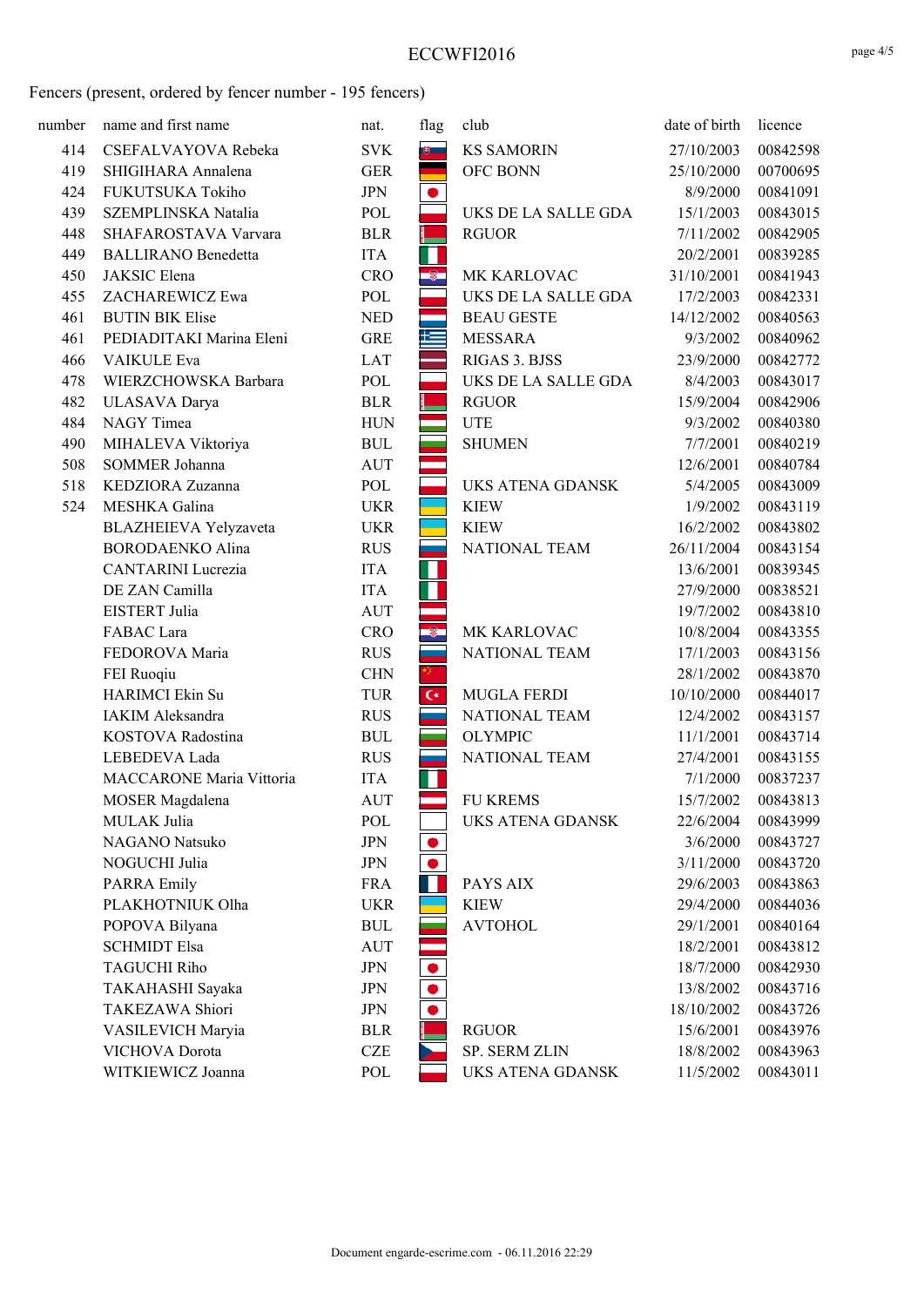ECCWFI2016

Fencers (present, ordered by fencer number - 195 fencers)

| number | name and first name | nat. | flag | club | date of birth | licence |
|---|---|---|---|---|---|---|
| 414 | CSEFALVAYOVA Rebeka | SVK | | KS SAMORIN | 27/10/2003 | 00842598 |
| 419 | SHIGIHARA Annalena | GER | | OFC BONN | 25/10/2000 | 00700695 |
| 424 | FUKUTSUKA Tokiho | JPN | | | 8/9/2000 | 00841091 |
| 439 | SZEMPLINSKA Natalia | POL | | UKS DE LA SALLE GDA | 15/1/2003 | 00843015 |
| 448 | SHAFAROSTAVA Varvara | BLR | | RGUOR | 7/11/2002 | 00842905 |
| 449 | BALLIRANO Benedetta | ITA | | | 20/2/2001 | 00839285 |
| 450 | JAKSIC Elena | CRO | | MK KARLOVAC | 31/10/2001 | 00841943 |
| 455 | ZACHAREWICZ Ewa | POL | | UKS DE LA SALLE GDA | 17/2/2003 | 00842331 |
| 461 | BUTIN BIK Elise | NED | | BEAU GESTE | 14/12/2002 | 00840563 |
| 461 | PEDIADITAKI Marina Eleni | GRE | | MESSARA | 9/3/2002 | 00840962 |
| 466 | VAIKULE Eva | LAT | | RIGAS 3. BJSS | 23/9/2000 | 00842772 |
| 478 | WIERZCHOWSKA Barbara | POL | | UKS DE LA SALLE GDA | 8/4/2003 | 00843017 |
| 482 | ULASAVA Darya | BLR | | RGUOR | 15/9/2004 | 00842906 |
| 484 | NAGY Timea | HUN | | UTE | 9/3/2002 | 00840380 |
| 490 | MIHALEVA Viktoriya | BUL | | SHUMEN | 7/7/2001 | 00840219 |
| 508 | SOMMER Johanna | AUT | | | 12/6/2001 | 00840784 |
| 518 | KEDZIORA Zuzanna | POL | | UKS ATENA GDANSK | 5/4/2005 | 00843009 |
| 524 | MESHKA Galina | UKR | | KIEW | 1/9/2002 | 00843119 |
| | BLAZHEIEVA Yelyzaveta | UKR | | KIEW | 16/2/2002 | 00843802 |
| | BORODAENKO Alina | RUS | | NATIONAL TEAM | 26/11/2004 | 00843154 |
| | CANTARINI Lucrezia | ITA | | | 13/6/2001 | 00839345 |
| | DE ZAN Camilla | ITA | | | 27/9/2000 | 00838521 |
| | EISTERT Julia | AUT | | | 19/7/2002 | 00843810 |
| | FABAC Lara | CRO | | MK KARLOVAC | 10/8/2004 | 00843355 |
| | FEDOROVA Maria | RUS | | NATIONAL TEAM | 17/1/2003 | 00843156 |
| | FEI Ruoqiu | CHN | | | 28/1/2002 | 00843870 |
| | HARIMCI Ekin Su | TUR | | MUGLA FERDI | 10/10/2000 | 00844017 |
| | IAKIM Aleksandra | RUS | | NATIONAL TEAM | 12/4/2002 | 00843157 |
| | KOSTOVA Radostina | BUL | | OLYMPIC | 11/1/2001 | 00843714 |
| | LEBEDEVA Lada | RUS | | NATIONAL TEAM | 27/4/2001 | 00843155 |
| | MACCARONE Maria Vittoria | ITA | | | 7/1/2000 | 00837237 |
| | MOSER Magdalena | AUT | | FU KREMS | 15/7/2002 | 00843813 |
| | MULAK Julia | POL | | UKS ATENA GDANSK | 22/6/2004 | 00843999 |
| | NAGANO Natsuko | JPN | | | 3/6/2000 | 00843727 |
| | NOGUCHI Julia | JPN | | | 3/11/2000 | 00843720 |
| | PARRA Emily | FRA | | PAYS AIX | 29/6/2003 | 00843863 |
| | PLAKHOTNIUK Olha | UKR | | KIEW | 29/4/2000 | 00844036 |
| | POPOVA Bilyana | BUL | | AVTOHOL | 29/1/2001 | 00840164 |
| | SCHMIDT Elsa | AUT | | | 18/2/2001 | 00843812 |
| | TAGUCHI Riho | JPN | | | 18/7/2000 | 00842930 |
| | TAKAHASHI Sayaka | JPN | | | 13/8/2002 | 00843716 |
| | TAKEZAWA Shiori | JPN | | | 18/10/2002 | 00843726 |
| | VASILEVICH Maryia | BLR | | RGUOR | 15/6/2001 | 00843976 |
| | VICHOVA Dorota | CZE | | SP. SERM ZLIN | 18/8/2002 | 00843963 |
| | WITKIEWICZ Joanna | POL | | UKS ATENA GDANSK | 11/5/2002 | 00843011 |

Document engarde-escrime.com - 06.11.2016 22:29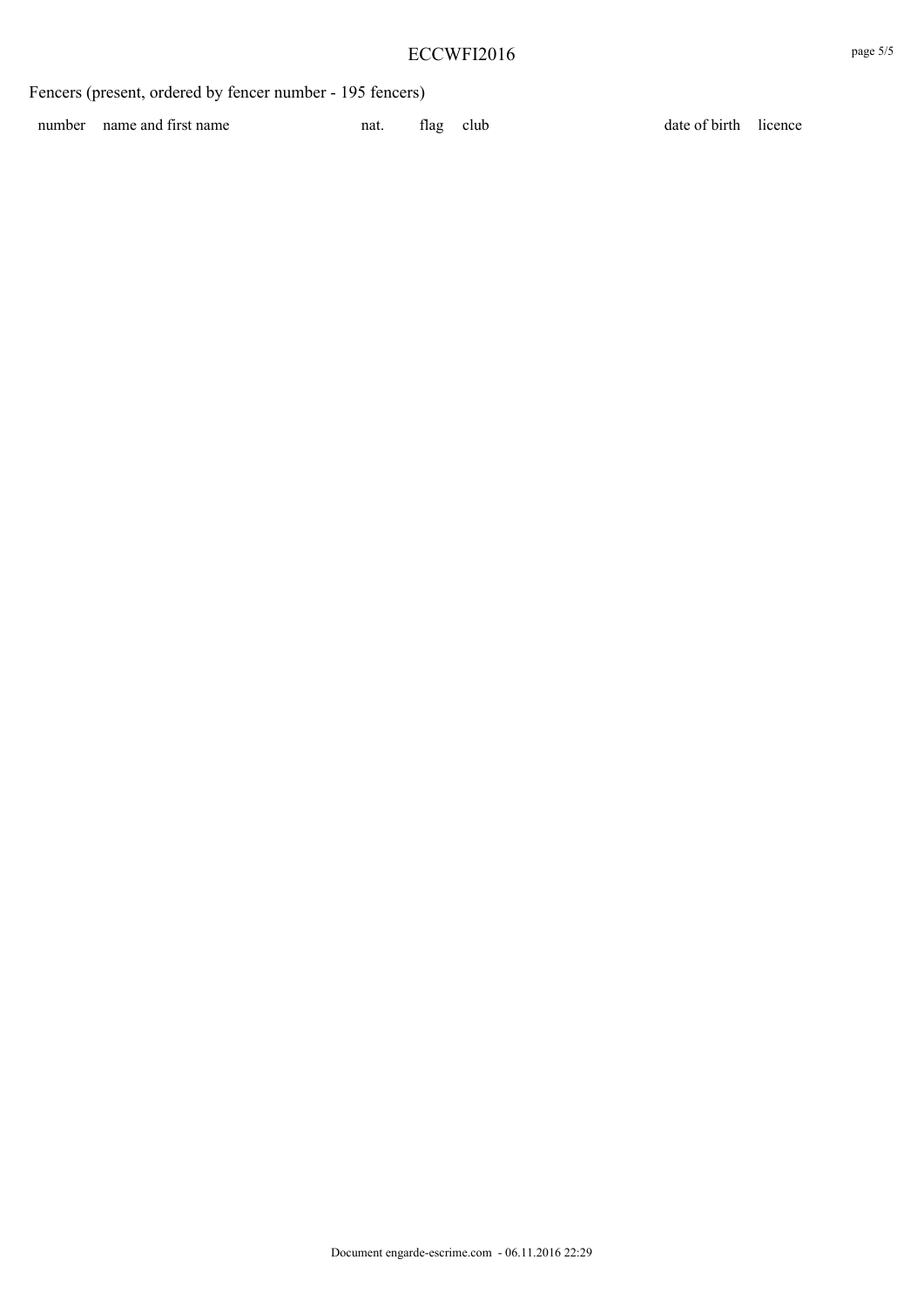Fencers (present, ordered by fencer number - 195 fencers)

| number | name and first name | nat. | flag | club | date of birth | licence |
| --- | --- | --- | --- | --- | --- | --- |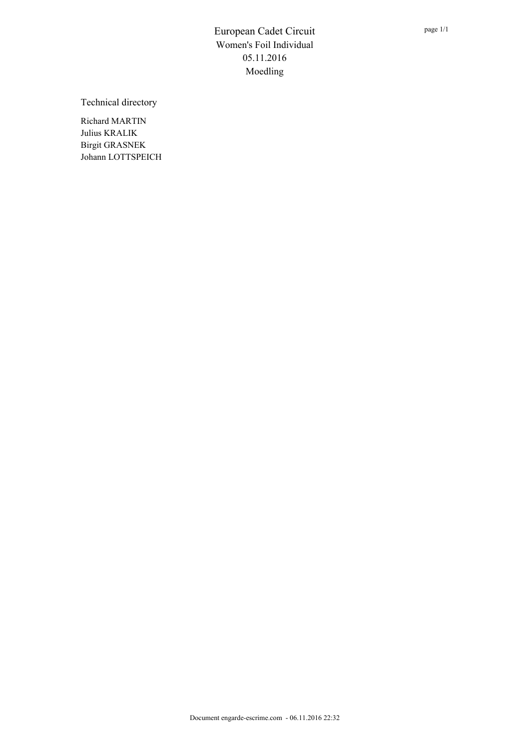# European Cadet Circuit
## Women's Foil Individual
## 05.11.2016
## Moedling

Technical directory

Richard MARTIN
Julius KRALIK
Birgit GRASNEK
Johann LOTTSPEICH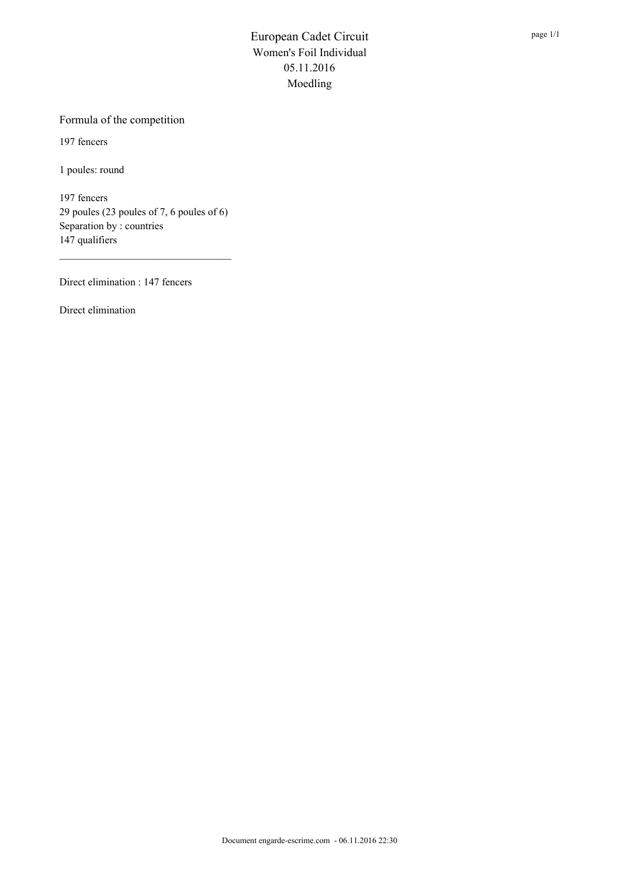# European Cadet Circuit
## Women's Foil Individual
## 05.11.2016
## Moedling

### Formula of the competition

197 fencers

1 poules: round

197 fencers
29 poules (23 poules of 7, 6 poules of 6)
Separation by : countries
147 qualifiers

---

Direct elimination : 147 fencers

Direct elimination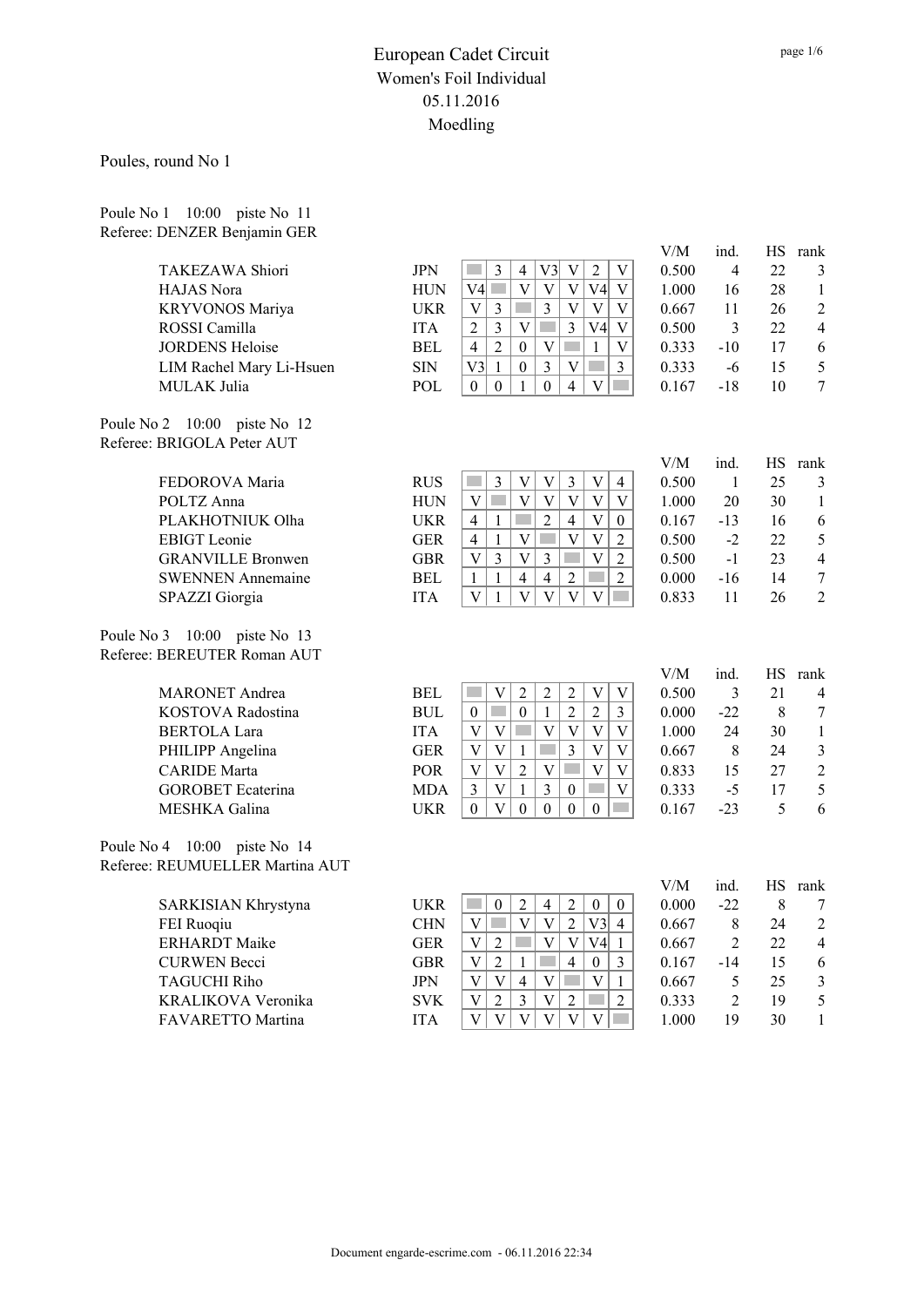# European Cadet Circuit
## Women's Foil Individual
### 05.11.2016
### Moedling

Poules, round No 1

Poule No 1 10:00 piste No 11
Referee: DENZER Benjamin GER

| Name | Nation | 1 | 2 | 3 | 4 | 5 | 6 | 7 | V/M | ind. | HS | rank |
|---|---|---|---|---|---|---|---|---|---|---|---|---|
| TAKEZAWA Shiori | JPN | | 3 | 4 | V3 | V | 2 | V | 0.500 | 4 | 22 | 3 |
| HAJAS Nora | HUN | V4 | | V | V | V | V4 | V | 1.000 | 16 | 28 | 1 |
| KRYVONOS Mariya | UKR | V | 3 | | 3 | V | V | V | 0.667 | 11 | 26 | 2 |
| ROSSI Camilla | ITA | 2 | 3 | V | | 3 | V4 | V | 0.500 | 3 | 22 | 4 |
| JORDENS Heloise | BEL | 4 | 2 | 0 | V | | 1 | V | 0.333 | -10 | 17 | 6 |
| LIM Rachel Mary Li-Hsuen | SIN | V3 | 1 | 0 | 3 | V | | 3 | 0.333 | -6 | 15 | 5 |
| MULAK Julia | POL | 0 | 0 | 1 | 0 | 4 | V | | 0.167 | -18 | 10 | 7 |

Poule No 2 10:00 piste No 12
Referee: BRIGOLA Peter AUT

| Name | Nation | 1 | 2 | 3 | 4 | 5 | 6 | 7 | V/M | ind. | HS | rank |
|---|---|---|---|---|---|---|---|---|---|---|---|---|
| FEDOROVA Maria | RUS | | 3 | V | V | 3 | V | 4 | 0.500 | 1 | 25 | 3 |
| POLTZ Anna | HUN | V | | V | V | V | V | V | 1.000 | 20 | 30 | 1 |
| PLAKHOTNIUK Olha | UKR | 4 | 1 | | 2 | 4 | V | 0 | 0.167 | -13 | 16 | 6 |
| EBIGT Leonie | GER | 4 | 1 | V | | V | V | 2 | 0.500 | -2 | 22 | 5 |
| GRANVILLE Bronwen | GBR | V | 3 | V | 3 | | V | 2 | 0.500 | -1 | 23 | 4 |
| SWENNEN Annemaine | BEL | 1 | 1 | 4 | 4 | 2 | | 2 | 0.000 | -16 | 14 | 7 |
| SPAZZI Giorgia | ITA | V | 1 | V | V | V | V | | 0.833 | 11 | 26 | 2 |

Poule No 3 10:00 piste No 13
Referee: BEREUTER Roman AUT

| Name | Nation | 1 | 2 | 3 | 4 | 5 | 6 | 7 | V/M | ind. | HS | rank |
|---|---|---|---|---|---|---|---|---|---|---|---|---|
| MARONET Andrea | BEL | | V | 2 | 2 | 2 | V | V | 0.500 | 3 | 21 | 4 |
| KOSTOVA Radostina | BUL | 0 | | 0 | 1 | 2 | 2 | 3 | 0.000 | -22 | 8 | 7 |
| BERTOLA Lara | ITA | V | V | | V | V | V | V | 1.000 | 24 | 30 | 1 |
| PHILIPP Angelina | GER | V | V | 1 | | 3 | V | V | 0.667 | 8 | 24 | 3 |
| CARIDE Marta | POR | V | V | 2 | V | | V | V | 0.833 | 15 | 27 | 2 |
| GOROBET Ecaterina | MDA | 3 | V | 1 | 3 | 0 | | V | 0.333 | -5 | 17 | 5 |
| MESHKA Galina | UKR | 0 | V | 0 | 0 | 0 | 0 | | 0.167 | -23 | 5 | 6 |

Poule No 4 10:00 piste No 14
Referee: REUMUELLER Martina AUT

| Name | Nation | 1 | 2 | 3 | 4 | 5 | 6 | 7 | V/M | ind. | HS | rank |
|---|---|---|---|---|---|---|---|---|---|---|---|---|
| SARKISIAN Khrystyna | UKR | | 0 | 2 | 4 | 2 | 0 | 0 | 0.000 | -22 | 8 | 7 |
| FEI Ruoqiu | CHN | V | | V | V | 2 | V3 | 4 | 0.667 | 8 | 24 | 2 |
| ERHARDT Maike | GER | V | 2 | | V | V | V4 | 1 | 0.667 | 2 | 22 | 4 |
| CURWEN Becci | GBR | V | 2 | 1 | | 4 | 0 | 3 | 0.167 | -14 | 15 | 6 |
| TAGUCHI Riho | JPN | V | V | 4 | V | | V | 1 | 0.667 | 5 | 25 | 3 |
| KRALIKOVA Veronika | SVK | V | 2 | 3 | V | 2 | | 2 | 0.333 | 2 | 19 | 5 |
| FAVARETTO Martina | ITA | V | V | V | V | V | V | | 1.000 | 19 | 30 | 1 |

Document engarde-escrime.com - 06.11.2016 22:34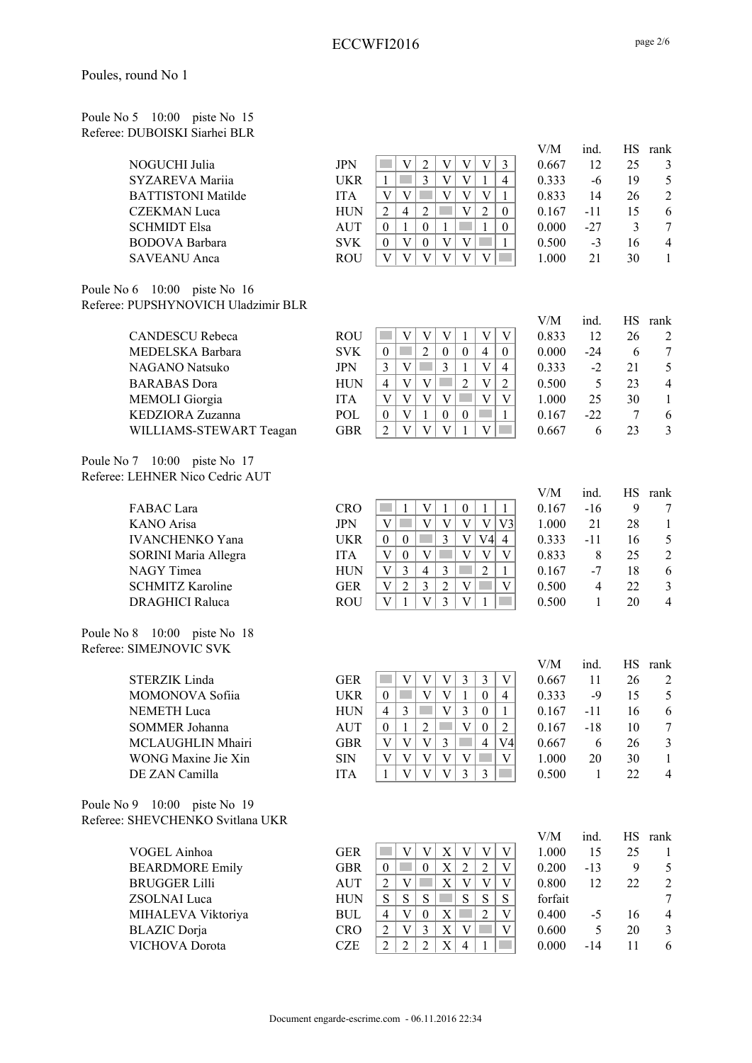Poules, round No 1

Poule No 5 10:00 piste No 15
Referee: DUBOISKI Siarhei BLR

| Name | Nat | 1 | 2 | 3 | 4 | 5 | 6 | 7 | V/M | ind. | HS | rank |
|---|---|---|---|---|---|---|---|---|---|---|---|---|
| NOGUCHI Julia | JPN | | V | 2 | V | V | V | 3 | 0.667 | 12 | 25 | 3 |
| SYZAREVA Mariia | UKR | 1 | | 3 | V | V | 1 | 4 | 0.333 | -6 | 19 | 5 |
| BATTISTONI Matilde | ITA | V | V | | V | V | V | 1 | 0.833 | 14 | 26 | 2 |
| CZEKMAN Luca | HUN | 2 | 4 | 2 | | V | 2 | 0 | 0.167 | -11 | 15 | 6 |
| SCHMIDT Elsa | AUT | 0 | 1 | 0 | 1 | | 1 | 0 | 0.000 | -27 | 3 | 7 |
| BODOVA Barbara | SVK | 0 | V | 0 | V | V | | 1 | 0.500 | -3 | 16 | 4 |
| SAVEANU Anca | ROU | V | V | V | V | V | V | | 1.000 | 21 | 30 | 1 |

Poule No 6 10:00 piste No 16
Referee: PUPSHYNOVICH Uladzimir BLR

| Name | Nat | 1 | 2 | 3 | 4 | 5 | 6 | 7 | V/M | ind. | HS | rank |
|---|---|---|---|---|---|---|---|---|---|---|---|---|
| CANDESCU Rebeca | ROU | | V | V | V | 1 | V | V | 0.833 | 12 | 26 | 2 |
| MEDELSKA Barbara | SVK | 0 | | 2 | 0 | 0 | 4 | 0 | 0.000 | -24 | 6 | 7 |
| NAGANO Natsuko | JPN | 3 | V | | 3 | 1 | V | 4 | 0.333 | -2 | 21 | 5 |
| BARABAS Dora | HUN | 4 | V | V | | 2 | V | 2 | 0.500 | 5 | 23 | 4 |
| MEMOLI Giorgia | ITA | V | V | V | V | | V | V | 1.000 | 25 | 30 | 1 |
| KEDZIORA Zuzanna | POL | 0 | V | 1 | 0 | 0 | | 1 | 0.167 | -22 | 7 | 6 |
| WILLIAMS-STEWART Teagan | GBR | 2 | V | V | V | 1 | V | | 0.667 | 6 | 23 | 3 |

Poule No 7 10:00 piste No 17
Referee: LEHNER Nico Cedric AUT

| Name | Nat | 1 | 2 | 3 | 4 | 5 | 6 | 7 | V/M | ind. | HS | rank |
|---|---|---|---|---|---|---|---|---|---|---|---|---|
| FABAC Lara | CRO | | 1 | V | 1 | 0 | 1 | 1 | 0.167 | -16 | 9 | 7 |
| KANO Arisa | JPN | V | | V | V | V | V | V3 | 1.000 | 21 | 28 | 1 |
| IVANCHENKO Yana | UKR | 0 | 0 | | 3 | V | V4 | 4 | 0.333 | -11 | 16 | 5 |
| SORINI Maria Allegra | ITA | V | 0 | V | | V | V | V | 0.833 | 8 | 25 | 2 |
| NAGY Timea | HUN | V | 3 | 4 | 3 | | 2 | 1 | 0.167 | -7 | 18 | 6 |
| SCHMITZ Karoline | GER | V | 2 | 3 | 2 | V | | V | 0.500 | 4 | 22 | 3 |
| DRAGHICI Raluca | ROU | V | 1 | V | 3 | V | 1 | | 0.500 | 1 | 20 | 4 |

Poule No 8 10:00 piste No 18
Referee: SIMEJNOVIC SVK

| Name | Nat | 1 | 2 | 3 | 4 | 5 | 6 | 7 | V/M | ind. | HS | rank |
|---|---|---|---|---|---|---|---|---|---|---|---|---|
| STERZIK Linda | GER | | V | V | V | 3 | 3 | V | 0.667 | 11 | 26 | 2 |
| MOMONOVA Sofiia | UKR | 0 | | V | V | 1 | 0 | 4 | 0.333 | -9 | 15 | 5 |
| NEMETH Luca | HUN | 4 | 3 | | V | 3 | 0 | 1 | 0.167 | -11 | 16 | 6 |
| SOMMER Johanna | AUT | 0 | 1 | 2 | | V | 0 | 2 | 0.167 | -18 | 10 | 7 |
| MCLAUGHLIN Mhairi | GBR | V | V | V | 3 | | 4 | V4 | 0.667 | 6 | 26 | 3 |
| WONG Maxine Jie Xin | SIN | V | V | V | V | V | | V | 1.000 | 20 | 30 | 1 |
| DE ZAN Camilla | ITA | 1 | V | V | V | 3 | 3 | | 0.500 | 1 | 22 | 4 |

Poule No 9 10:00 piste No 19
Referee: SHEVCHENKO Svitlana UKR

| Name | Nat | 1 | 2 | 3 | 4 | 5 | 6 | 7 | V/M | ind. | HS | rank |
|---|---|---|---|---|---|---|---|---|---|---|---|---|
| VOGEL Ainhoa | GER | | V | V | X | V | V | V | 1.000 | 15 | 25 | 1 |
| BEARDMORE Emily | GBR | 0 | | 0 | X | 2 | 2 | V | 0.200 | -13 | 9 | 5 |
| BRUGGER Lilli | AUT | 2 | V | | X | V | V | V | 0.800 | 12 | 22 | 2 |
| ZSOLNAI Luca | HUN | S | S | S | | S | S | S | forfait | | | 7 |
| MIHALEVA Viktoriya | BUL | 4 | V | 0 | X | | 2 | V | 0.400 | -5 | 16 | 4 |
| BLAZIC Dorja | CRO | 2 | V | 3 | X | V | | V | 0.600 | 5 | 20 | 3 |
| VICHOVA Dorota | CZE | 2 | 2 | 2 | X | 4 | 1 | | 0.000 | -14 | 11 | 6 |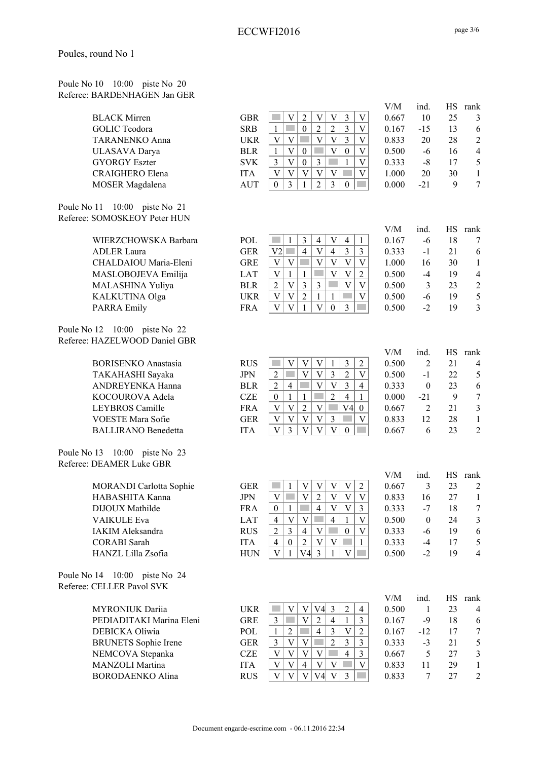Poules, round No 1

Poule No 10 10:00 piste No 20
Referee: BARDENHAGEN Jan GER

| Name | Nat | 1 | 2 | 3 | 4 | 5 | 6 | 7 | V/M | ind. | HS | rank |
|---|---|---|---|---|---|---|---|---|---|---|---|---|
| BLACK Mirren | GBR | | V | 2 | V | V | 3 | V | 0.667 | 10 | 25 | 3 |
| GOLIC Teodora | SRB | 1 | | 0 | 2 | 2 | 3 | V | 0.167 | -15 | 13 | 6 |
| TARANENKO Anna | UKR | V | V | | V | V | 3 | V | 0.833 | 20 | 28 | 2 |
| ULASAVA Darya | BLR | 1 | V | 0 | | V | 0 | V | 0.500 | -6 | 16 | 4 |
| GYORGY Eszter | SVK | 3 | V | 0 | 3 | | 1 | V | 0.333 | -8 | 17 | 5 |
| CRAIGHERO Elena | ITA | V | V | V | V | V | | V | 1.000 | 20 | 30 | 1 |
| MOSER Magdalena | AUT | 0 | 3 | 1 | 2 | 3 | 0 | | 0.000 | -21 | 9 | 7 |

Poule No 11 10:00 piste No 21
Referee: SOMOSKEOY Peter HUN

| Name | Nat | 1 | 2 | 3 | 4 | 5 | 6 | 7 | V/M | ind. | HS | rank |
|---|---|---|---|---|---|---|---|---|---|---|---|---|
| WIERZCHOWSKA Barbara | POL | | 1 | 3 | 4 | V | 4 | 1 | 0.167 | -6 | 18 | 7 |
| ADLER Laura | GER | V2 | | 4 | V | 4 | 3 | 3 | 0.333 | -1 | 21 | 6 |
| CHALDAIOU Maria-Eleni | GRE | V | V | | V | V | V | V | 1.000 | 16 | 30 | 1 |
| MASLOBOJEVA Emilija | LAT | V | 1 | 1 | | V | V | 2 | 0.500 | -4 | 19 | 4 |
| MALASHINA Yuliya | BLR | 2 | V | 3 | 3 | | V | V | 0.500 | 3 | 23 | 2 |
| KALKUTINA Olga | UKR | V | V | 2 | 1 | 1 | | V | 0.500 | -6 | 19 | 5 |
| PARRA Emily | FRA | V | V | 1 | V | 0 | 3 | | 0.500 | -2 | 19 | 3 |

Poule No 12 10:00 piste No 22
Referee: HAZELWOOD Daniel GBR

| Name | Nat | 1 | 2 | 3 | 4 | 5 | 6 | 7 | V/M | ind. | HS | rank |
|---|---|---|---|---|---|---|---|---|---|---|---|---|
| BORISENKO Anastasia | RUS | | V | V | V | 1 | 3 | 2 | 0.500 | 2 | 21 | 4 |
| TAKAHASHI Sayaka | JPN | 2 | | V | V | 3 | 2 | V | 0.500 | -1 | 22 | 5 |
| ANDREYENKA Hanna | BLR | 2 | 4 | | V | V | 3 | 4 | 0.333 | 0 | 23 | 6 |
| KOCOUROVA Adela | CZE | 0 | 1 | 1 | | 2 | 4 | 1 | 0.000 | -21 | 9 | 7 |
| LEYBROS Camille | FRA | V | V | 2 | V | | V4 | 0 | 0.667 | 2 | 21 | 3 |
| VOESTE Mara Sofie | GER | V | V | V | V | 3 | | V | 0.833 | 12 | 28 | 1 |
| BALLIRANO Benedetta | ITA | V | 3 | V | V | V | 0 | | 0.667 | 6 | 23 | 2 |

Poule No 13 10:00 piste No 23
Referee: DEAMER Luke GBR

| Name | Nat | 1 | 2 | 3 | 4 | 5 | 6 | 7 | V/M | ind. | HS | rank |
|---|---|---|---|---|---|---|---|---|---|---|---|---|
| MORANDI Carlotta Sophie | GER | | 1 | V | V | V | V | 2 | 0.667 | 3 | 23 | 2 |
| HABASHITA Kanna | JPN | V | | V | 2 | V | V | V | 0.833 | 16 | 27 | 1 |
| DIJOUX Mathilde | FRA | 0 | 1 | | 4 | V | V | 3 | 0.333 | -7 | 18 | 7 |
| VAIKULE Eva | LAT | 4 | V | V | | 4 | 1 | V | 0.500 | 0 | 24 | 3 |
| IAKIM Aleksandra | RUS | 2 | 3 | 4 | V | | 0 | V | 0.333 | -6 | 19 | 6 |
| CORABI Sarah | ITA | 4 | 0 | 2 | V | V | | 1 | 0.333 | -4 | 17 | 5 |
| HANZL Lilla Zsofia | HUN | V | 1 | V4 | 3 | 1 | V | | 0.500 | -2 | 19 | 4 |

Poule No 14 10:00 piste No 24
Referee: CELLER Pavol SVK

| Name | Nat | 1 | 2 | 3 | 4 | 5 | 6 | 7 | V/M | ind. | HS | rank |
|---|---|---|---|---|---|---|---|---|---|---|---|---|
| MYRONIUK Dariia | UKR | | V | V | V4 | 3 | 2 | 4 | 0.500 | 1 | 23 | 4 |
| PEDIADITAKI Marina Eleni | GRE | 3 | | V | 2 | 4 | 1 | 3 | 0.167 | -9 | 18 | 6 |
| DEBICKA Oliwia | POL | 1 | 2 | | 4 | 3 | V | 2 | 0.167 | -12 | 17 | 7 |
| BRUNETS Sophie Irene | GER | 3 | V | V | | 2 | 3 | 3 | 0.333 | -3 | 21 | 5 |
| NEMCOVA Stepanka | CZE | V | V | V | V | | 4 | 3 | 0.667 | 5 | 27 | 3 |
| MANZOLI Martina | ITA | V | V | 4 | V | V | | V | 0.833 | 11 | 29 | 1 |
| BORODAENKO Alina | RUS | V | V | V | V4 | V | 3 | | 0.833 | 7 | 27 | 2 |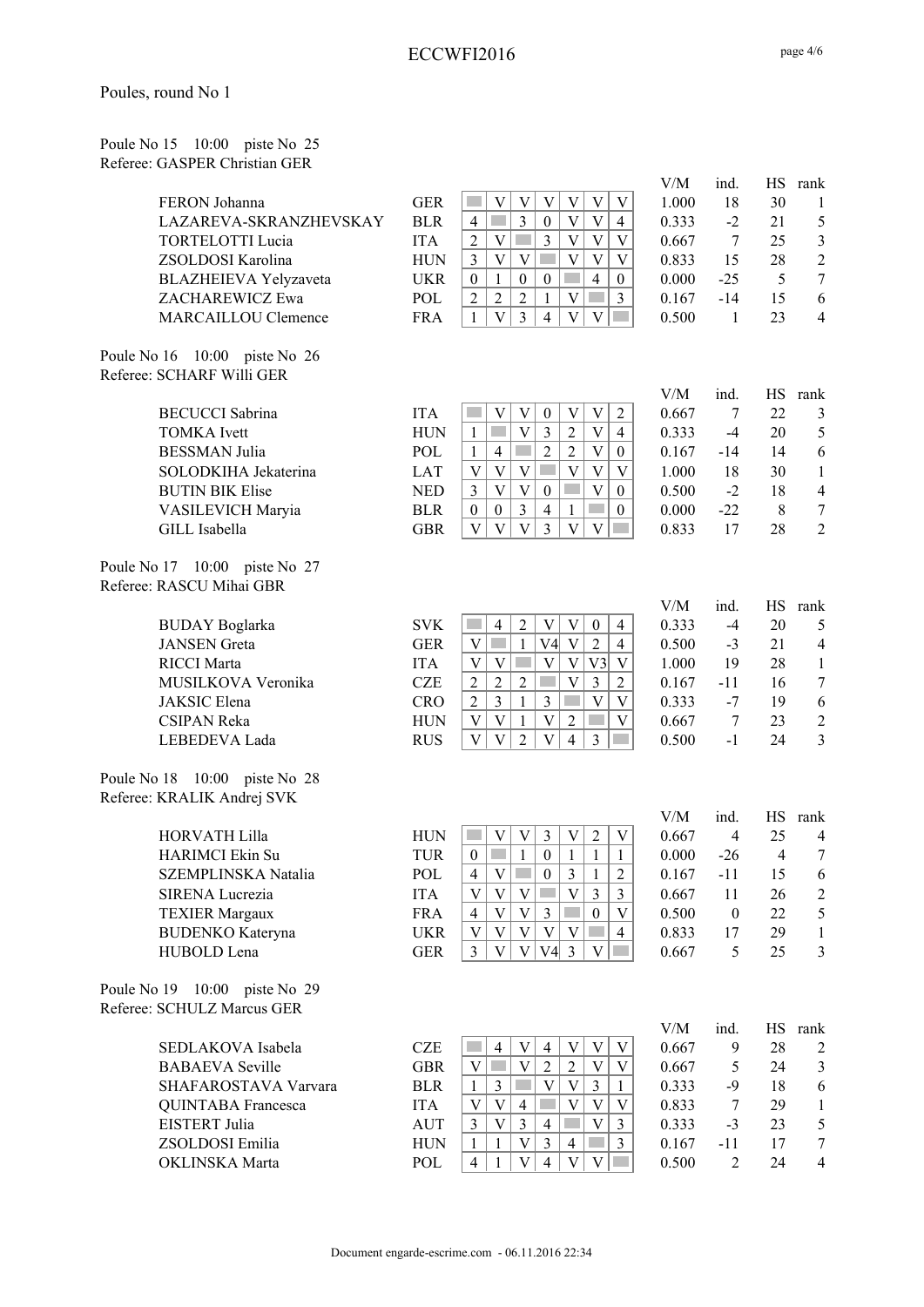## Poules, round No 1

Poule No 15 10:00 piste No 25
Referee: GASPER Christian GER

| | | | | | | | | | | V/M | ind. | HS | rank |
|---|---|---|---|---|---|---|---|---|---|---|---|---|---|
| FERON Johanna | GER | | V | V | V | V | V | V | 1.000 | 18 | 30 | 1 |
| LAZAREVA-SKRANZHEVSKAY | BLR | 4 | | 3 | 0 | V | V | 4 | 0.333 | -2 | 21 | 5 |
| TORTELOTTI Lucia | ITA | 2 | V | | 3 | V | V | V | 0.667 | 7 | 25 | 3 |
| ZSOLDOSI Karolina | HUN | 3 | V | V | | V | V | V | 0.833 | 15 | 28 | 2 |
| BLAZHEIEVA Yelyzaveta | UKR | 0 | 1 | 0 | 0 | | 4 | 0 | 0.000 | -25 | 5 | 7 |
| ZACHAREWICZ Ewa | POL | 2 | 2 | 2 | 1 | V | | 3 | 0.167 | -14 | 15 | 6 |
| MARCAILLOU Clemence | FRA | 1 | V | 3 | 4 | V | V | | 0.500 | 1 | 23 | 4 |

Poule No 16 10:00 piste No 26
Referee: SCHARF Willi GER

| | | | | | | | | | V/M | ind. | HS | rank |
|---|---|---|---|---|---|---|---|---|---|---|---|---|
| BECUCCI Sabrina | ITA | | V | V | 0 | V | V | 2 | 0.667 | 7 | 22 | 3 |
| TOMKA Ivett | HUN | 1 | | V | 3 | 2 | V | 4 | 0.333 | -4 | 20 | 5 |
| BESSMAN Julia | POL | 1 | 4 | | 2 | 2 | V | 0 | 0.167 | -14 | 14 | 6 |
| SOLODKIHA Jekaterina | LAT | V | V | V | | V | V | V | 1.000 | 18 | 30 | 1 |
| BUTIN BIK Elise | NED | 3 | V | V | 0 | | V | 0 | 0.500 | -2 | 18 | 4 |
| VASILEVICH Maryia | BLR | 0 | 0 | 3 | 4 | 1 | | 0 | 0.000 | -22 | 8 | 7 |
| GILL Isabella | GBR | V | V | V | 3 | V | V | | 0.833 | 17 | 28 | 2 |

Poule No 17 10:00 piste No 27
Referee: RASCU Mihai GBR

| | | | | | | | | | V/M | ind. | HS | rank |
|---|---|---|---|---|---|---|---|---|---|---|---|---|
| BUDAY Boglarka | SVK | | 4 | 2 | V | V | 0 | 4 | 0.333 | -4 | 20 | 5 |
| JANSEN Greta | GER | V | | 1 | V4 | V | 2 | 4 | 0.500 | -3 | 21 | 4 |
| RICCI Marta | ITA | V | V | | V | V | V3 | V | 1.000 | 19 | 28 | 1 |
| MUSILKOVA Veronika | CZE | 2 | 2 | 2 | | V | 3 | 2 | 0.167 | -11 | 16 | 7 |
| JAKSIC Elena | CRO | 2 | 3 | 1 | 3 | | V | V | 0.333 | -7 | 19 | 6 |
| CSIPAN Reka | HUN | V | V | 1 | V | 2 | | V | 0.667 | 7 | 23 | 2 |
| LEBEDEVA Lada | RUS | V | V | 2 | V | 4 | 3 | | 0.500 | -1 | 24 | 3 |

Poule No 18 10:00 piste No 28
Referee: KRALIK Andrej SVK

| | | | | | | | | | V/M | ind. | HS | rank |
|---|---|---|---|---|---|---|---|---|---|---|---|---|
| HORVATH Lilla | HUN | | V | V | 3 | V | 2 | V | 0.667 | 4 | 25 | 4 |
| HARIMCI Ekin Su | TUR | 0 | | 1 | 0 | 1 | 1 | 1 | 0.000 | -26 | 4 | 7 |
| SZEMPLINSKA Natalia | POL | 4 | V | | 0 | 3 | 1 | 2 | 0.167 | -11 | 15 | 6 |
| SIRENA Lucrezia | ITA | V | V | V | | V | 3 | 3 | 0.667 | 11 | 26 | 2 |
| TEXIER Margaux | FRA | 4 | V | V | 3 | | 0 | V | 0.500 | 0 | 22 | 5 |
| BUDENKO Kateryna | UKR | V | V | V | V | V | | 4 | 0.833 | 17 | 29 | 1 |
| HUBOLD Lena | GER | 3 | V | V | V4 | 3 | V | | 0.667 | 5 | 25 | 3 |

Poule No 19 10:00 piste No 29
Referee: SCHULZ Marcus GER

| | | | | | | | | | V/M | ind. | HS | rank |
|---|---|---|---|---|---|---|---|---|---|---|---|---|
| SEDLAKOVA Isabela | CZE | | 4 | V | 4 | V | V | V | 0.667 | 9 | 28 | 2 |
| BABAEVA Seville | GBR | V | | V | 2 | 2 | V | V | 0.667 | 5 | 24 | 3 |
| SHAFAROSTAVA Varvara | BLR | 1 | 3 | | V | V | 3 | 1 | 0.333 | -9 | 18 | 6 |
| QUINTABA Francesca | ITA | V | V | 4 | | V | V | V | 0.833 | 7 | 29 | 1 |
| EISTERT Julia | AUT | 3 | V | 3 | 4 | | V | 3 | 0.333 | -3 | 23 | 5 |
| ZSOLDOSI Emilia | HUN | 1 | 1 | V | 3 | 4 | | 3 | 0.167 | -11 | 17 | 7 |
| OKLINSKA Marta | POL | 4 | 1 | V | 4 | V | V | | 0.500 | 2 | 24 | 4 |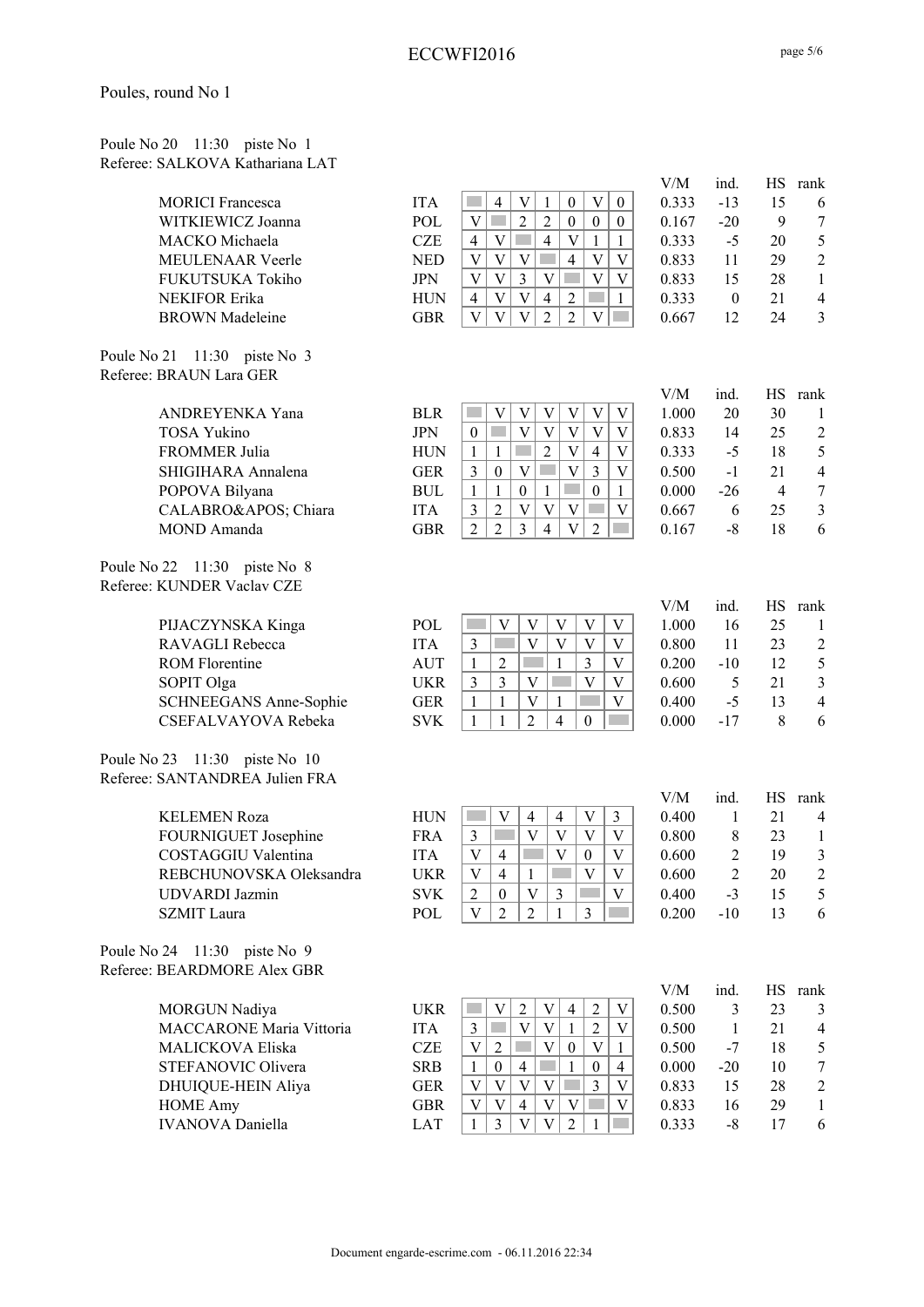Poules, round No 1

Poule No 20 11:30 piste No 1
Referee: SALKOVA Kathariana LAT

| Name | Nation | 1 | 2 | 3 | 4 | 5 | 6 | 7 | V/M | ind. | HS | rank |
|---|---|---|---|---|---|---|---|---|---|---|---|---|
| MORICI Francesca | ITA | | 4 | V | 1 | 0 | V | 0 | 0.333 | -13 | 15 | 6 |
| WITKIEWICZ Joanna | POL | V | | 2 | 2 | 0 | 0 | 0 | 0.167 | -20 | 9 | 7 |
| MACKO Michaela | CZE | 4 | V | | 4 | V | 1 | 1 | 0.333 | -5 | 20 | 5 |
| MEULENAAR Veerle | NED | V | V | V | | 4 | V | V | 0.833 | 11 | 29 | 2 |
| FUKUTSUKA Tokiho | JPN | V | V | 3 | V | | V | V | 0.833 | 15 | 28 | 1 |
| NEKIFOR Erika | HUN | 4 | V | V | 4 | 2 | | 1 | 0.333 | 0 | 21 | 4 |
| BROWN Madeleine | GBR | V | V | V | 2 | 2 | V | | 0.667 | 12 | 24 | 3 |

Poule No 21 11:30 piste No 3
Referee: BRAUN Lara GER

| Name | Nation | 1 | 2 | 3 | 4 | 5 | 6 | 7 | V/M | ind. | HS | rank |
|---|---|---|---|---|---|---|---|---|---|---|---|---|
| ANDREYENKA Yana | BLR | | V | V | V | V | V | V | 1.000 | 20 | 30 | 1 |
| TOSA Yukino | JPN | 0 | | V | V | V | V | V | 0.833 | 14 | 25 | 2 |
| FROMMER Julia | HUN | 1 | 1 | | 2 | V | 4 | V | 0.333 | -5 | 18 | 5 |
| SHIGIHARA Annalena | GER | 3 | 0 | V | | V | 3 | V | 0.500 | -1 | 21 | 4 |
| POPOVA Bilyana | BUL | 1 | 1 | 0 | 1 | | 0 | 1 | 0.000 | -26 | 4 | 7 |
| CALABRO&APOS; Chiara | ITA | 3 | 2 | V | V | V | | V | 0.667 | 6 | 25 | 3 |
| MOND Amanda | GBR | 2 | 2 | 3 | 4 | V | 2 | | 0.167 | -8 | 18 | 6 |

Poule No 22 11:30 piste No 8
Referee: KUNDER Vaclav CZE

| Name | Nation | 1 | 2 | 3 | 4 | 5 | 6 | V/M | ind. | HS | rank |
|---|---|---|---|---|---|---|---|---|---|---|---|
| PIJACZYNSKA Kinga | POL | | V | V | V | V | V | 1.000 | 16 | 25 | 1 |
| RAVAGLI Rebecca | ITA | 3 | | V | V | V | V | 0.800 | 11 | 23 | 2 |
| ROM Florentine | AUT | 1 | 2 | | 1 | 3 | V | 0.200 | -10 | 12 | 5 |
| SOPIT Olga | UKR | 3 | 3 | V | | V | V | 0.600 | 5 | 21 | 3 |
| SCHNEEGANS Anne-Sophie | GER | 1 | 1 | V | 1 | | V | 0.400 | -5 | 13 | 4 |
| CSEFALVAYOVA Rebeka | SVK | 1 | 1 | 2 | 4 | 0 | | 0.000 | -17 | 8 | 6 |

Poule No 23 11:30 piste No 10
Referee: SANTANDREA Julien FRA

| Name | Nation | 1 | 2 | 3 | 4 | 5 | 6 | V/M | ind. | HS | rank |
|---|---|---|---|---|---|---|---|---|---|---|---|
| KELEMEN Roza | HUN | | V | 4 | 4 | V | 3 | 0.400 | 1 | 21 | 4 |
| FOURNIGUET Josephine | FRA | 3 | | V | V | V | V | 0.800 | 8 | 23 | 1 |
| COSTAGGIU Valentina | ITA | V | 4 | | V | 0 | V | 0.600 | 2 | 19 | 3 |
| REBCHUNOVSKA Oleksandra | UKR | V | 4 | 1 | | V | V | 0.600 | 2 | 20 | 2 |
| UDVARDI Jazmin | SVK | 2 | 0 | V | 3 | | V | 0.400 | -3 | 15 | 5 |
| SZMIT Laura | POL | V | 2 | 2 | 1 | 3 | | 0.200 | -10 | 13 | 6 |

Poule No 24 11:30 piste No 9
Referee: BEARDMORE Alex GBR

| Name | Nation | 1 | 2 | 3 | 4 | 5 | 6 | 7 | V/M | ind. | HS | rank |
|---|---|---|---|---|---|---|---|---|---|---|---|---|
| MORGUN Nadiya | UKR | | V | 2 | V | 4 | 2 | V | 0.500 | 3 | 23 | 3 |
| MACCARONE Maria Vittoria | ITA | 3 | | V | V | 1 | 2 | V | 0.500 | 1 | 21 | 4 |
| MALICKOVA Eliska | CZE | V | 2 | | V | 0 | V | 1 | 0.500 | -7 | 18 | 5 |
| STEFANOVIC Olivera | SRB | 1 | 0 | 4 | | 1 | 0 | 4 | 0.000 | -20 | 10 | 7 |
| DHUIQUE-HEIN Aliya | GER | V | V | V | V | | 3 | V | 0.833 | 15 | 28 | 2 |
| HOME Amy | GBR | V | V | 4 | V | V | | V | 0.833 | 16 | 29 | 1 |
| IVANOVA Daniella | LAT | 1 | 3 | V | V | 2 | 1 | | 0.333 | -8 | 17 | 6 |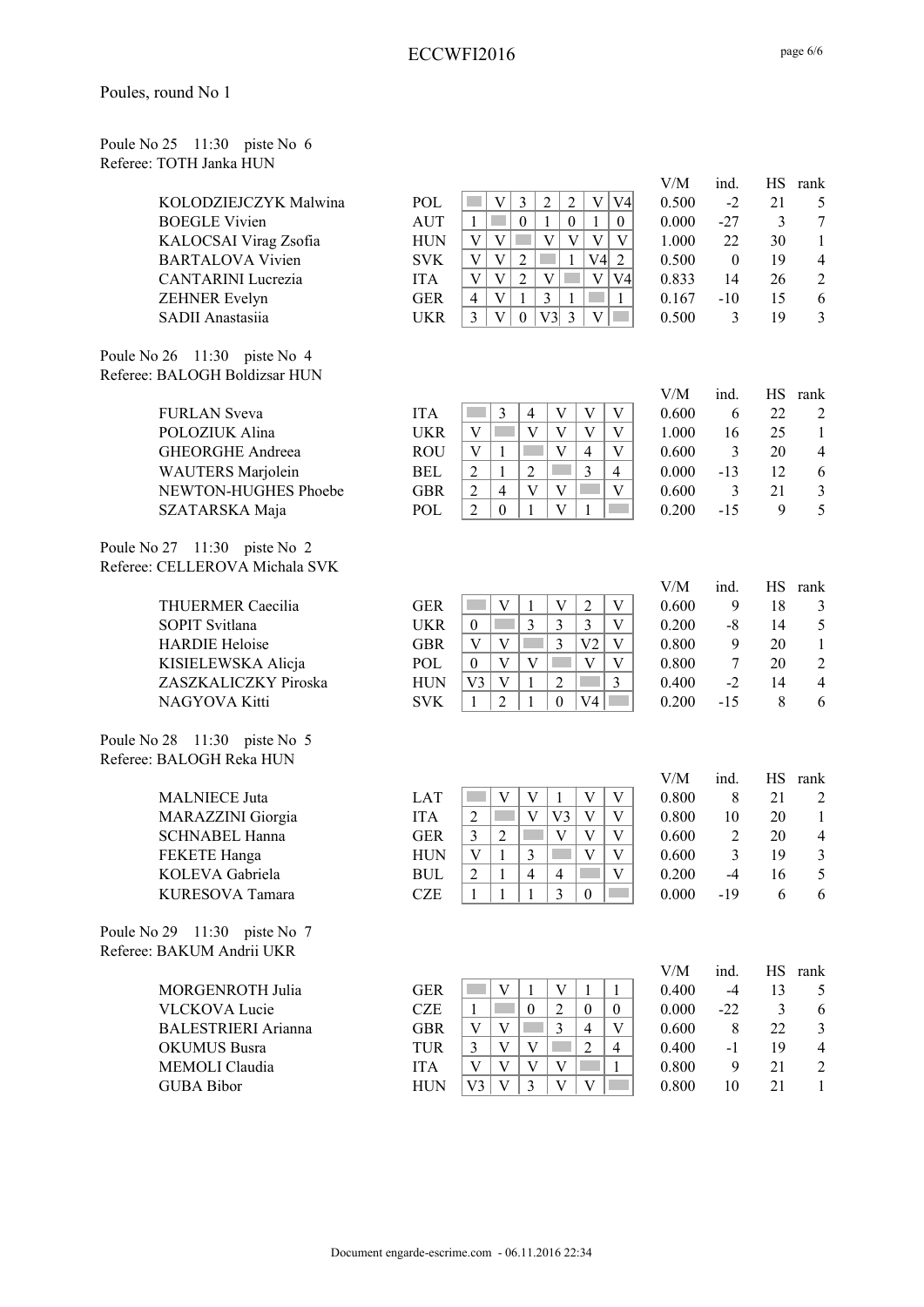Poules, round No 1

Poule No 25 11:30 piste No 6
Referee: TOTH Janka HUN

| Name | Nation | 1 | 2 | 3 | 4 | 5 | 6 | 7 | V/M | ind. | HS | rank |
|---|---|---|---|---|---|---|---|---|---|---|---|---|
| KOLODZIEJCZYK Malwina | POL | | V | 3 | 2 | 2 | V | V4 | 0.500 | -2 | 21 | 5 |
| BOEGLE Vivien | AUT | 1 | | 0 | 1 | 0 | 1 | 0 | 0.000 | -27 | 3 | 7 |
| KALOCSAI Virag Zsofia | HUN | V | V | | V | V | V | V | 1.000 | 22 | 30 | 1 |
| BARTALOVA Vivien | SVK | V | V | 2 | | 1 | V4 | 2 | 0.500 | 0 | 19 | 4 |
| CANTARINI Lucrezia | ITA | V | V | 2 | V | | V | V4 | 0.833 | 14 | 26 | 2 |
| ZEHNER Evelyn | GER | 4 | V | 1 | 3 | 1 | | 1 | 0.167 | -10 | 15 | 6 |
| SADII Anastasiia | UKR | 3 | V | 0 | V3 | 3 | V | | 0.500 | 3 | 19 | 3 |

Poule No 26 11:30 piste No 4
Referee: BALOGH Boldizsar HUN

| Name | Nation | 1 | 2 | 3 | 4 | 5 | 6 | V/M | ind. | HS | rank |
|---|---|---|---|---|---|---|---|---|---|---|---|
| FURLAN Sveva | ITA | | 3 | 4 | V | V | V | 0.600 | 6 | 22 | 2 |
| POLOZIUK Alina | UKR | V | | V | V | V | V | 1.000 | 16 | 25 | 1 |
| GHEORGHE Andreea | ROU | V | 1 | | V | 4 | V | 0.600 | 3 | 20 | 4 |
| WAUTERS Marjolein | BEL | 2 | 1 | 2 | | 3 | 4 | 0.000 | -13 | 12 | 6 |
| NEWTON-HUGHES Phoebe | GBR | 2 | 4 | V | V | | V | 0.600 | 3 | 21 | 3 |
| SZATARSKA Maja | POL | 2 | 0 | 1 | V | 1 | | 0.200 | -15 | 9 | 5 |

Poule No 27 11:30 piste No 2
Referee: CELLEROVA Michala SVK

| Name | Nation | 1 | 2 | 3 | 4 | 5 | 6 | V/M | ind. | HS | rank |
|---|---|---|---|---|---|---|---|---|---|---|---|
| THUERMER Caecilia | GER | | V | 1 | V | 2 | V | 0.600 | 9 | 18 | 3 |
| SOPIT Svitlana | UKR | 0 | | 3 | 3 | 3 | V | 0.200 | -8 | 14 | 5 |
| HARDIE Heloise | GBR | V | V | | 3 | V2 | V | 0.800 | 9 | 20 | 1 |
| KISIELEWSKA Alicja | POL | 0 | V | V | | V | V | 0.800 | 7 | 20 | 2 |
| ZASZKALICZKY Piroska | HUN | V3 | V | 1 | 2 | | 3 | 0.400 | -2 | 14 | 4 |
| NAGYOVA Kitti | SVK | 1 | 2 | 1 | 0 | V4 | | 0.200 | -15 | 8 | 6 |

Poule No 28 11:30 piste No 5
Referee: BALOGH Reka HUN

| Name | Nation | 1 | 2 | 3 | 4 | 5 | 6 | V/M | ind. | HS | rank |
|---|---|---|---|---|---|---|---|---|---|---|---|
| MALNIECE Juta | LAT | | V | V | 1 | V | V | 0.800 | 8 | 21 | 2 |
| MARAZZINI Giorgia | ITA | 2 | | V | V3 | V | V | 0.800 | 10 | 20 | 1 |
| SCHNABEL Hanna | GER | 3 | 2 | | V | V | V | 0.600 | 2 | 20 | 4 |
| FEKETE Hanga | HUN | V | 1 | 3 | | V | V | 0.600 | 3 | 19 | 3 |
| KOLEVA Gabriela | BUL | 2 | 1 | 4 | 4 | | V | 0.200 | -4 | 16 | 5 |
| KURESOVA Tamara | CZE | 1 | 1 | 1 | 3 | 0 | | 0.000 | -19 | 6 | 6 |

Poule No 29 11:30 piste No 7
Referee: BAKUM Andrii UKR

| Name | Nation | 1 | 2 | 3 | 4 | 5 | 6 | V/M | ind. | HS | rank |
|---|---|---|---|---|---|---|---|---|---|---|---|
| MORGENROTH Julia | GER | | V | 1 | V | 1 | 1 | 0.400 | -4 | 13 | 5 |
| VLCKOVA Lucie | CZE | 1 | | 0 | 2 | 0 | 0 | 0.000 | -22 | 3 | 6 |
| BALESTRIERI Arianna | GBR | V | V | | 3 | 4 | V | 0.600 | 8 | 22 | 3 |
| OKUMUS Busra | TUR | 3 | V | V | | 2 | 4 | 0.400 | -1 | 19 | 4 |
| MEMOLI Claudia | ITA | V | V | V | V | | 1 | 0.800 | 9 | 21 | 2 |
| GUBA Bibor | HUN | V3 | V | 3 | V | V | | 0.800 | 10 | 21 | 1 |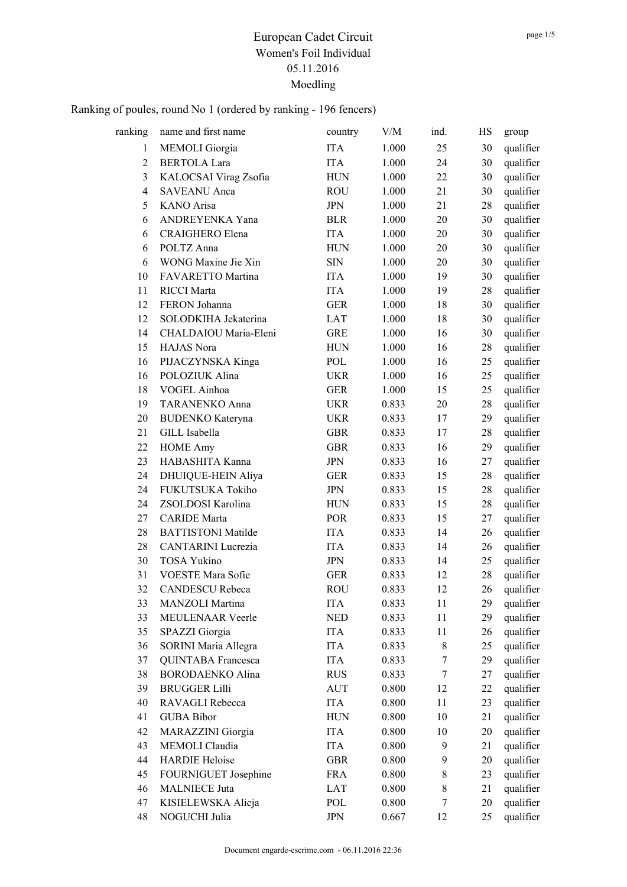# European Cadet Circuit

## Women's Foil Individual

### 05.11.2016

### Moedling

Ranking of poules, round No 1 (ordered by ranking - 196 fencers)

| ranking | name and first name | country | V/M | ind. | HS | group |
|---|---|---|---|---|---|---|
| 1 | MEMOLI Giorgia | ITA | 1.000 | 25 | 30 | qualifier |
| 2 | BERTOLA Lara | ITA | 1.000 | 24 | 30 | qualifier |
| 3 | KALOCSAI Virag Zsofia | HUN | 1.000 | 22 | 30 | qualifier |
| 4 | SAVEANU Anca | ROU | 1.000 | 21 | 30 | qualifier |
| 5 | KANO Arisa | JPN | 1.000 | 21 | 28 | qualifier |
| 6 | ANDREYENKA Yana | BLR | 1.000 | 20 | 30 | qualifier |
| 6 | CRAIGHERO Elena | ITA | 1.000 | 20 | 30 | qualifier |
| 6 | POLTZ Anna | HUN | 1.000 | 20 | 30 | qualifier |
| 6 | WONG Maxine Jie Xin | SIN | 1.000 | 20 | 30 | qualifier |
| 10 | FAVARETTO Martina | ITA | 1.000 | 19 | 30 | qualifier |
| 11 | RICCI Marta | ITA | 1.000 | 19 | 28 | qualifier |
| 12 | FERON Johanna | GER | 1.000 | 18 | 30 | qualifier |
| 12 | SOLODKIHA Jekaterina | LAT | 1.000 | 18 | 30 | qualifier |
| 14 | CHALDAIOU Maria-Eleni | GRE | 1.000 | 16 | 30 | qualifier |
| 15 | HAJAS Nora | HUN | 1.000 | 16 | 28 | qualifier |
| 16 | PIJACZYNSKA Kinga | POL | 1.000 | 16 | 25 | qualifier |
| 16 | POLOZIUK Alina | UKR | 1.000 | 16 | 25 | qualifier |
| 18 | VOGEL Ainhoa | GER | 1.000 | 15 | 25 | qualifier |
| 19 | TARANENKO Anna | UKR | 0.833 | 20 | 28 | qualifier |
| 20 | BUDENKO Kateryna | UKR | 0.833 | 17 | 29 | qualifier |
| 21 | GILL Isabella | GBR | 0.833 | 17 | 28 | qualifier |
| 22 | HOME Amy | GBR | 0.833 | 16 | 29 | qualifier |
| 23 | HABASHITA Kanna | JPN | 0.833 | 16 | 27 | qualifier |
| 24 | DHUIQUE-HEIN Aliya | GER | 0.833 | 15 | 28 | qualifier |
| 24 | FUKUTSUKA Tokiho | JPN | 0.833 | 15 | 28 | qualifier |
| 24 | ZSOLDOSI Karolina | HUN | 0.833 | 15 | 28 | qualifier |
| 27 | CARIDE Marta | POR | 0.833 | 15 | 27 | qualifier |
| 28 | BATTISTONI Matilde | ITA | 0.833 | 14 | 26 | qualifier |
| 28 | CANTARINI Lucrezia | ITA | 0.833 | 14 | 26 | qualifier |
| 30 | TOSA Yukino | JPN | 0.833 | 14 | 25 | qualifier |
| 31 | VOESTE Mara Sofie | GER | 0.833 | 12 | 28 | qualifier |
| 32 | CANDESCU Rebeca | ROU | 0.833 | 12 | 26 | qualifier |
| 33 | MANZOLI Martina | ITA | 0.833 | 11 | 29 | qualifier |
| 33 | MEULENAAR Veerle | NED | 0.833 | 11 | 29 | qualifier |
| 35 | SPAZZI Giorgia | ITA | 0.833 | 11 | 26 | qualifier |
| 36 | SORINI Maria Allegra | ITA | 0.833 | 8 | 25 | qualifier |
| 37 | QUINTABA Francesca | ITA | 0.833 | 7 | 29 | qualifier |
| 38 | BORODAENKO Alina | RUS | 0.833 | 7 | 27 | qualifier |
| 39 | BRUGGER Lilli | AUT | 0.800 | 12 | 22 | qualifier |
| 40 | RAVAGLI Rebecca | ITA | 0.800 | 11 | 23 | qualifier |
| 41 | GUBA Bibor | HUN | 0.800 | 10 | 21 | qualifier |
| 42 | MARAZZINI Giorgia | ITA | 0.800 | 10 | 20 | qualifier |
| 43 | MEMOLI Claudia | ITA | 0.800 | 9 | 21 | qualifier |
| 44 | HARDIE Heloise | GBR | 0.800 | 9 | 20 | qualifier |
| 45 | FOURNIGUET Josephine | FRA | 0.800 | 8 | 23 | qualifier |
| 46 | MALNIECE Juta | LAT | 0.800 | 8 | 21 | qualifier |
| 47 | KISIELEWSKA Alicja | POL | 0.800 | 7 | 20 | qualifier |
| 48 | NOGUCHI Julia | JPN | 0.667 | 12 | 25 | qualifier |

Document engarde-escrime.com - 06.11.2016 22:36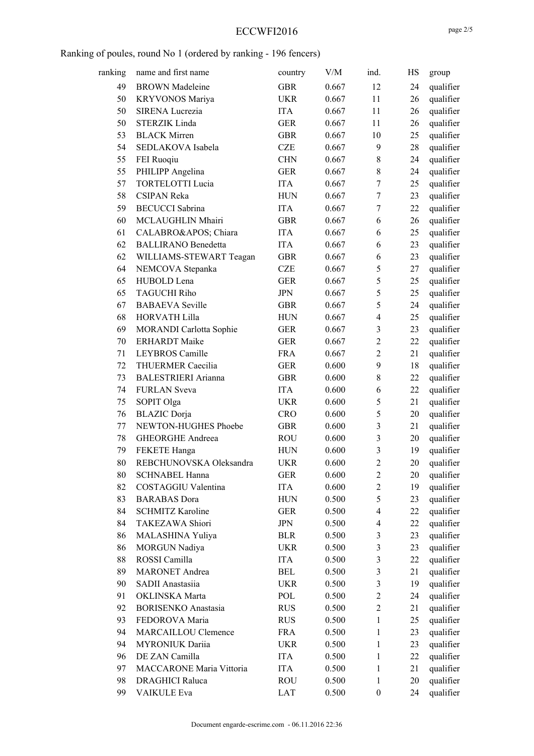Ranking of poules, round No 1 (ordered by ranking - 196 fencers)

| ranking | name and first name | country | V/M | ind. | HS | group |
|---|---|---|---|---|---|---|
| 49 | BROWN Madeleine | GBR | 0.667 | 12 | 24 | qualifier |
| 50 | KRYVONOS Mariya | UKR | 0.667 | 11 | 26 | qualifier |
| 50 | SIRENA Lucrezia | ITA | 0.667 | 11 | 26 | qualifier |
| 50 | STERZIK Linda | GER | 0.667 | 11 | 26 | qualifier |
| 53 | BLACK Mirren | GBR | 0.667 | 10 | 25 | qualifier |
| 54 | SEDLAKOVA Isabela | CZE | 0.667 | 9 | 28 | qualifier |
| 55 | FEI Ruoqiu | CHN | 0.667 | 8 | 24 | qualifier |
| 55 | PHILIPP Angelina | GER | 0.667 | 8 | 24 | qualifier |
| 57 | TORTELOTTI Lucia | ITA | 0.667 | 7 | 25 | qualifier |
| 58 | CSIPAN Reka | HUN | 0.667 | 7 | 23 | qualifier |
| 59 | BECUCCI Sabrina | ITA | 0.667 | 7 | 22 | qualifier |
| 60 | MCLAUGHLIN Mhairi | GBR | 0.667 | 6 | 26 | qualifier |
| 61 | CALABRO&APOS; Chiara | ITA | 0.667 | 6 | 25 | qualifier |
| 62 | BALLIRANO Benedetta | ITA | 0.667 | 6 | 23 | qualifier |
| 62 | WILLIAMS-STEWART Teagan | GBR | 0.667 | 6 | 23 | qualifier |
| 64 | NEMCOVA Stepanka | CZE | 0.667 | 5 | 27 | qualifier |
| 65 | HUBOLD Lena | GER | 0.667 | 5 | 25 | qualifier |
| 65 | TAGUCHI Riho | JPN | 0.667 | 5 | 25 | qualifier |
| 67 | BABAEVA Seville | GBR | 0.667 | 5 | 24 | qualifier |
| 68 | HORVATH Lilla | HUN | 0.667 | 4 | 25 | qualifier |
| 69 | MORANDI Carlotta Sophie | GER | 0.667 | 3 | 23 | qualifier |
| 70 | ERHARDT Maike | GER | 0.667 | 2 | 22 | qualifier |
| 71 | LEYBROS Camille | FRA | 0.667 | 2 | 21 | qualifier |
| 72 | THUERMER Caecilia | GER | 0.600 | 9 | 18 | qualifier |
| 73 | BALESTRIERI Arianna | GBR | 0.600 | 8 | 22 | qualifier |
| 74 | FURLAN Sveva | ITA | 0.600 | 6 | 22 | qualifier |
| 75 | SOPIT Olga | UKR | 0.600 | 5 | 21 | qualifier |
| 76 | BLAZIC Dorja | CRO | 0.600 | 5 | 20 | qualifier |
| 77 | NEWTON-HUGHES Phoebe | GBR | 0.600 | 3 | 21 | qualifier |
| 78 | GHEORGHE Andreea | ROU | 0.600 | 3 | 20 | qualifier |
| 79 | FEKETE Hanga | HUN | 0.600 | 3 | 19 | qualifier |
| 80 | REBCHUNOVSKA Oleksandra | UKR | 0.600 | 2 | 20 | qualifier |
| 80 | SCHNABEL Hanna | GER | 0.600 | 2 | 20 | qualifier |
| 82 | COSTAGGIU Valentina | ITA | 0.600 | 2 | 19 | qualifier |
| 83 | BARABAS Dora | HUN | 0.500 | 5 | 23 | qualifier |
| 84 | SCHMITZ Karoline | GER | 0.500 | 4 | 22 | qualifier |
| 84 | TAKEZAWA Shiori | JPN | 0.500 | 4 | 22 | qualifier |
| 86 | MALASHINA Yuliya | BLR | 0.500 | 3 | 23 | qualifier |
| 86 | MORGUN Nadiya | UKR | 0.500 | 3 | 23 | qualifier |
| 88 | ROSSI Camilla | ITA | 0.500 | 3 | 22 | qualifier |
| 89 | MARONET Andrea | BEL | 0.500 | 3 | 21 | qualifier |
| 90 | SADII Anastasiia | UKR | 0.500 | 3 | 19 | qualifier |
| 91 | OKLINSKA Marta | POL | 0.500 | 2 | 24 | qualifier |
| 92 | BORISENKO Anastasia | RUS | 0.500 | 2 | 21 | qualifier |
| 93 | FEDOROVA Maria | RUS | 0.500 | 1 | 25 | qualifier |
| 94 | MARCAILLOU Clemence | FRA | 0.500 | 1 | 23 | qualifier |
| 94 | MYRONIUK Dariia | UKR | 0.500 | 1 | 23 | qualifier |
| 96 | DE ZAN Camilla | ITA | 0.500 | 1 | 22 | qualifier |
| 97 | MACCARONE Maria Vittoria | ITA | 0.500 | 1 | 21 | qualifier |
| 98 | DRAGHICI Raluca | ROU | 0.500 | 1 | 20 | qualifier |
| 99 | VAIKULE Eva | LAT | 0.500 | 0 | 24 | qualifier |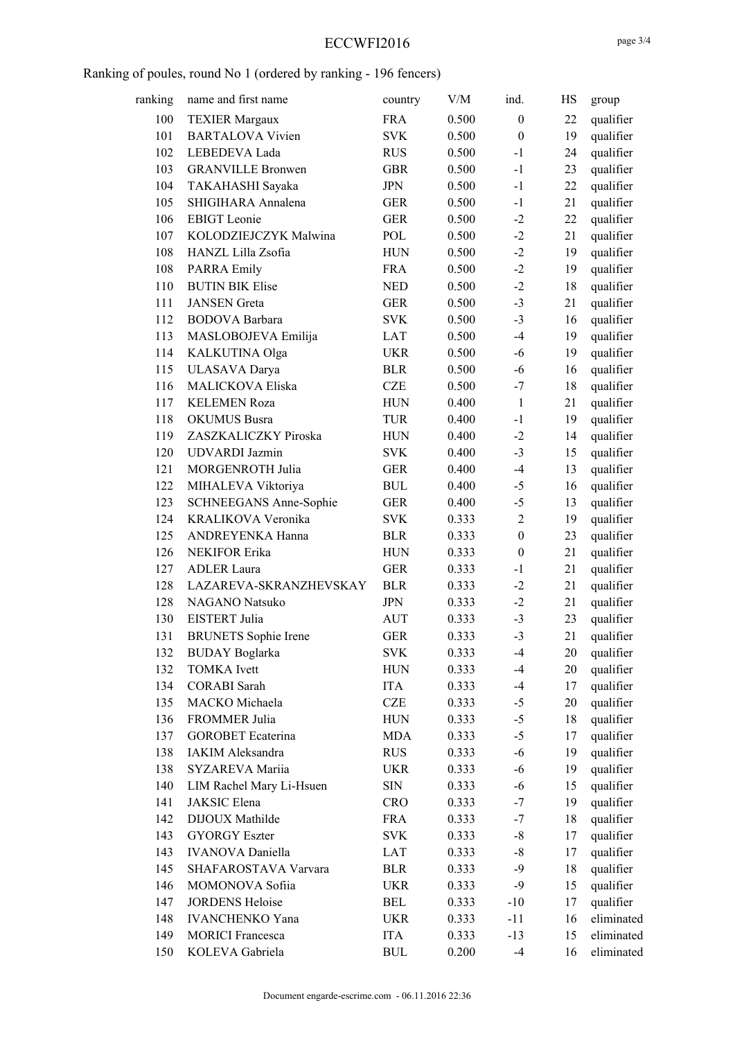Ranking of poules, round No 1 (ordered by ranking - 196 fencers)

| ranking | name and first name | country | V/M | ind. | HS | group |
|---|---|---|---|---|---|---|
| 100 | TEXIER Margaux | FRA | 0.500 | 0 | 22 | qualifier |
| 101 | BARTALOVA Vivien | SVK | 0.500 | 0 | 19 | qualifier |
| 102 | LEBEDEVA Lada | RUS | 0.500 | -1 | 24 | qualifier |
| 103 | GRANVILLE Bronwen | GBR | 0.500 | -1 | 23 | qualifier |
| 104 | TAKAHASHI Sayaka | JPN | 0.500 | -1 | 22 | qualifier |
| 105 | SHIGIHARA Annalena | GER | 0.500 | -1 | 21 | qualifier |
| 106 | EBIGT Leonie | GER | 0.500 | -2 | 22 | qualifier |
| 107 | KOLODZIEJCZYK Malwina | POL | 0.500 | -2 | 21 | qualifier |
| 108 | HANZL Lilla Zsofia | HUN | 0.500 | -2 | 19 | qualifier |
| 108 | PARRA Emily | FRA | 0.500 | -2 | 19 | qualifier |
| 110 | BUTIN BIK Elise | NED | 0.500 | -2 | 18 | qualifier |
| 111 | JANSEN Greta | GER | 0.500 | -3 | 21 | qualifier |
| 112 | BODOVA Barbara | SVK | 0.500 | -3 | 16 | qualifier |
| 113 | MASLOBOJEVA Emilija | LAT | 0.500 | -4 | 19 | qualifier |
| 114 | KALKUTINA Olga | UKR | 0.500 | -6 | 19 | qualifier |
| 115 | ULASAVA Darya | BLR | 0.500 | -6 | 16 | qualifier |
| 116 | MALICKOVA Eliska | CZE | 0.500 | -7 | 18 | qualifier |
| 117 | KELEMEN Roza | HUN | 0.400 | 1 | 21 | qualifier |
| 118 | OKUMUS Busra | TUR | 0.400 | -1 | 19 | qualifier |
| 119 | ZASZKALICZKY Piroska | HUN | 0.400 | -2 | 14 | qualifier |
| 120 | UDVARDI Jazmin | SVK | 0.400 | -3 | 15 | qualifier |
| 121 | MORGENROTH Julia | GER | 0.400 | -4 | 13 | qualifier |
| 122 | MIHALEVA Viktoriya | BUL | 0.400 | -5 | 16 | qualifier |
| 123 | SCHNEEGANS Anne-Sophie | GER | 0.400 | -5 | 13 | qualifier |
| 124 | KRALIKOVA Veronika | SVK | 0.333 | 2 | 19 | qualifier |
| 125 | ANDREYENKA Hanna | BLR | 0.333 | 0 | 23 | qualifier |
| 126 | NEKIFOR Erika | HUN | 0.333 | 0 | 21 | qualifier |
| 127 | ADLER Laura | GER | 0.333 | -1 | 21 | qualifier |
| 128 | LAZAREVA-SKRANZHEVSKAY | BLR | 0.333 | -2 | 21 | qualifier |
| 128 | NAGANO Natsuko | JPN | 0.333 | -2 | 21 | qualifier |
| 130 | EISTERT Julia | AUT | 0.333 | -3 | 23 | qualifier |
| 131 | BRUNETS Sophie Irene | GER | 0.333 | -3 | 21 | qualifier |
| 132 | BUDAY Boglarka | SVK | 0.333 | -4 | 20 | qualifier |
| 132 | TOMKA Ivett | HUN | 0.333 | -4 | 20 | qualifier |
| 134 | CORABI Sarah | ITA | 0.333 | -4 | 17 | qualifier |
| 135 | MACKO Michaela | CZE | 0.333 | -5 | 20 | qualifier |
| 136 | FROMMER Julia | HUN | 0.333 | -5 | 18 | qualifier |
| 137 | GOROBET Ecaterina | MDA | 0.333 | -5 | 17 | qualifier |
| 138 | IAKIM Aleksandra | RUS | 0.333 | -6 | 19 | qualifier |
| 138 | SYZAREVA Mariia | UKR | 0.333 | -6 | 19 | qualifier |
| 140 | LIM Rachel Mary Li-Hsuen | SIN | 0.333 | -6 | 15 | qualifier |
| 141 | JAKSIC Elena | CRO | 0.333 | -7 | 19 | qualifier |
| 142 | DIJOUX Mathilde | FRA | 0.333 | -7 | 18 | qualifier |
| 143 | GYORGY Eszter | SVK | 0.333 | -8 | 17 | qualifier |
| 143 | IVANOVA Daniella | LAT | 0.333 | -8 | 17 | qualifier |
| 145 | SHAFAROSTAVA Varvara | BLR | 0.333 | -9 | 18 | qualifier |
| 146 | MOMONOVA Sofiia | UKR | 0.333 | -9 | 15 | qualifier |
| 147 | JORDENS Heloise | BEL | 0.333 | -10 | 17 | qualifier |
| 148 | IVANCHENKO Yana | UKR | 0.333 | -11 | 16 | eliminated |
| 149 | MORICI Francesca | ITA | 0.333 | -13 | 15 | eliminated |
| 150 | KOLEVA Gabriela | BUL | 0.200 | -4 | 16 | eliminated |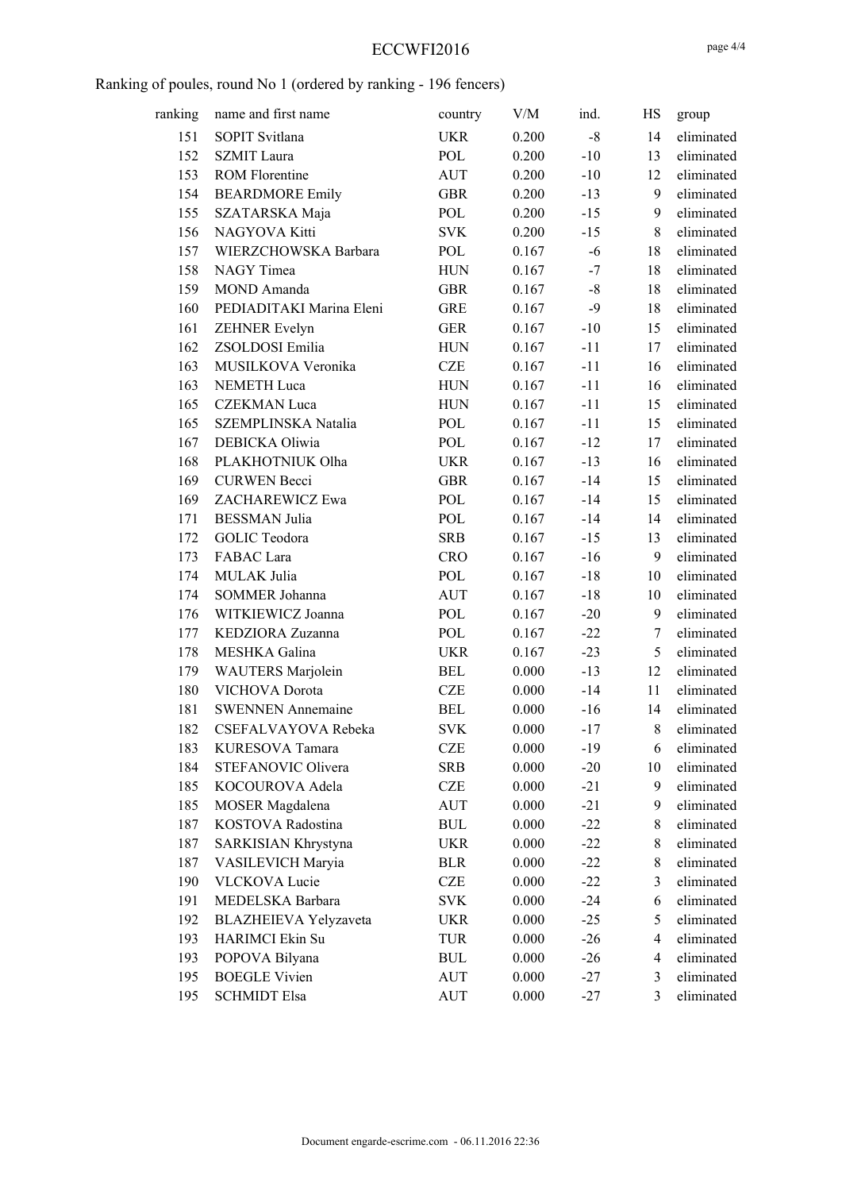Ranking of poules, round No 1 (ordered by ranking - 196 fencers)

| ranking | name and first name | country | V/M | ind. | HS | group |
|---|---|---|---|---|---|---|
| 151 | SOPIT Svitlana | UKR | 0.200 | -8 | 14 | eliminated |
| 152 | SZMIT Laura | POL | 0.200 | -10 | 13 | eliminated |
| 153 | ROM Florentine | AUT | 0.200 | -10 | 12 | eliminated |
| 154 | BEARDMORE Emily | GBR | 0.200 | -13 | 9 | eliminated |
| 155 | SZATARSKA Maja | POL | 0.200 | -15 | 9 | eliminated |
| 156 | NAGYOVA Kitti | SVK | 0.200 | -15 | 8 | eliminated |
| 157 | WIERZCHOWSKA Barbara | POL | 0.167 | -6 | 18 | eliminated |
| 158 | NAGY Timea | HUN | 0.167 | -7 | 18 | eliminated |
| 159 | MOND Amanda | GBR | 0.167 | -8 | 18 | eliminated |
| 160 | PEDIADITAKI Marina Eleni | GRE | 0.167 | -9 | 18 | eliminated |
| 161 | ZEHNER Evelyn | GER | 0.167 | -10 | 15 | eliminated |
| 162 | ZSOLDOSI Emilia | HUN | 0.167 | -11 | 17 | eliminated |
| 163 | MUSILKOVA Veronika | CZE | 0.167 | -11 | 16 | eliminated |
| 163 | NEMETH Luca | HUN | 0.167 | -11 | 16 | eliminated |
| 165 | CZEKMAN Luca | HUN | 0.167 | -11 | 15 | eliminated |
| 165 | SZEMPLINSKA Natalia | POL | 0.167 | -11 | 15 | eliminated |
| 167 | DEBICKA Oliwia | POL | 0.167 | -12 | 17 | eliminated |
| 168 | PLAKHOTNIUK Olha | UKR | 0.167 | -13 | 16 | eliminated |
| 169 | CURWEN Becci | GBR | 0.167 | -14 | 15 | eliminated |
| 169 | ZACHAREWICZ Ewa | POL | 0.167 | -14 | 15 | eliminated |
| 171 | BESSMAN Julia | POL | 0.167 | -14 | 14 | eliminated |
| 172 | GOLIC Teodora | SRB | 0.167 | -15 | 13 | eliminated |
| 173 | FABAC Lara | CRO | 0.167 | -16 | 9 | eliminated |
| 174 | MULAK Julia | POL | 0.167 | -18 | 10 | eliminated |
| 174 | SOMMER Johanna | AUT | 0.167 | -18 | 10 | eliminated |
| 176 | WITKIEWICZ Joanna | POL | 0.167 | -20 | 9 | eliminated |
| 177 | KEDZIORA Zuzanna | POL | 0.167 | -22 | 7 | eliminated |
| 178 | MESHKA Galina | UKR | 0.167 | -23 | 5 | eliminated |
| 179 | WAUTERS Marjolein | BEL | 0.000 | -13 | 12 | eliminated |
| 180 | VICHOVA Dorota | CZE | 0.000 | -14 | 11 | eliminated |
| 181 | SWENNEN Annemaine | BEL | 0.000 | -16 | 14 | eliminated |
| 182 | CSEFALVAYOVA Rebeka | SVK | 0.000 | -17 | 8 | eliminated |
| 183 | KURESOVA Tamara | CZE | 0.000 | -19 | 6 | eliminated |
| 184 | STEFANOVIC Olivera | SRB | 0.000 | -20 | 10 | eliminated |
| 185 | KOCOUROVA Adela | CZE | 0.000 | -21 | 9 | eliminated |
| 185 | MOSER Magdalena | AUT | 0.000 | -21 | 9 | eliminated |
| 187 | KOSTOVA Radostina | BUL | 0.000 | -22 | 8 | eliminated |
| 187 | SARKISIAN Khrystyna | UKR | 0.000 | -22 | 8 | eliminated |
| 187 | VASILEVICH Maryia | BLR | 0.000 | -22 | 8 | eliminated |
| 190 | VLCKOVA Lucie | CZE | 0.000 | -22 | 3 | eliminated |
| 191 | MEDELSKA Barbara | SVK | 0.000 | -24 | 6 | eliminated |
| 192 | BLAZHEIEVA Yelyzaveta | UKR | 0.000 | -25 | 5 | eliminated |
| 193 | HARIMCI Ekin Su | TUR | 0.000 | -26 | 4 | eliminated |
| 193 | POPOVA Bilyana | BUL | 0.000 | -26 | 4 | eliminated |
| 195 | BOEGLE Vivien | AUT | 0.000 | -27 | 3 | eliminated |
| 195 | SCHMIDT Elsa | AUT | 0.000 | -27 | 3 | eliminated |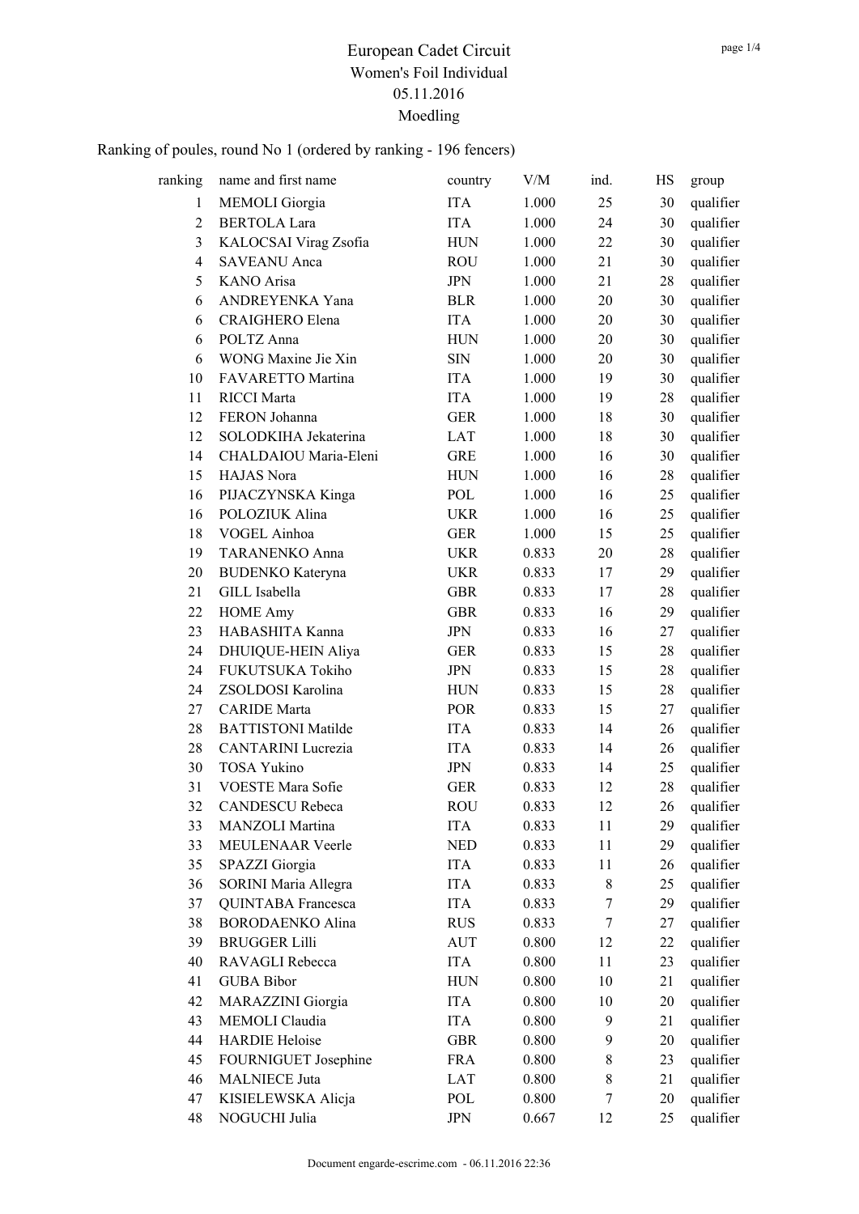# European Cadet Circuit
## Women's Foil Individual
### 05.11.2016
### Moedling

Ranking of poules, round No 1 (ordered by ranking - 196 fencers)

| ranking | name and first name | country | V/M | ind. | HS | group |
|---|---|---|---|---|---|---|
| 1 | MEMOLI Giorgia | ITA | 1.000 | 25 | 30 | qualifier |
| 2 | BERTOLA Lara | ITA | 1.000 | 24 | 30 | qualifier |
| 3 | KALOCSAI Virag Zsofia | HUN | 1.000 | 22 | 30 | qualifier |
| 4 | SAVEANU Anca | ROU | 1.000 | 21 | 30 | qualifier |
| 5 | KANO Arisa | JPN | 1.000 | 21 | 28 | qualifier |
| 6 | ANDREYENKA Yana | BLR | 1.000 | 20 | 30 | qualifier |
| 6 | CRAIGHERO Elena | ITA | 1.000 | 20 | 30 | qualifier |
| 6 | POLTZ Anna | HUN | 1.000 | 20 | 30 | qualifier |
| 6 | WONG Maxine Jie Xin | SIN | 1.000 | 20 | 30 | qualifier |
| 10 | FAVARETTO Martina | ITA | 1.000 | 19 | 30 | qualifier |
| 11 | RICCI Marta | ITA | 1.000 | 19 | 28 | qualifier |
| 12 | FERON Johanna | GER | 1.000 | 18 | 30 | qualifier |
| 12 | SOLODKIHA Jekaterina | LAT | 1.000 | 18 | 30 | qualifier |
| 14 | CHALDAIOU Maria-Eleni | GRE | 1.000 | 16 | 30 | qualifier |
| 15 | HAJAS Nora | HUN | 1.000 | 16 | 28 | qualifier |
| 16 | PIJACZYNSKA Kinga | POL | 1.000 | 16 | 25 | qualifier |
| 16 | POLOZIUK Alina | UKR | 1.000 | 16 | 25 | qualifier |
| 18 | VOGEL Ainhoa | GER | 1.000 | 15 | 25 | qualifier |
| 19 | TARANENKO Anna | UKR | 0.833 | 20 | 28 | qualifier |
| 20 | BUDENKO Kateryna | UKR | 0.833 | 17 | 29 | qualifier |
| 21 | GILL Isabella | GBR | 0.833 | 17 | 28 | qualifier |
| 22 | HOME Amy | GBR | 0.833 | 16 | 29 | qualifier |
| 23 | HABASHITA Kanna | JPN | 0.833 | 16 | 27 | qualifier |
| 24 | DHUIQUE-HEIN Aliya | GER | 0.833 | 15 | 28 | qualifier |
| 24 | FUKUTSUKA Tokiho | JPN | 0.833 | 15 | 28 | qualifier |
| 24 | ZSOLDOSI Karolina | HUN | 0.833 | 15 | 28 | qualifier |
| 27 | CARIDE Marta | POR | 0.833 | 15 | 27 | qualifier |
| 28 | BATTISTONI Matilde | ITA | 0.833 | 14 | 26 | qualifier |
| 28 | CANTARINI Lucrezia | ITA | 0.833 | 14 | 26 | qualifier |
| 30 | TOSA Yukino | JPN | 0.833 | 14 | 25 | qualifier |
| 31 | VOESTE Mara Sofie | GER | 0.833 | 12 | 28 | qualifier |
| 32 | CANDESCU Rebeca | ROU | 0.833 | 12 | 26 | qualifier |
| 33 | MANZOLI Martina | ITA | 0.833 | 11 | 29 | qualifier |
| 33 | MEULENAAR Veerle | NED | 0.833 | 11 | 29 | qualifier |
| 35 | SPAZZI Giorgia | ITA | 0.833 | 11 | 26 | qualifier |
| 36 | SORINI Maria Allegra | ITA | 0.833 | 8 | 25 | qualifier |
| 37 | QUINTABA Francesca | ITA | 0.833 | 7 | 29 | qualifier |
| 38 | BORODAENKO Alina | RUS | 0.833 | 7 | 27 | qualifier |
| 39 | BRUGGER Lilli | AUT | 0.800 | 12 | 22 | qualifier |
| 40 | RAVAGLI Rebecca | ITA | 0.800 | 11 | 23 | qualifier |
| 41 | GUBA Bibor | HUN | 0.800 | 10 | 21 | qualifier |
| 42 | MARAZZINI Giorgia | ITA | 0.800 | 10 | 20 | qualifier |
| 43 | MEMOLI Claudia | ITA | 0.800 | 9 | 21 | qualifier |
| 44 | HARDIE Heloise | GBR | 0.800 | 9 | 20 | qualifier |
| 45 | FOURNIGUET Josephine | FRA | 0.800 | 8 | 23 | qualifier |
| 46 | MALNIECE Juta | LAT | 0.800 | 8 | 21 | qualifier |
| 47 | KISIELEWSKA Alicja | POL | 0.800 | 7 | 20 | qualifier |
| 48 | NOGUCHI Julia | JPN | 0.667 | 12 | 25 | qualifier |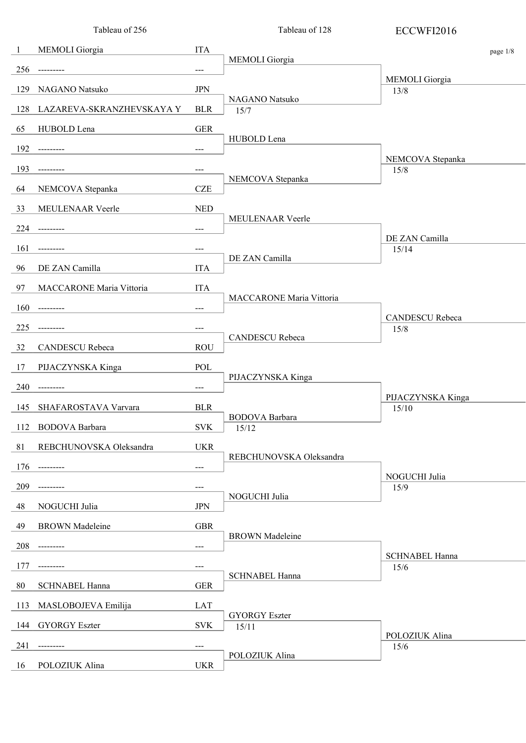# ECCWFI2016

## Tableau of 256

| Seed | Name | Country |
|---|---|---|
| 1 | MEMOLI Giorgia | ITA |
| 256 | --------- | --- |
| 129 | NAGANO Natsuko | JPN |
| 128 | LAZAREVA-SKRANZHEVSKAYA Y | BLR |
| 65 | HUBOLD Lena | GER |
| 192 | --------- | --- |
| 193 | --------- | --- |
| 64 | NEMCOVA Stepanka | CZE |
| 33 | MEULENAAR Veerle | NED |
| 224 | --------- | --- |
| 161 | --------- | --- |
| 96 | DE ZAN Camilla | ITA |
| 97 | MACCARONE Maria Vittoria | ITA |
| 160 | --------- | --- |
| 225 | --------- | --- |
| 32 | CANDESCU Rebeca | ROU |
| 17 | PIJACZYNSKA Kinga | POL |
| 240 | --------- | --- |
| 145 | SHAFAROSTAVA Varvara | BLR |
| 112 | BODOVA Barbara | SVK |
| 81 | REBCHUNOVSKA Oleksandra | UKR |
| 176 | --------- | --- |
| 209 | --------- | --- |
| 48 | NOGUCHI Julia | JPN |
| 49 | BROWN Madeleine | GBR |
| 208 | --------- | --- |
| 177 | --------- | --- |
| 80 | SCHNABEL Hanna | GER |
| 113 | MASLOBOJEVA Emilija | LAT |
| 144 | GYORGY Eszter | SVK |
| 241 | --------- | --- |
| 16 | POLOZIUK Alina | UKR |

## Tableau of 128

| Winner | Score |
|---|---|
| MEMOLI Giorgia | |
| NAGANO Natsuko | 15/7 |
| HUBOLD Lena | |
| NEMCOVA Stepanka | |
| MEULENAAR Veerle | |
| DE ZAN Camilla | |
| MACCARONE Maria Vittoria | |
| CANDESCU Rebeca | |
| PIJACZYNSKA Kinga | |
| BODOVA Barbara | 15/12 |
| REBCHUNOVSKA Oleksandra | |
| NOGUCHI Julia | |
| BROWN Madeleine | |
| SCHNABEL Hanna | |
| GYORGY Eszter | 15/11 |
| POLOZIUK Alina | |

## Tableau of 64

| Winner | Score |
|---|---|
| MEMOLI Giorgia | 13/8 |
| NEMCOVA Stepanka | 15/8 |
| DE ZAN Camilla | 15/14 |
| CANDESCU Rebeca | 15/8 |
| PIJACZYNSKA Kinga | 15/10 |
| NOGUCHI Julia | 15/9 |
| SCHNABEL Hanna | 15/6 |
| POLOZIUK Alina | 15/6 |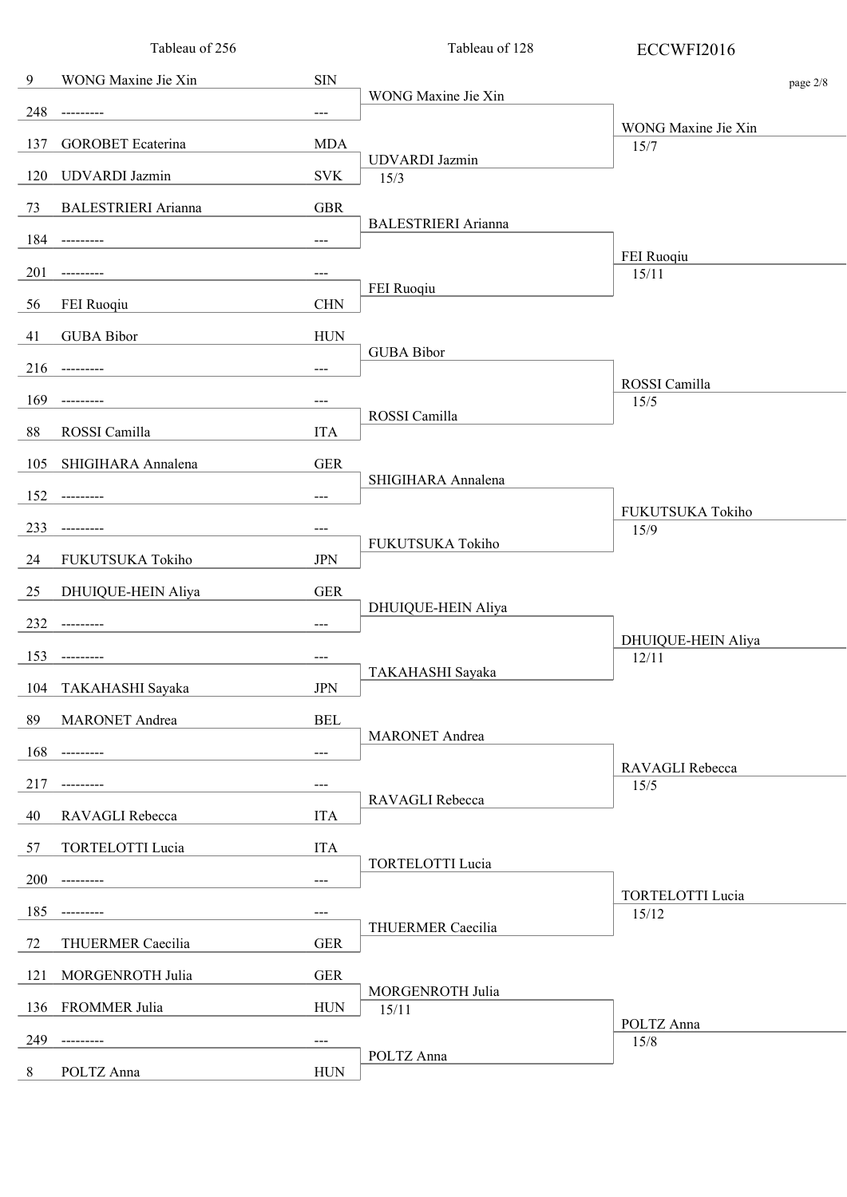ECCWFI2016

| Tableau of 256 | | | Tableau of 128 | |
|---|---|---|---|---|
| 9 | WONG Maxine Jie Xin | SIN | WONG Maxine Jie Xin | WONG Maxine Jie Xin 15/7 |
| 248 | --------- | --- | | |
| 137 | GOROBET Ecaterina | MDA | UDVARDI Jazmin 15/3 | |
| 120 | UDVARDI Jazmin | SVK | | |
| 73 | BALESTRIERI Arianna | GBR | BALESTRIERI Arianna | FEI Ruoqiu 15/11 |
| 184 | --------- | --- | | |
| 201 | --------- | --- | FEI Ruoqiu | |
| 56 | FEI Ruoqiu | CHN | | |
| 41 | GUBA Bibor | HUN | GUBA Bibor | ROSSI Camilla 15/5 |
| 216 | --------- | --- | | |
| 169 | --------- | --- | ROSSI Camilla | |
| 88 | ROSSI Camilla | ITA | | |
| 105 | SHIGIHARA Annalena | GER | SHIGIHARA Annalena | FUKUTSUKA Tokiho 15/9 |
| 152 | --------- | --- | | |
| 233 | --------- | --- | FUKUTSUKA Tokiho | |
| 24 | FUKUTSUKA Tokiho | JPN | | |
| 25 | DHUIQUE-HEIN Aliya | GER | DHUIQUE-HEIN Aliya | DHUIQUE-HEIN Aliya 12/11 |
| 232 | --------- | --- | | |
| 153 | --------- | --- | TAKAHASHI Sayaka | |
| 104 | TAKAHASHI Sayaka | JPN | | |
| 89 | MARONET Andrea | BEL | MARONET Andrea | RAVAGLI Rebecca 15/5 |
| 168 | --------- | --- | | |
| 217 | --------- | --- | RAVAGLI Rebecca | |
| 40 | RAVAGLI Rebecca | ITA | | |
| 57 | TORTELOTTI Lucia | ITA | TORTELOTTI Lucia | TORTELOTTI Lucia 15/12 |
| 200 | --------- | --- | | |
| 185 | --------- | --- | THUERMER Caecilia | |
| 72 | THUERMER Caecilia | GER | | |
| 121 | MORGENROTH Julia | GER | MORGENROTH Julia 15/11 | POLTZ Anna 15/8 |
| 136 | FROMMER Julia | HUN | | |
| 249 | --------- | --- | POLTZ Anna | |
| 8 | POLTZ Anna | HUN | | |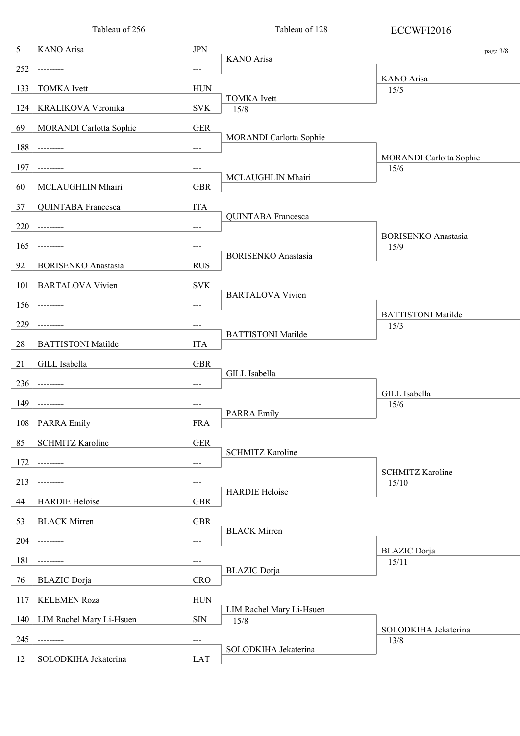| Tableau of 256 | | | Tableau of 128 | ECCWFI2016 |
|---|---|---|---|---|
| 5 | KANO Arisa | JPN | KANO Arisa | KANO Arisa 15/5 |
| 252 | --------- | --- | | |
| 133 | TOMKA Ivett | HUN | TOMKA Ivett 15/8 | |
| 124 | KRALIKOVA Veronika | SVK | | |
| 69 | MORANDI Carlotta Sophie | GER | MORANDI Carlotta Sophie | MORANDI Carlotta Sophie 15/6 |
| 188 | --------- | --- | | |
| 197 | --------- | --- | MCLAUGHLIN Mhairi | |
| 60 | MCLAUGHLIN Mhairi | GBR | | |
| 37 | QUINTABA Francesca | ITA | QUINTABA Francesca | BORISENKO Anastasia 15/9 |
| 220 | --------- | --- | | |
| 165 | --------- | --- | BORISENKO Anastasia | |
| 92 | BORISENKO Anastasia | RUS | | |
| 101 | BARTALOVA Vivien | SVK | BARTALOVA Vivien | BATTISTONI Matilde 15/3 |
| 156 | --------- | --- | | |
| 229 | --------- | --- | BATTISTONI Matilde | |
| 28 | BATTISTONI Matilde | ITA | | |
| 21 | GILL Isabella | GBR | GILL Isabella | GILL Isabella 15/6 |
| 236 | --------- | --- | | |
| 149 | --------- | --- | PARRA Emily | |
| 108 | PARRA Emily | FRA | | |
| 85 | SCHMITZ Karoline | GER | SCHMITZ Karoline | SCHMITZ Karoline 15/10 |
| 172 | --------- | --- | | |
| 213 | --------- | --- | HARDIE Heloise | |
| 44 | HARDIE Heloise | GBR | | |
| 53 | BLACK Mirren | GBR | BLACK Mirren | BLAZIC Dorja 15/11 |
| 204 | --------- | --- | | |
| 181 | --------- | --- | BLAZIC Dorja | |
| 76 | BLAZIC Dorja | CRO | | |
| 117 | KELEMEN Roza | HUN | LIM Rachel Mary Li-Hsuen 15/8 | SOLODKIHA Jekaterina 13/8 |
| 140 | LIM Rachel Mary Li-Hsuen | SIN | | |
| 245 | --------- | --- | SOLODKIHA Jekaterina | |
| 12 | SOLODKIHA Jekaterina | LAT | | |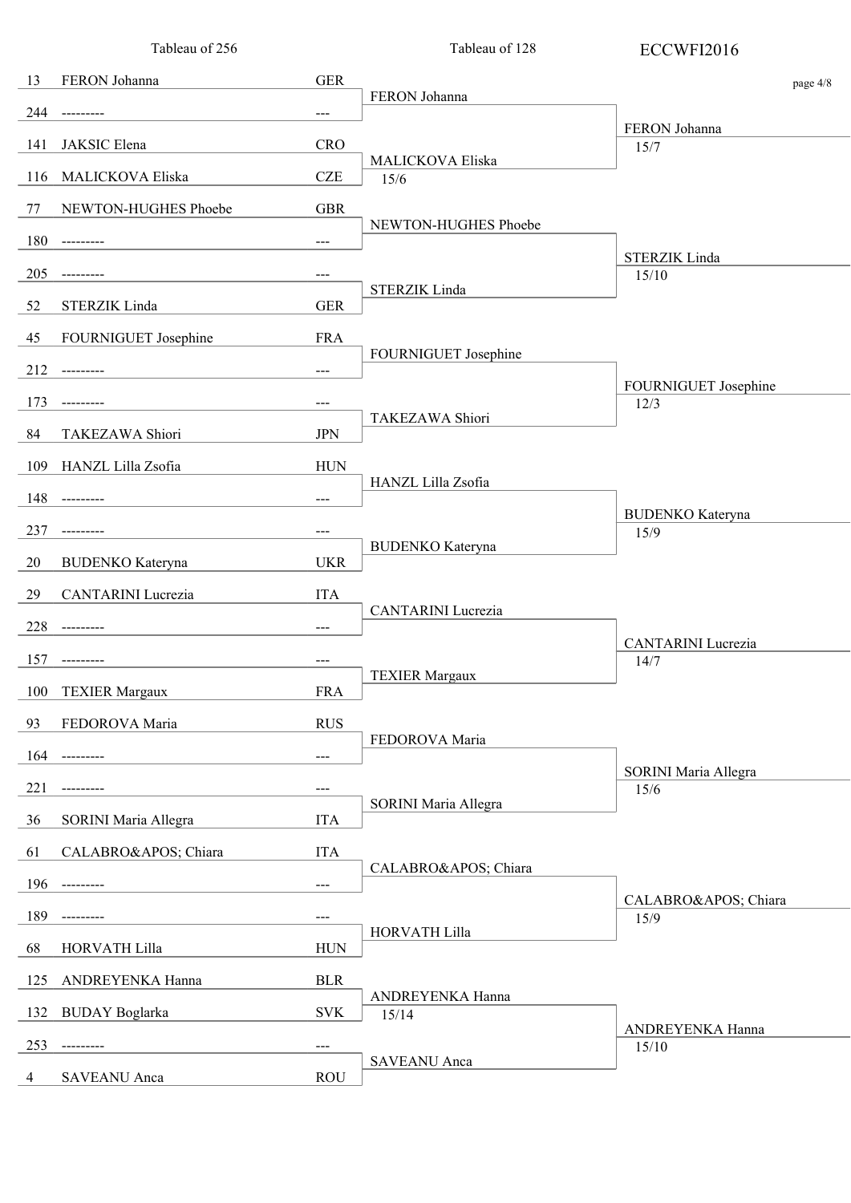| Tableau of 256 | | | Tableau of 128 | ECCWFI2016 |
|---|---|---|---|---|
| 13 | FERON Johanna | GER | FERON Johanna | FERON Johanna 15/7 |
| 244 | --------- | --- | | |
| 141 | JAKSIC Elena | CRO | MALICKOVA Eliska 15/6 | |
| 116 | MALICKOVA Eliska | CZE | | |
| 77 | NEWTON-HUGHES Phoebe | GBR | NEWTON-HUGHES Phoebe | STERZIK Linda 15/10 |
| 180 | --------- | --- | | |
| 205 | --------- | --- | STERZIK Linda | |
| 52 | STERZIK Linda | GER | | |
| 45 | FOURNIGUET Josephine | FRA | FOURNIGUET Josephine | FOURNIGUET Josephine 12/3 |
| 212 | --------- | --- | | |
| 173 | --------- | --- | TAKEZAWA Shiori | |
| 84 | TAKEZAWA Shiori | JPN | | |
| 109 | HANZL Lilla Zsofia | HUN | HANZL Lilla Zsofia | BUDENKO Kateryna 15/9 |
| 148 | --------- | --- | | |
| 237 | --------- | --- | BUDENKO Kateryna | |
| 20 | BUDENKO Kateryna | UKR | | |
| 29 | CANTARINI Lucrezia | ITA | CANTARINI Lucrezia | CANTARINI Lucrezia 14/7 |
| 228 | --------- | --- | | |
| 157 | --------- | --- | TEXIER Margaux | |
| 100 | TEXIER Margaux | FRA | | |
| 93 | FEDOROVA Maria | RUS | FEDOROVA Maria | SORINI Maria Allegra 15/6 |
| 164 | --------- | --- | | |
| 221 | --------- | --- | SORINI Maria Allegra | |
| 36 | SORINI Maria Allegra | ITA | | |
| 61 | CALABRO&APOS; Chiara | ITA | CALABRO&APOS; Chiara | CALABRO&APOS; Chiara 15/9 |
| 196 | --------- | --- | | |
| 189 | --------- | --- | HORVATH Lilla | |
| 68 | HORVATH Lilla | HUN | | |
| 125 | ANDREYENKA Hanna | BLR | ANDREYENKA Hanna 15/14 | ANDREYENKA Hanna 15/10 |
| 132 | BUDAY Boglarka | SVK | | |
| 253 | --------- | --- | SAVEANU Anca | |
| 4 | SAVEANU Anca | ROU | | |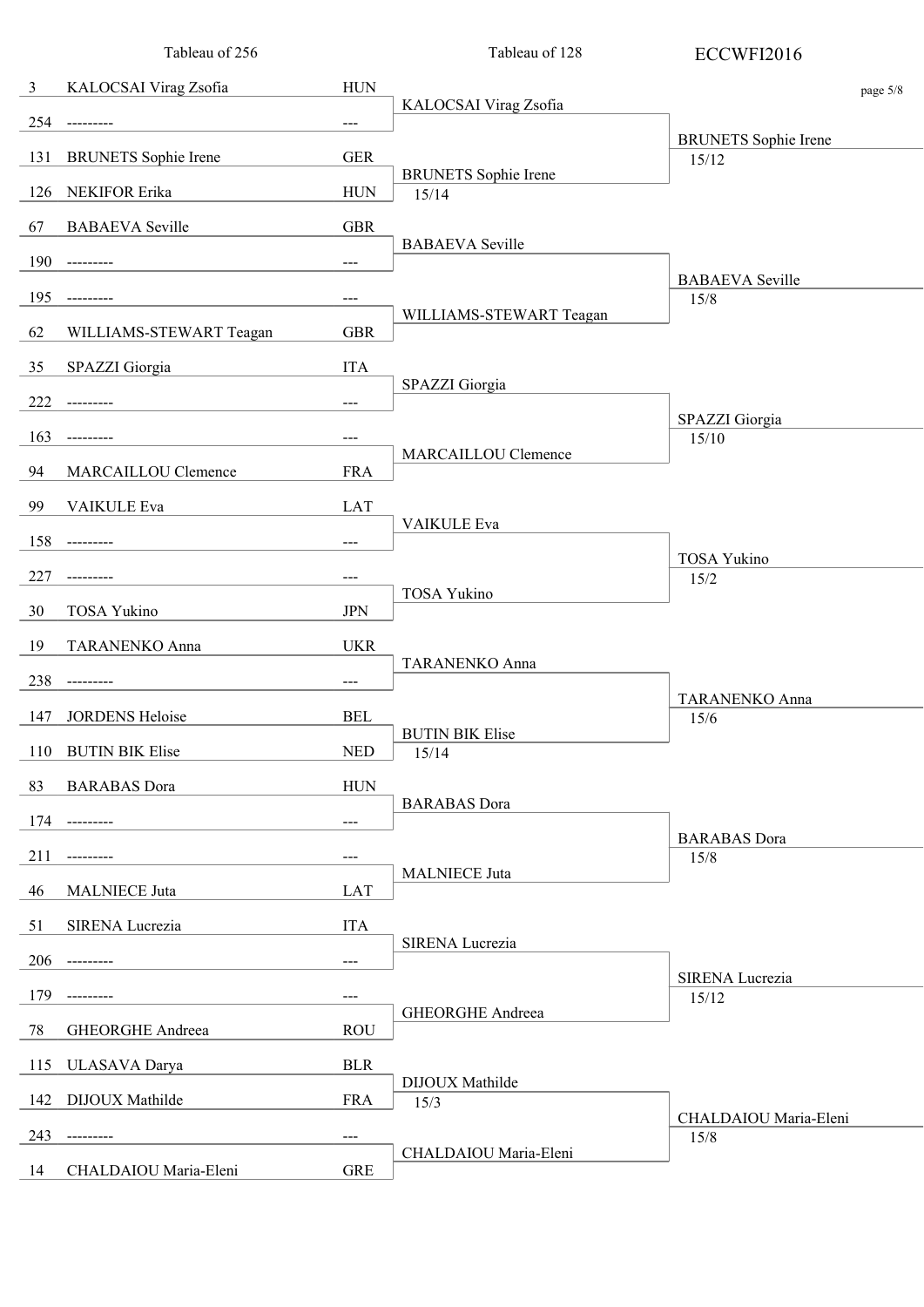# ECCWFI2016

| Seed | Tableau of 256 | Nation | Tableau of 128 | Tableau of 64 |
|---|---|---|---|---|
| 3 | KALOCSAI Virag Zsofia | HUN | KALOCSAI Virag Zsofia | BRUNETS Sophie Irene 15/12 |
| 254 | --------- | --- | | |
| 131 | BRUNETS Sophie Irene | GER | BRUNETS Sophie Irene 15/14 | |
| 126 | NEKIFOR Erika | HUN | | |
| 67 | BABAEVA Seville | GBR | BABAEVA Seville | BABAEVA Seville 15/8 |
| 190 | --------- | --- | | |
| 195 | --------- | --- | WILLIAMS-STEWART Teagan | |
| 62 | WILLIAMS-STEWART Teagan | GBR | | |
| 35 | SPAZZI Giorgia | ITA | SPAZZI Giorgia | SPAZZI Giorgia 15/10 |
| 222 | --------- | --- | | |
| 163 | --------- | --- | MARCAILLOU Clemence | |
| 94 | MARCAILLOU Clemence | FRA | | |
| 99 | VAIKULE Eva | LAT | VAIKULE Eva | TOSA Yukino 15/2 |
| 158 | --------- | --- | | |
| 227 | --------- | --- | TOSA Yukino | |
| 30 | TOSA Yukino | JPN | | |
| 19 | TARANENKO Anna | UKR | TARANENKO Anna | TARANENKO Anna 15/6 |
| 238 | --------- | --- | | |
| 147 | JORDENS Heloise | BEL | BUTIN BIK Elise 15/14 | |
| 110 | BUTIN BIK Elise | NED | | |
| 83 | BARABAS Dora | HUN | BARABAS Dora | BARABAS Dora 15/8 |
| 174 | --------- | --- | | |
| 211 | --------- | --- | MALNIECE Juta | |
| 46 | MALNIECE Juta | LAT | | |
| 51 | SIRENA Lucrezia | ITA | SIRENA Lucrezia | SIRENA Lucrezia 15/12 |
| 206 | --------- | --- | | |
| 179 | --------- | --- | GHEORGHE Andreea | |
| 78 | GHEORGHE Andreea | ROU | | |
| 115 | ULASAVA Darya | BLR | DIJOUX Mathilde 15/3 | CHALDAIOU Maria-Eleni 15/8 |
| 142 | DIJOUX Mathilde | FRA | | |
| 243 | --------- | --- | CHALDAIOU Maria-Eleni | |
| 14 | CHALDAIOU Maria-Eleni | GRE | | |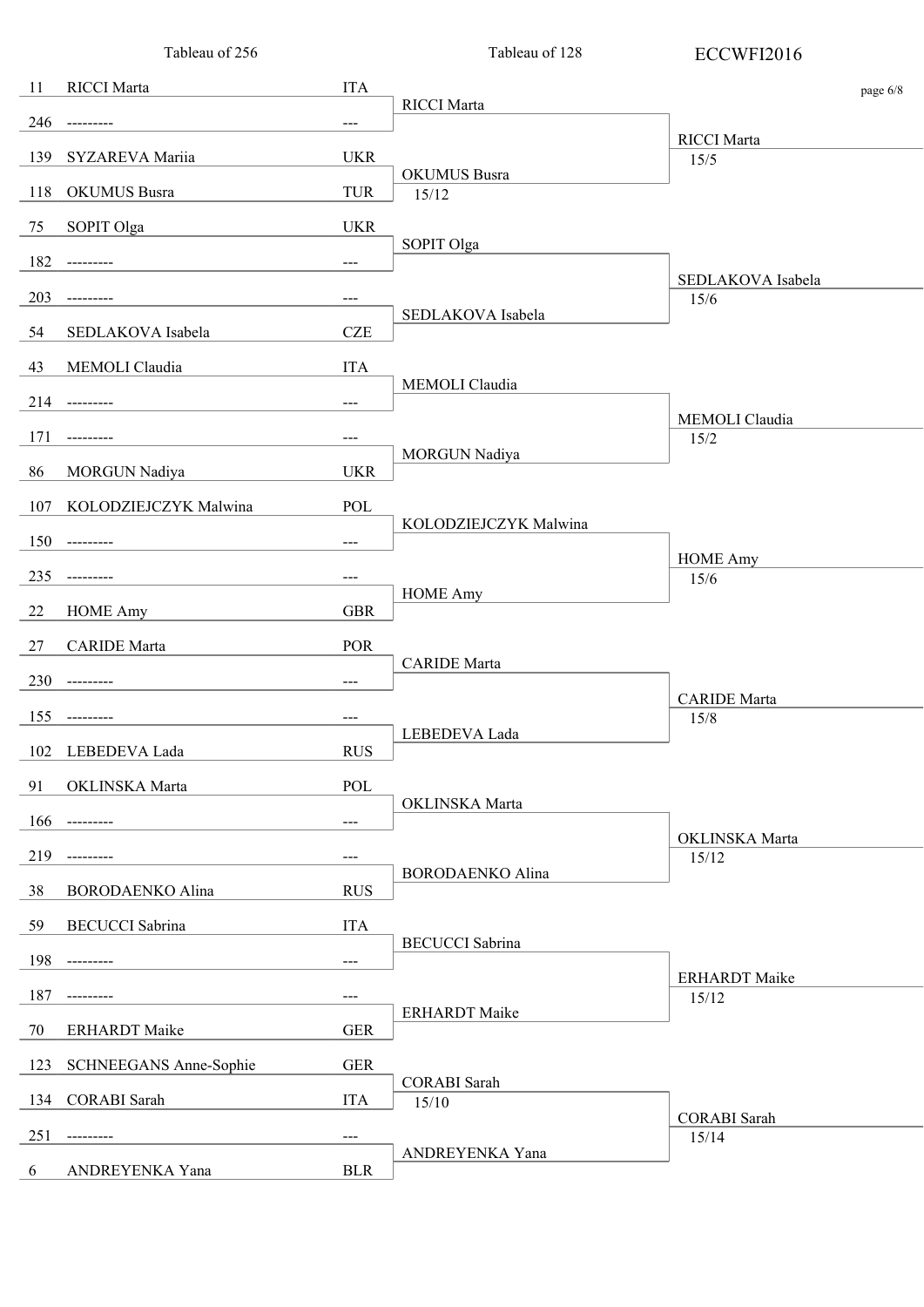| Tableau of 256 | | | Tableau of 128 | ECCWFI2016 |
|---|---|---|---|---|
| 11 | RICCI Marta | ITA | RICCI Marta | RICCI Marta 15/5 |
| 246 | --------- | --- | | |
| 139 | SYZAREVA Mariia | UKR | OKUMUS Busra 15/12 | |
| 118 | OKUMUS Busra | TUR | | |
| 75 | SOPIT Olga | UKR | SOPIT Olga | SEDLAKOVA Isabela 15/6 |
| 182 | --------- | --- | | |
| 203 | --------- | --- | SEDLAKOVA Isabela | |
| 54 | SEDLAKOVA Isabela | CZE | | |
| 43 | MEMOLI Claudia | ITA | MEMOLI Claudia | MEMOLI Claudia 15/2 |
| 214 | --------- | --- | | |
| 171 | --------- | --- | MORGUN Nadiya | |
| 86 | MORGUN Nadiya | UKR | | |
| 107 | KOLODZIEJCZYK Malwina | POL | KOLODZIEJCZYK Malwina | HOME Amy 15/6 |
| 150 | --------- | --- | | |
| 235 | --------- | --- | HOME Amy | |
| 22 | HOME Amy | GBR | | |
| 27 | CARIDE Marta | POR | CARIDE Marta | CARIDE Marta 15/8 |
| 230 | --------- | --- | | |
| 155 | --------- | --- | LEBEDEVA Lada | |
| 102 | LEBEDEVA Lada | RUS | | |
| 91 | OKLINSKA Marta | POL | OKLINSKA Marta | OKLINSKA Marta 15/12 |
| 166 | --------- | --- | | |
| 219 | --------- | --- | BORODAENKO Alina | |
| 38 | BORODAENKO Alina | RUS | | |
| 59 | BECUCCI Sabrina | ITA | BECUCCI Sabrina | ERHARDT Maike 15/12 |
| 198 | --------- | --- | | |
| 187 | --------- | --- | ERHARDT Maike | |
| 70 | ERHARDT Maike | GER | | |
| 123 | SCHNEEGANS Anne-Sophie | GER | CORABI Sarah 15/10 | CORABI Sarah 15/14 |
| 134 | CORABI Sarah | ITA | | |
| 251 | --------- | --- | ANDREYENKA Yana | |
| 6 | ANDREYENKA Yana | BLR | | |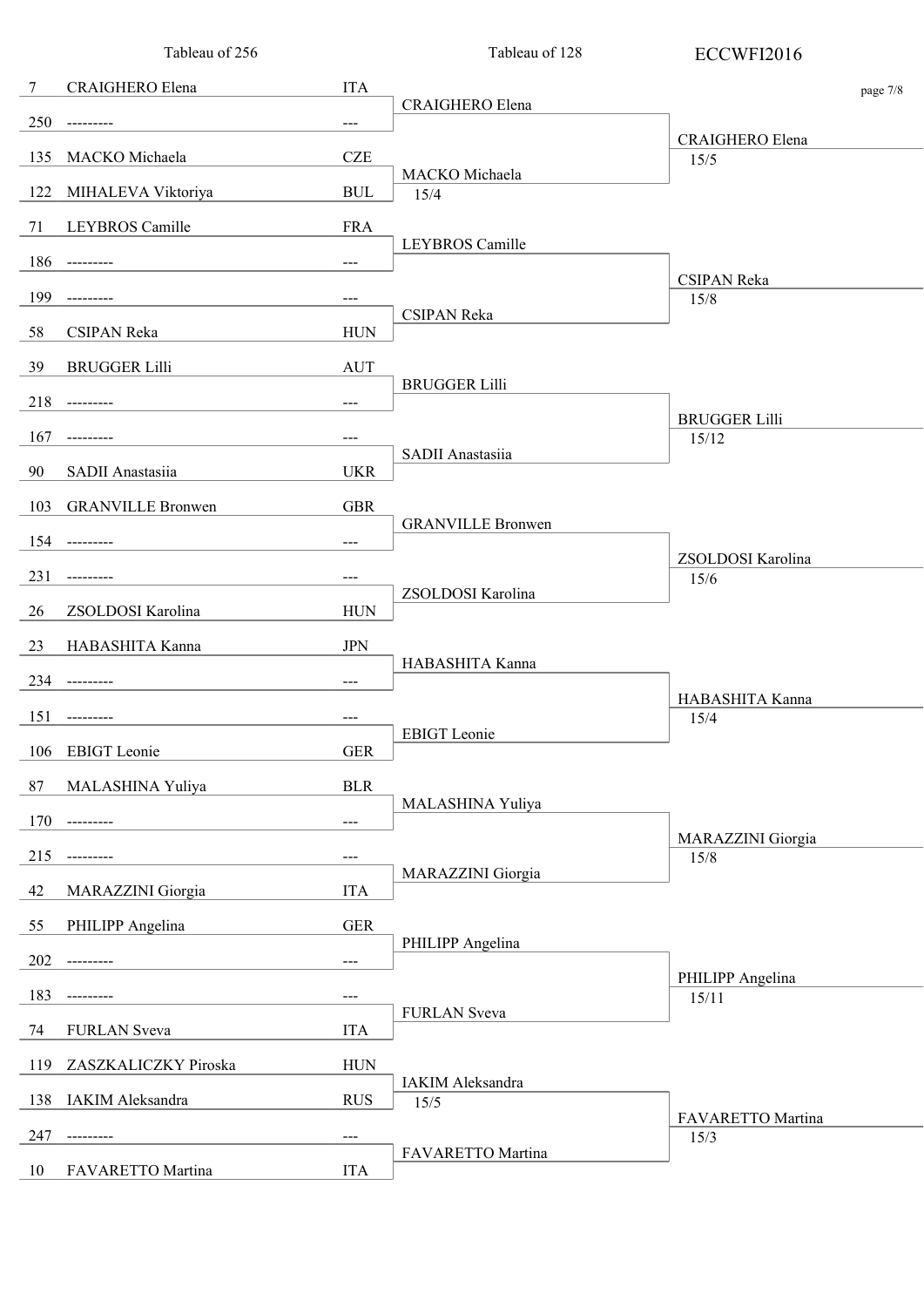| Tableau of 256 | | | Tableau of 128 | ECCWFI2016 |
|---|---|---|---|---|
| 7 | CRAIGHERO Elena | ITA | CRAIGHERO Elena | CRAIGHERO Elena 15/5 |
| 250 | --------- | --- | | |
| 135 | MACKO Michaela | CZE | MACKO Michaela 15/4 | |
| 122 | MIHALEVA Viktoriya | BUL | | |
| 71 | LEYBROS Camille | FRA | LEYBROS Camille | CSIPAN Reka 15/8 |
| 186 | --------- | --- | | |
| 199 | --------- | --- | CSIPAN Reka | |
| 58 | CSIPAN Reka | HUN | | |
| 39 | BRUGGER Lilli | AUT | BRUGGER Lilli | BRUGGER Lilli 15/12 |
| 218 | --------- | --- | | |
| 167 | --------- | --- | SADII Anastasiia | |
| 90 | SADII Anastasiia | UKR | | |
| 103 | GRANVILLE Bronwen | GBR | GRANVILLE Bronwen | ZSOLDOSI Karolina 15/6 |
| 154 | --------- | --- | | |
| 231 | --------- | --- | ZSOLDOSI Karolina | |
| 26 | ZSOLDOSI Karolina | HUN | | |
| 23 | HABASHITA Kanna | JPN | HABASHITA Kanna | HABASHITA Kanna 15/4 |
| 234 | --------- | --- | | |
| 151 | --------- | --- | EBIGT Leonie | |
| 106 | EBIGT Leonie | GER | | |
| 87 | MALASHINA Yuliya | BLR | MALASHINA Yuliya | MARAZZINI Giorgia 15/8 |
| 170 | --------- | --- | | |
| 215 | --------- | --- | MARAZZINI Giorgia | |
| 42 | MARAZZINI Giorgia | ITA | | |
| 55 | PHILIPP Angelina | GER | PHILIPP Angelina | PHILIPP Angelina 15/11 |
| 202 | --------- | --- | | |
| 183 | --------- | --- | FURLAN Sveva | |
| 74 | FURLAN Sveva | ITA | | |
| 119 | ZASZKALICZKY Piroska | HUN | IAKIM Aleksandra 15/5 | FAVARETTO Martina 15/3 |
| 138 | IAKIM Aleksandra | RUS | | |
| 247 | --------- | --- | FAVARETTO Martina | |
| 10 | FAVARETTO Martina | ITA | | |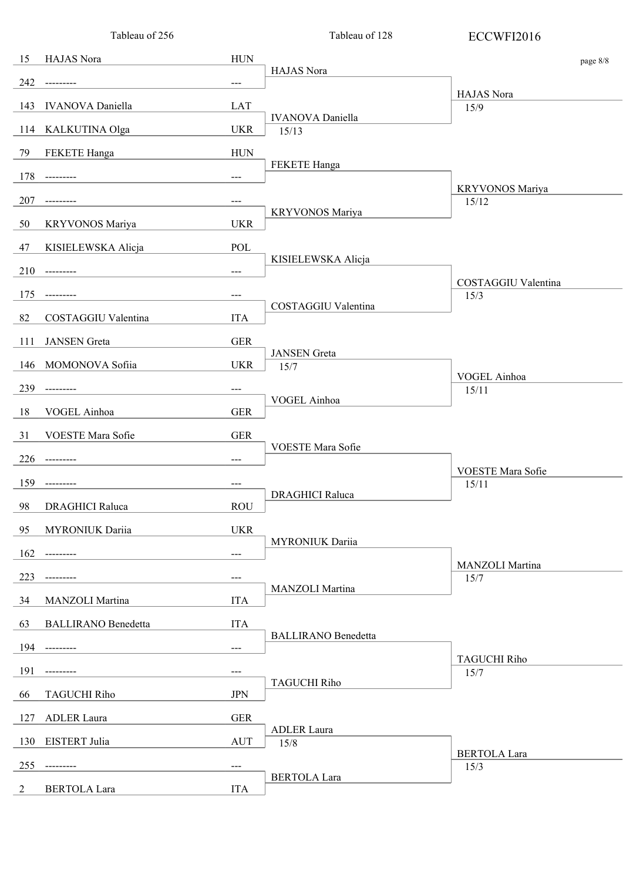ECCWFI2016

| Tableau of 256 | | | Tableau of 128 | |
|---|---|---|---|---|
| 15 | HAJAS Nora | HUN | HAJAS Nora | HAJAS Nora 15/9 |
| 242 | --------- | --- | | |
| 143 | IVANOVA Daniella | LAT | IVANOVA Daniella 15/13 | |
| 114 | KALKUTINA Olga | UKR | | |
| 79 | FEKETE Hanga | HUN | FEKETE Hanga | KRYVONOS Mariya 15/12 |
| 178 | --------- | --- | | |
| 207 | --------- | --- | KRYVONOS Mariya | |
| 50 | KRYVONOS Mariya | UKR | | |
| 47 | KISIELEWSKA Alicja | POL | KISIELEWSKA Alicja | COSTAGGIU Valentina 15/3 |
| 210 | --------- | --- | | |
| 175 | --------- | --- | COSTAGGIU Valentina | |
| 82 | COSTAGGIU Valentina | ITA | | |
| 111 | JANSEN Greta | GER | JANSEN Greta 15/7 | VOGEL Ainhoa 15/11 |
| 146 | MOMONOVA Sofiia | UKR | | |
| 239 | --------- | --- | VOGEL Ainhoa | |
| 18 | VOGEL Ainhoa | GER | | |
| 31 | VOESTE Mara Sofie | GER | VOESTE Mara Sofie | VOESTE Mara Sofie 15/11 |
| 226 | --------- | --- | | |
| 159 | --------- | --- | DRAGHICI Raluca | |
| 98 | DRAGHICI Raluca | ROU | | |
| 95 | MYRONIUK Dariia | UKR | MYRONIUK Dariia | MANZOLI Martina 15/7 |
| 162 | --------- | --- | | |
| 223 | --------- | --- | MANZOLI Martina | |
| 34 | MANZOLI Martina | ITA | | |
| 63 | BALLIRANO Benedetta | ITA | BALLIRANO Benedetta | TAGUCHI Riho 15/7 |
| 194 | --------- | --- | | |
| 191 | --------- | --- | TAGUCHI Riho | |
| 66 | TAGUCHI Riho | JPN | | |
| 127 | ADLER Laura | GER | ADLER Laura 15/8 | BERTOLA Lara 15/3 |
| 130 | EISTERT Julia | AUT | | |
| 255 | --------- | --- | BERTOLA Lara | |
| 2 | BERTOLA Lara | ITA | | |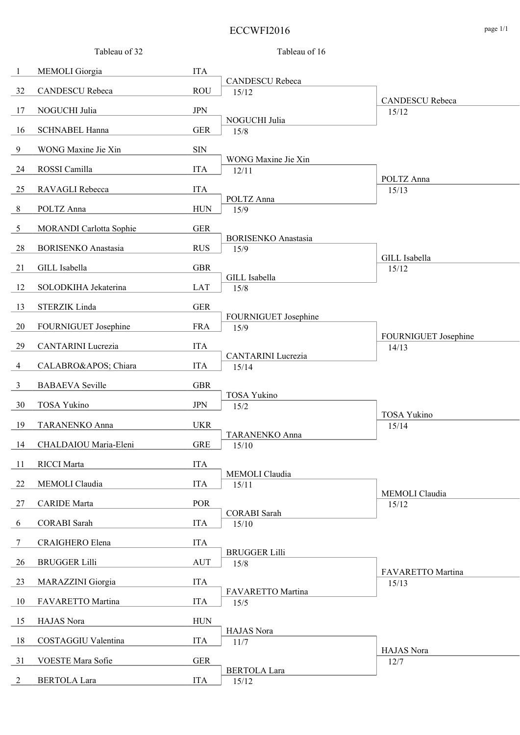# ECCWFI2016

| Seed | Tableau of 32 | Nation | Tableau of 16 | Score | Next round | Score |
|---|---|---|---|---|---|---|
| 1 | MEMOLI Giorgia | ITA | CANDESCU Rebeca | 15/12 | CANDESCU Rebeca | 15/12 |
| 32 | CANDESCU Rebeca | ROU | | | | |
| 17 | NOGUCHI Julia | JPN | NOGUCHI Julia | 15/8 | | |
| 16 | SCHNABEL Hanna | GER | | | | |
| 9 | WONG Maxine Jie Xin | SIN | WONG Maxine Jie Xin | 12/11 | POLTZ Anna | 15/13 |
| 24 | ROSSI Camilla | ITA | | | | |
| 25 | RAVAGLI Rebecca | ITA | POLTZ Anna | 15/9 | | |
| 8 | POLTZ Anna | HUN | | | | |
| 5 | MORANDI Carlotta Sophie | GER | BORISENKO Anastasia | 15/9 | GILL Isabella | 15/12 |
| 28 | BORISENKO Anastasia | RUS | | | | |
| 21 | GILL Isabella | GBR | GILL Isabella | 15/8 | | |
| 12 | SOLODKIHA Jekaterina | LAT | | | | |
| 13 | STERZIK Linda | GER | FOURNIGUET Josephine | 15/9 | FOURNIGUET Josephine | 14/13 |
| 20 | FOURNIGUET Josephine | FRA | | | | |
| 29 | CANTARINI Lucrezia | ITA | CANTARINI Lucrezia | 15/14 | | |
| 4 | CALABRO&APOS; Chiara | ITA | | | | |
| 3 | BABAEVA Seville | GBR | TOSA Yukino | 15/2 | TOSA Yukino | 15/14 |
| 30 | TOSA Yukino | JPN | | | | |
| 19 | TARANENKO Anna | UKR | TARANENKO Anna | 15/10 | | |
| 14 | CHALDAIOU Maria-Eleni | GRE | | | | |
| 11 | RICCI Marta | ITA | MEMOLI Claudia | 15/11 | MEMOLI Claudia | 15/12 |
| 22 | MEMOLI Claudia | ITA | | | | |
| 27 | CARIDE Marta | POR | CORABI Sarah | 15/10 | | |
| 6 | CORABI Sarah | ITA | | | | |
| 7 | CRAIGHERO Elena | ITA | BRUGGER Lilli | 15/8 | FAVARETTO Martina | 15/13 |
| 26 | BRUGGER Lilli | AUT | | | | |
| 23 | MARAZZINI Giorgia | ITA | FAVARETTO Martina | 15/5 | | |
| 10 | FAVARETTO Martina | ITA | | | | |
| 15 | HAJAS Nora | HUN | HAJAS Nora | 11/7 | HAJAS Nora | 12/7 |
| 18 | COSTAGGIU Valentina | ITA | | | | |
| 31 | VOESTE Mara Sofie | GER | BERTOLA Lara | 15/12 | | |
| 2 | BERTOLA Lara | ITA | | | | |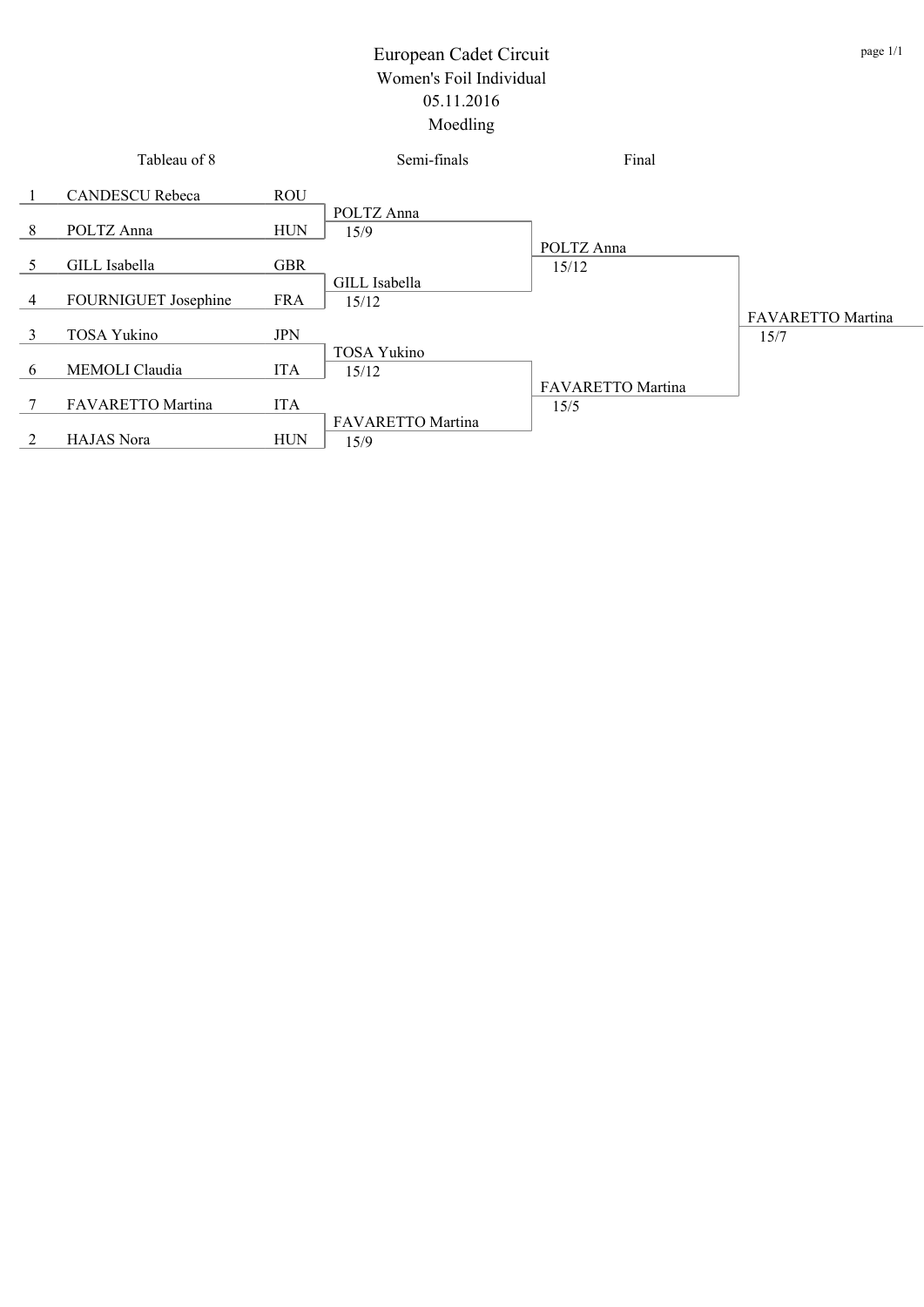# European Cadet Circuit

## Women's Foil Individual

05.11.2016

Moedling

### Tableau of 8

| Seed | Name | Country |
|---|---|---|
| 1 | CANDESCU Rebeca | ROU |
| 8 | POLTZ Anna | HUN |
| 5 | GILL Isabella | GBR |
| 4 | FOURNIGUET Josephine | FRA |
| 3 | TOSA Yukino | JPN |
| 6 | MEMOLI Claudia | ITA |
| 7 | FAVARETTO Martina | ITA |
| 2 | HAJAS Nora | HUN |

### Semi-finals

| Winner | Score |
|---|---|
| POLTZ Anna | 15/9 |
| GILL Isabella | 15/12 |
| TOSA Yukino | 15/12 |
| FAVARETTO Martina | 15/9 |

### Final

| Winner | Score |
|---|---|
| POLTZ Anna | 15/12 |
| FAVARETTO Martina | 15/5 |

### Winner

| Winner | Score |
|---|---|
| FAVARETTO Martina | 15/7 |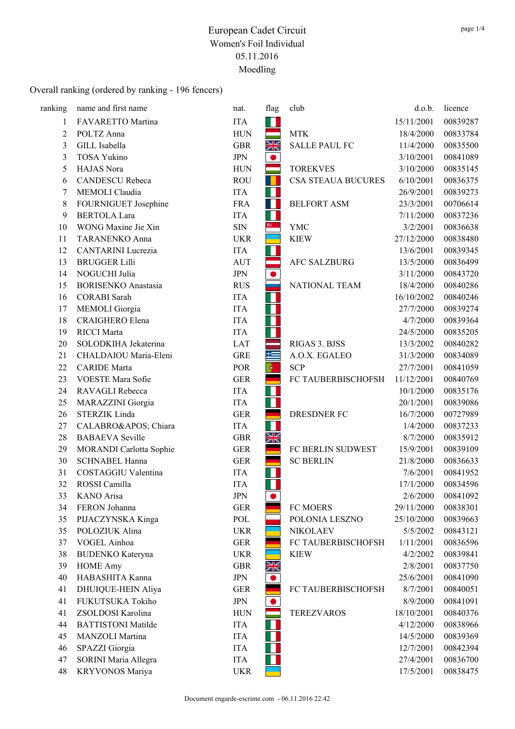# European Cadet Circuit

## Women's Foil Individual

## 05.11.2016

## Moedling

Overall ranking (ordered by ranking - 196 fencers)

| ranking | name and first name | nat. | flag | club | d.o.b. | licence |
|---|---|---|---|---|---|---|
| 1 | FAVARETTO Martina | ITA | | | 15/11/2001 | 00839287 |
| 2 | POLTZ Anna | HUN | | MTK | 18/4/2000 | 00833784 |
| 3 | GILL Isabella | GBR | | SALLE PAUL FC | 11/4/2000 | 00835500 |
| 3 | TOSA Yukino | JPN | | | 3/10/2001 | 00841089 |
| 5 | HAJAS Nora | HUN | | TOREKVES | 3/10/2000 | 00835145 |
| 6 | CANDESCU Rebeca | ROU | | CSA STEAUA BUCURES | 6/10/2001 | 00836375 |
| 7 | MEMOLI Claudia | ITA | | | 26/9/2001 | 00839273 |
| 8 | FOURNIGUET Josephine | FRA | | BELFORT ASM | 23/3/2001 | 00706614 |
| 9 | BERTOLA Lara | ITA | | | 7/11/2000 | 00837236 |
| 10 | WONG Maxine Jie Xin | SIN | | YMC | 3/2/2001 | 00836638 |
| 11 | TARANENKO Anna | UKR | | KIEW | 27/12/2000 | 00838480 |
| 12 | CANTARINI Lucrezia | ITA | | | 13/6/2001 | 00839345 |
| 13 | BRUGGER Lilli | AUT | | AFC SALZBURG | 13/5/2000 | 00836499 |
| 14 | NOGUCHI Julia | JPN | | | 3/11/2000 | 00843720 |
| 15 | BORISENKO Anastasia | RUS | | NATIONAL TEAM | 18/4/2000 | 00840286 |
| 16 | CORABI Sarah | ITA | | | 16/10/2002 | 00840246 |
| 17 | MEMOLI Giorgia | ITA | | | 27/7/2000 | 00839274 |
| 18 | CRAIGHERO Elena | ITA | | | 4/7/2000 | 00839364 |
| 19 | RICCI Marta | ITA | | | 24/5/2000 | 00835205 |
| 20 | SOLODKIHA Jekaterina | LAT | | RIGAS 3. BJSS | 13/3/2002 | 00840282 |
| 21 | CHALDAIOU Maria-Eleni | GRE | | A.O.X. EGALEO | 31/3/2000 | 00834089 |
| 22 | CARIDE Marta | POR | | SCP | 27/7/2001 | 00841059 |
| 23 | VOESTE Mara Sofie | GER | | FC TAUBERBISCHOFSH | 11/12/2001 | 00840769 |
| 24 | RAVAGLI Rebecca | ITA | | | 10/1/2000 | 00835176 |
| 25 | MARAZZINI Giorgia | ITA | | | 20/1/2001 | 00839086 |
| 26 | STERZIK Linda | GER | | DRESDNER FC | 16/7/2000 | 00727989 |
| 27 | CALABRO&APOS; Chiara | ITA | | | 1/4/2000 | 00837233 |
| 28 | BABAEVA Seville | GBR | | | 8/7/2000 | 00835912 |
| 29 | MORANDI Carlotta Sophie | GER | | FC BERLIN SUDWEST | 15/9/2001 | 00839109 |
| 30 | SCHNABEL Hanna | GER | | SC BERLIN | 21/8/2000 | 00836633 |
| 31 | COSTAGGIU Valentina | ITA | | | 7/6/2001 | 00841952 |
| 32 | ROSSI Camilla | ITA | | | 17/1/2000 | 00834596 |
| 33 | KANO Arisa | JPN | | | 2/6/2000 | 00841092 |
| 34 | FERON Johanna | GER | | FC MOERS | 29/11/2000 | 00838301 |
| 35 | PIJACZYNSKA Kinga | POL | | POLONIA LESZNO | 25/10/2000 | 00839663 |
| 35 | POLOZIUK Alina | UKR | | NIKOLAEV | 5/5/2002 | 00843121 |
| 37 | VOGEL Ainhoa | GER | | FC TAUBERBISCHOFSH | 1/11/2001 | 00836596 |
| 38 | BUDENKO Kateryna | UKR | | KIEW | 4/2/2002 | 00839841 |
| 39 | HOME Amy | GBR | | | 2/8/2001 | 00837750 |
| 40 | HABASHITA Kanna | JPN | | | 25/6/2001 | 00841090 |
| 41 | DHUIQUE-HEIN Aliya | GER | | FC TAUBERBISCHOFSH | 8/7/2001 | 00840051 |
| 41 | FUKUTSUKA Tokiho | JPN | | | 8/9/2000 | 00841091 |
| 41 | ZSOLDOSI Karolina | HUN | | TEREZVAROS | 18/10/2001 | 00840376 |
| 44 | BATTISTONI Matilde | ITA | | | 4/12/2000 | 00838966 |
| 45 | MANZOLI Martina | ITA | | | 14/5/2000 | 00839369 |
| 46 | SPAZZI Giorgia | ITA | | | 12/7/2001 | 00842394 |
| 47 | SORINI Maria Allegra | ITA | | | 27/4/2001 | 00836700 |
| 48 | KRYVONOS Mariya | UKR | | | 17/5/2001 | 00838475 |

Document engarde-escrime.com - 06.11.2016 22:42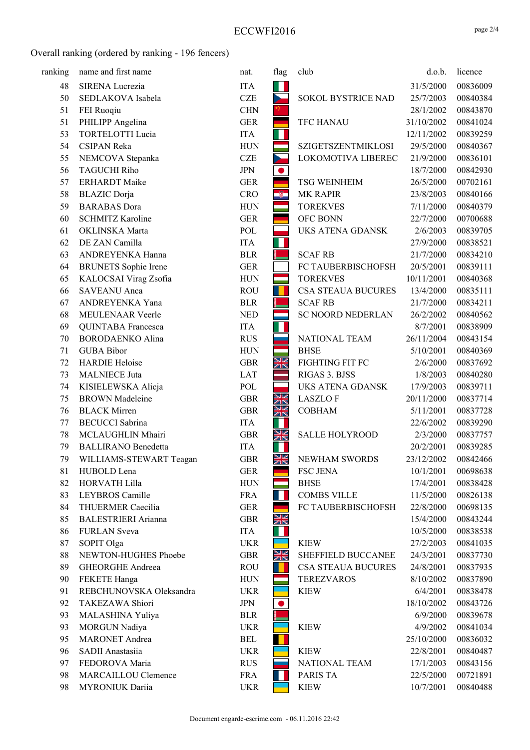Overall ranking (ordered by ranking - 196 fencers)

| ranking | name and first name | nat. | flag | club | d.o.b. | licence |
|---|---|---|---|---|---|---|
| 48 | SIRENA Lucrezia | ITA | | | 31/5/2000 | 00836009 |
| 50 | SEDLAKOVA Isabela | CZE | | SOKOL BYSTRICE NAD | 25/7/2003 | 00840384 |
| 51 | FEI Ruoqiu | CHN | | | 28/1/2002 | 00843870 |
| 51 | PHILIPP Angelina | GER | | TFC HANAU | 31/10/2002 | 00841024 |
| 53 | TORTELOTTI Lucia | ITA | | | 12/11/2002 | 00839259 |
| 54 | CSIPAN Reka | HUN | | SZIGETSZENTMIKLOSI | 29/5/2000 | 00840367 |
| 55 | NEMCOVA Stepanka | CZE | | LOKOMOTIVA LIBEREC | 21/9/2000 | 00836101 |
| 56 | TAGUCHI Riho | JPN | | | 18/7/2000 | 00842930 |
| 57 | ERHARDT Maike | GER | | TSG WEINHEIM | 26/5/2000 | 00702161 |
| 58 | BLAZIC Dorja | CRO | | MK RAPIR | 23/8/2003 | 00840166 |
| 59 | BARABAS Dora | HUN | | TOREKVES | 7/11/2000 | 00840379 |
| 60 | SCHMITZ Karoline | GER | | OFC BONN | 22/7/2000 | 00700688 |
| 61 | OKLINSKA Marta | POL | | UKS ATENA GDANSK | 2/6/2003 | 00839705 |
| 62 | DE ZAN Camilla | ITA | | | 27/9/2000 | 00838521 |
| 63 | ANDREYENKA Hanna | BLR | | SCAF RB | 21/7/2000 | 00834210 |
| 64 | BRUNETS Sophie Irene | GER | | FC TAUBERBISCHOFSH | 20/5/2001 | 00839111 |
| 65 | KALOCSAI Virag Zsofia | HUN | | TOREKVES | 10/11/2001 | 00840368 |
| 66 | SAVEANU Anca | ROU | | CSA STEAUA BUCURES | 13/4/2000 | 00835111 |
| 67 | ANDREYENKA Yana | BLR | | SCAF RB | 21/7/2000 | 00834211 |
| 68 | MEULENAAR Veerle | NED | | SC NOORD NEDERLAN | 26/2/2002 | 00840562 |
| 69 | QUINTABA Francesca | ITA | | | 8/7/2001 | 00838909 |
| 70 | BORODAENKO Alina | RUS | | NATIONAL TEAM | 26/11/2004 | 00843154 |
| 71 | GUBA Bibor | HUN | | BHSE | 5/10/2001 | 00840369 |
| 72 | HARDIE Heloise | GBR | | FIGHTING FIT FC | 2/6/2000 | 00837692 |
| 73 | MALNIECE Juta | LAT | | RIGAS 3. BJSS | 1/8/2003 | 00840280 |
| 74 | KISIELEWSKA Alicja | POL | | UKS ATENA GDANSK | 17/9/2003 | 00839711 |
| 75 | BROWN Madeleine | GBR | | LASZLO F | 20/11/2000 | 00837714 |
| 76 | BLACK Mirren | GBR | | COBHAM | 5/11/2001 | 00837728 |
| 77 | BECUCCI Sabrina | ITA | | | 22/6/2002 | 00839290 |
| 78 | MCLAUGHLIN Mhairi | GBR | | SALLE HOLYROOD | 2/3/2000 | 00837757 |
| 79 | BALLIRANO Benedetta | ITA | | | 20/2/2001 | 00839285 |
| 79 | WILLIAMS-STEWART Teagan | GBR | | NEWHAM SWORDS | 23/12/2002 | 00842466 |
| 81 | HUBOLD Lena | GER | | FSC JENA | 10/1/2001 | 00698638 |
| 82 | HORVATH Lilla | HUN | | BHSE | 17/4/2001 | 00838428 |
| 83 | LEYBROS Camille | FRA | | COMBS VILLE | 11/5/2000 | 00826138 |
| 84 | THUERMER Caecilia | GER | | FC TAUBERBISCHOFSH | 22/8/2000 | 00698135 |
| 85 | BALESTRIERI Arianna | GBR | | | 15/4/2000 | 00843244 |
| 86 | FURLAN Sveva | ITA | | | 10/5/2000 | 00838538 |
| 87 | SOPIT Olga | UKR | | KIEW | 27/2/2003 | 00841035 |
| 88 | NEWTON-HUGHES Phoebe | GBR | | SHEFFIELD BUCCANEE | 24/3/2001 | 00837730 |
| 89 | GHEORGHE Andreea | ROU | | CSA STEAUA BUCURES | 24/8/2001 | 00837935 |
| 90 | FEKETE Hanga | HUN | | TEREZVAROS | 8/10/2002 | 00837890 |
| 91 | REBCHUNOVSKA Oleksandra | UKR | | KIEW | 6/4/2001 | 00838478 |
| 92 | TAKEZAWA Shiori | JPN | | | 18/10/2002 | 00843726 |
| 93 | MALASHINA Yuliya | BLR | | | 6/9/2000 | 00839678 |
| 93 | MORGUN Nadiya | UKR | | KIEW | 4/9/2002 | 00841034 |
| 95 | MARONET Andrea | BEL | | | 25/10/2000 | 00836032 |
| 96 | SADII Anastasiia | UKR | | KIEW | 22/8/2001 | 00840487 |
| 97 | FEDOROVA Maria | RUS | | NATIONAL TEAM | 17/1/2003 | 00843156 |
| 98 | MARCAILLOU Clemence | FRA | | PARIS TA | 22/5/2000 | 00721891 |
| 98 | MYRONIUK Dariia | UKR | | KIEW | 10/7/2001 | 00840488 |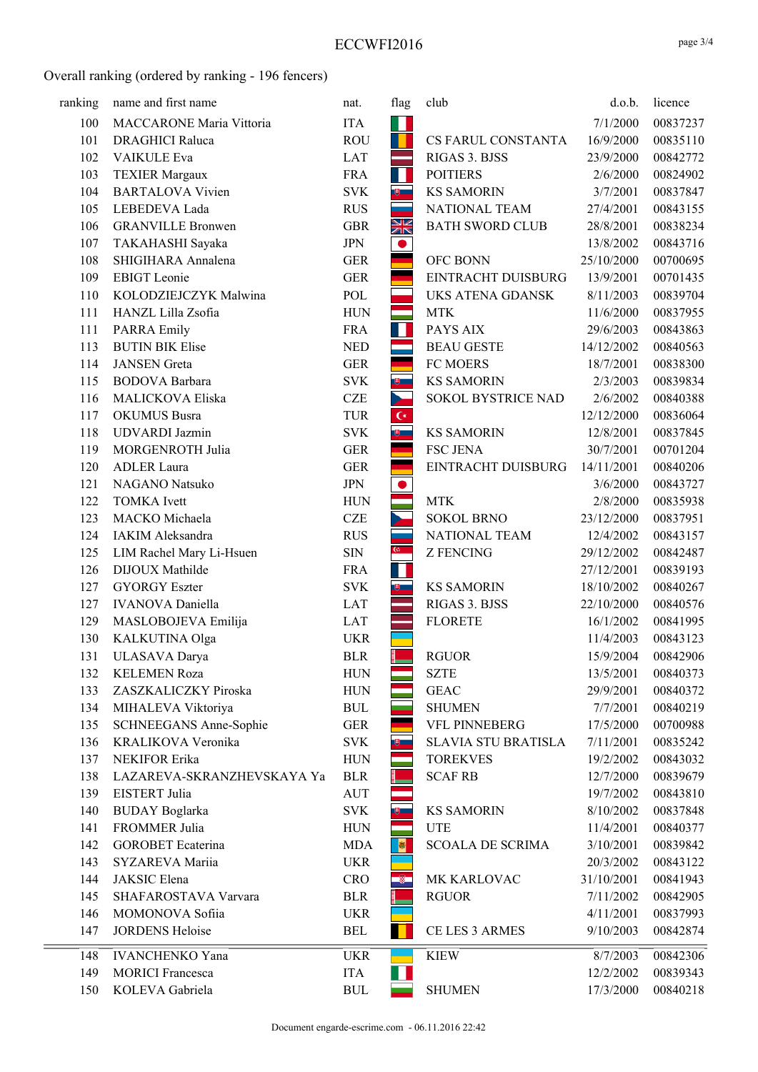# ECCWFI2016

## Overall ranking (ordered by ranking - 196 fencers)

| ranking | name and first name | nat. | flag | club | d.o.b. | licence |
|---|---|---|---|---|---|---|
| 100 | MACCARONE Maria Vittoria | ITA | | | 7/1/2000 | 00837237 |
| 101 | DRAGHICI Raluca | ROU | | CS FARUL CONSTANTA | 16/9/2000 | 00835110 |
| 102 | VAIKULE Eva | LAT | | RIGAS 3. BJSS | 23/9/2000 | 00842772 |
| 103 | TEXIER Margaux | FRA | | POITIERS | 2/6/2000 | 00824902 |
| 104 | BARTALOVA Vivien | SVK | | KS SAMORIN | 3/7/2001 | 00837847 |
| 105 | LEBEDEVA Lada | RUS | | NATIONAL TEAM | 27/4/2001 | 00843155 |
| 106 | GRANVILLE Bronwen | GBR | | BATH SWORD CLUB | 28/8/2001 | 00838234 |
| 107 | TAKAHASHI Sayaka | JPN | | | 13/8/2002 | 00843716 |
| 108 | SHIGIHARA Annalena | GER | | OFC BONN | 25/10/2000 | 00700695 |
| 109 | EBIGT Leonie | GER | | EINTRACHT DUISBURG | 13/9/2001 | 00701435 |
| 110 | KOLODZIEJCZYK Malwina | POL | | UKS ATENA GDANSK | 8/11/2003 | 00839704 |
| 111 | HANZL Lilla Zsofia | HUN | | MTK | 11/6/2000 | 00837955 |
| 111 | PARRA Emily | FRA | | PAYS AIX | 29/6/2003 | 00843863 |
| 113 | BUTIN BIK Elise | NED | | BEAU GESTE | 14/12/2002 | 00840563 |
| 114 | JANSEN Greta | GER | | FC MOERS | 18/7/2001 | 00838300 |
| 115 | BODOVA Barbara | SVK | | KS SAMORIN | 2/3/2003 | 00839834 |
| 116 | MALICKOVA Eliska | CZE | | SOKOL BYSTRICE NAD | 2/6/2002 | 00840388 |
| 117 | OKUMUS Busra | TUR | | | 12/12/2000 | 00836064 |
| 118 | UDVARDI Jazmin | SVK | | KS SAMORIN | 12/8/2001 | 00837845 |
| 119 | MORGENROTH Julia | GER | | FSC JENA | 30/7/2001 | 00701204 |
| 120 | ADLER Laura | GER | | EINTRACHT DUISBURG | 14/11/2001 | 00840206 |
| 121 | NAGANO Natsuko | JPN | | | 3/6/2000 | 00843727 |
| 122 | TOMKA Ivett | HUN | | MTK | 2/8/2000 | 00835938 |
| 123 | MACKO Michaela | CZE | | SOKOL BRNO | 23/12/2000 | 00837951 |
| 124 | IAKIM Aleksandra | RUS | | NATIONAL TEAM | 12/4/2002 | 00843157 |
| 125 | LIM Rachel Mary Li-Hsuen | SIN | | Z FENCING | 29/12/2002 | 00842487 |
| 126 | DIJOUX Mathilde | FRA | | | 27/12/2001 | 00839193 |
| 127 | GYORGY Eszter | SVK | | KS SAMORIN | 18/10/2002 | 00840267 |
| 127 | IVANOVA Daniella | LAT | | RIGAS 3. BJSS | 22/10/2000 | 00840576 |
| 129 | MASLOBOJEVA Emilija | LAT | | FLORETE | 16/1/2002 | 00841995 |
| 130 | KALKUTINA Olga | UKR | | | 11/4/2003 | 00843123 |
| 131 | ULASAVA Darya | BLR | | RGUOR | 15/9/2004 | 00842906 |
| 132 | KELEMEN Roza | HUN | | SZTE | 13/5/2001 | 00840373 |
| 133 | ZASZKALICZKY Piroska | HUN | | GEAC | 29/9/2001 | 00840372 |
| 134 | MIHALEVA Viktoriya | BUL | | SHUMEN | 7/7/2001 | 00840219 |
| 135 | SCHNEEGANS Anne-Sophie | GER | | VFL PINNEBERG | 17/5/2000 | 00700988 |
| 136 | KRALIKOVA Veronika | SVK | | SLAVIA STU BRATISLA | 7/11/2001 | 00835242 |
| 137 | NEKIFOR Erika | HUN | | TOREKVES | 19/2/2002 | 00843032 |
| 138 | LAZAREVA-SKRANZHEVSKAYA Ya | BLR | | SCAF RB | 12/7/2000 | 00839679 |
| 139 | EISTERT Julia | AUT | | | 19/7/2002 | 00843810 |
| 140 | BUDAY Boglarka | SVK | | KS SAMORIN | 8/10/2002 | 00837848 |
| 141 | FROMMER Julia | HUN | | UTE | 11/4/2001 | 00840377 |
| 142 | GOROBET Ecaterina | MDA | | SCOALA DE SCRIMA | 3/10/2001 | 00839842 |
| 143 | SYZAREVA Mariia | UKR | | | 20/3/2002 | 00843122 |
| 144 | JAKSIC Elena | CRO | | MK KARLOVAC | 31/10/2001 | 00841943 |
| 145 | SHAFAROSTAVA Varvara | BLR | | RGUOR | 7/11/2002 | 00842905 |
| 146 | MOMONOVA Sofiia | UKR | | | 4/11/2001 | 00837993 |
| 147 | JORDENS Heloise | BEL | | CE LES 3 ARMES | 9/10/2003 | 00842874 |
| 148 | IVANCHENKO Yana | UKR | | KIEW | 8/7/2003 | 00842306 |
| 149 | MORICI Francesca | ITA | | | 12/2/2002 | 00839343 |
| 150 | KOLEVA Gabriela | BUL | | SHUMEN | 17/3/2000 | 00840218 |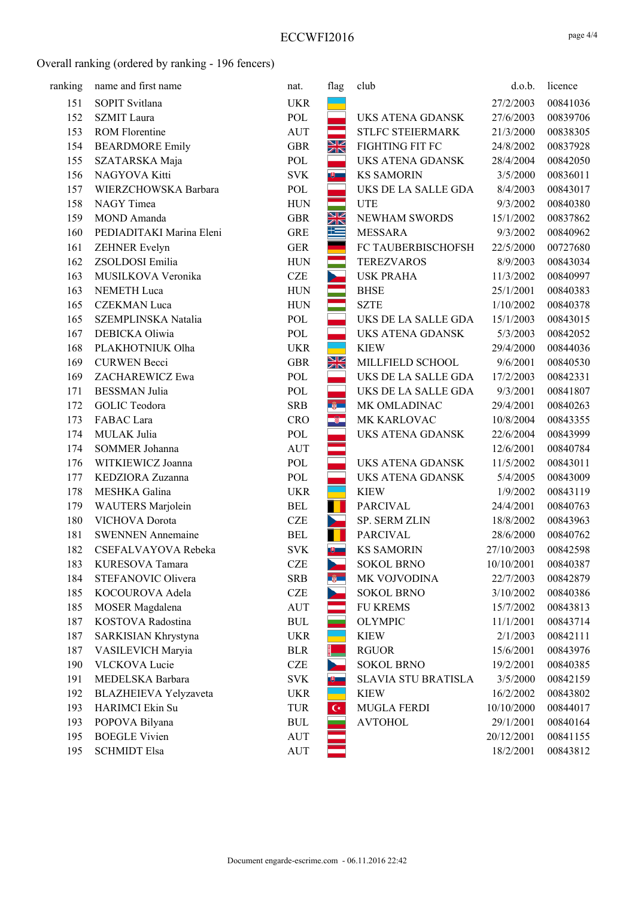ECCWFI2016

Overall ranking (ordered by ranking - 196 fencers)

| ranking | name and first name | nat. | flag | club | d.o.b. | licence |
|---|---|---|---|---|---|---|
| 151 | SOPIT Svitlana | UKR | | | 27/2/2003 | 00841036 |
| 152 | SZMIT Laura | POL | | UKS ATENA GDANSK | 27/6/2003 | 00839706 |
| 153 | ROM Florentine | AUT | | STLFC STEIERMARK | 21/3/2000 | 00838305 |
| 154 | BEARDMORE Emily | GBR | | FIGHTING FIT FC | 24/8/2002 | 00837928 |
| 155 | SZATARSKA Maja | POL | | UKS ATENA GDANSK | 28/4/2004 | 00842050 |
| 156 | NAGYOVA Kitti | SVK | | KS SAMORIN | 3/5/2000 | 00836011 |
| 157 | WIERZCHOWSKA Barbara | POL | | UKS DE LA SALLE GDA | 8/4/2003 | 00843017 |
| 158 | NAGY Timea | HUN | | UTE | 9/3/2002 | 00840380 |
| 159 | MOND Amanda | GBR | | NEWHAM SWORDS | 15/1/2002 | 00837862 |
| 160 | PEDIADITAKI Marina Eleni | GRE | | MESSARA | 9/3/2002 | 00840962 |
| 161 | ZEHNER Evelyn | GER | | FC TAUBERBISCHOFSH | 22/5/2000 | 00727680 |
| 162 | ZSOLDOSI Emilia | HUN | | TEREZVAROS | 8/9/2003 | 00843034 |
| 163 | MUSILKOVA Veronika | CZE | | USK PRAHA | 11/3/2002 | 00840997 |
| 163 | NEMETH Luca | HUN | | BHSE | 25/1/2001 | 00840383 |
| 165 | CZEKMAN Luca | HUN | | SZTE | 1/10/2002 | 00840378 |
| 165 | SZEMPLINSKA Natalia | POL | | UKS DE LA SALLE GDA | 15/1/2003 | 00843015 |
| 167 | DEBICKA Oliwia | POL | | UKS ATENA GDANSK | 5/3/2003 | 00842052 |
| 168 | PLAKHOTNIUK Olha | UKR | | KIEW | 29/4/2000 | 00844036 |
| 169 | CURWEN Becci | GBR | | MILLFIELD SCHOOL | 9/6/2001 | 00840530 |
| 169 | ZACHAREWICZ Ewa | POL | | UKS DE LA SALLE GDA | 17/2/2003 | 00842331 |
| 171 | BESSMAN Julia | POL | | UKS DE LA SALLE GDA | 9/3/2001 | 00841807 |
| 172 | GOLIC Teodora | SRB | | MK OMLADINAC | 29/4/2001 | 00840263 |
| 173 | FABAC Lara | CRO | | MK KARLOVAC | 10/8/2004 | 00843355 |
| 174 | MULAK Julia | POL | | UKS ATENA GDANSK | 22/6/2004 | 00843999 |
| 174 | SOMMER Johanna | AUT | | | 12/6/2001 | 00840784 |
| 176 | WITKIEWICZ Joanna | POL | | UKS ATENA GDANSK | 11/5/2002 | 00843011 |
| 177 | KEDZIORA Zuzanna | POL | | UKS ATENA GDANSK | 5/4/2005 | 00843009 |
| 178 | MESHKA Galina | UKR | | KIEW | 1/9/2002 | 00843119 |
| 179 | WAUTERS Marjolein | BEL | | PARCIVAL | 24/4/2001 | 00840763 |
| 180 | VICHOVA Dorota | CZE | | SP. SERM ZLIN | 18/8/2002 | 00843963 |
| 181 | SWENNEN Annemaine | BEL | | PARCIVAL | 28/6/2000 | 00840762 |
| 182 | CSEFALVAYOVA Rebeka | SVK | | KS SAMORIN | 27/10/2003 | 00842598 |
| 183 | KURESOVA Tamara | CZE | | SOKOL BRNO | 10/10/2001 | 00840387 |
| 184 | STEFANOVIC Olivera | SRB | | MK VOJVODINA | 22/7/2003 | 00842879 |
| 185 | KOCOUROVA Adela | CZE | | SOKOL BRNO | 3/10/2002 | 00840386 |
| 185 | MOSER Magdalena | AUT | | FU KREMS | 15/7/2002 | 00843813 |
| 187 | KOSTOVA Radostina | BUL | | OLYMPIC | 11/1/2001 | 00843714 |
| 187 | SARKISIAN Khrystyna | UKR | | KIEW | 2/1/2003 | 00842111 |
| 187 | VASILEVICH Maryia | BLR | | RGUOR | 15/6/2001 | 00843976 |
| 190 | VLCKOVA Lucie | CZE | | SOKOL BRNO | 19/2/2001 | 00840385 |
| 191 | MEDELSKA Barbara | SVK | | SLAVIA STU BRATISLA | 3/5/2000 | 00842159 |
| 192 | BLAZHEIEVA Yelyzaveta | UKR | | KIEW | 16/2/2002 | 00843802 |
| 193 | HARIMCI Ekin Su | TUR | | MUGLA FERDI | 10/10/2000 | 00844017 |
| 193 | POPOVA Bilyana | BUL | | AVTOHOL | 29/1/2001 | 00840164 |
| 195 | BOEGLE Vivien | AUT | | | 20/12/2001 | 00841155 |
| 195 | SCHMIDT Elsa | AUT | | | 18/2/2001 | 00843812 |

Document engarde-escrime.com - 06.11.2016 22:42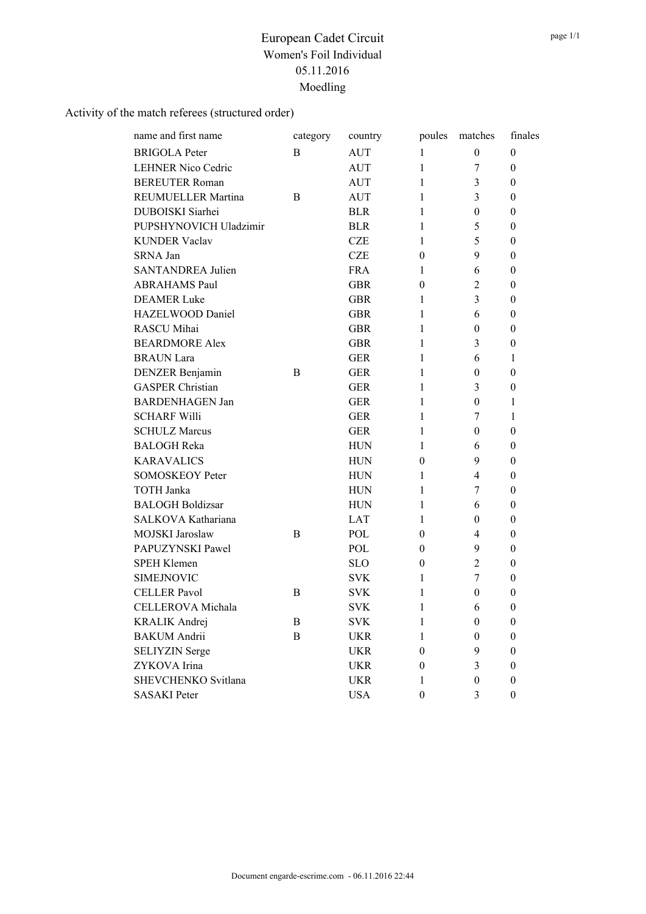# European Cadet Circuit
## Women's Foil Individual
## 05.11.2016
## Moedling

Activity of the match referees (structured order)

| name and first name | category | country | poules | matches | finales |
|---|---|---|---|---|---|
| BRIGOLA Peter | B | AUT | 1 | 0 | 0 |
| LEHNER Nico Cedric | | AUT | 1 | 7 | 0 |
| BEREUTER Roman | | AUT | 1 | 3 | 0 |
| REUMUELLER Martina | B | AUT | 1 | 3 | 0 |
| DUBOISKI Siarhei | | BLR | 1 | 0 | 0 |
| PUPSHYNOVICH Uladzimir | | BLR | 1 | 5 | 0 |
| KUNDER Vaclav | | CZE | 1 | 5 | 0 |
| SRNA Jan | | CZE | 0 | 9 | 0 |
| SANTANDREA Julien | | FRA | 1 | 6 | 0 |
| ABRAHAMS Paul | | GBR | 0 | 2 | 0 |
| DEAMER Luke | | GBR | 1 | 3 | 0 |
| HAZELWOOD Daniel | | GBR | 1 | 6 | 0 |
| RASCU Mihai | | GBR | 1 | 0 | 0 |
| BEARDMORE Alex | | GBR | 1 | 3 | 0 |
| BRAUN Lara | | GER | 1 | 6 | 1 |
| DENZER Benjamin | B | GER | 1 | 0 | 0 |
| GASPER Christian | | GER | 1 | 3 | 0 |
| BARDENHAGEN Jan | | GER | 1 | 0 | 1 |
| SCHARF Willi | | GER | 1 | 7 | 1 |
| SCHULZ Marcus | | GER | 1 | 0 | 0 |
| BALOGH Reka | | HUN | 1 | 6 | 0 |
| KARAVALICS | | HUN | 0 | 9 | 0 |
| SOMOSKEOY Peter | | HUN | 1 | 4 | 0 |
| TOTH Janka | | HUN | 1 | 7 | 0 |
| BALOGH Boldizsar | | HUN | 1 | 6 | 0 |
| SALKOVA Kathariana | | LAT | 1 | 0 | 0 |
| MOJSKI Jaroslaw | B | POL | 0 | 4 | 0 |
| PAPUZYNSKI Pawel | | POL | 0 | 9 | 0 |
| SPEH Klemen | | SLO | 0 | 2 | 0 |
| SIMEJNOVIC | | SVK | 1 | 7 | 0 |
| CELLER Pavol | B | SVK | 1 | 0 | 0 |
| CELLEROVA Michala | | SVK | 1 | 6 | 0 |
| KRALIK Andrej | B | SVK | 1 | 0 | 0 |
| BAKUM Andrii | B | UKR | 1 | 0 | 0 |
| SELIYZIN Serge | | UKR | 0 | 9 | 0 |
| ZYKOVA Irina | | UKR | 0 | 3 | 0 |
| SHEVCHENKO Svitlana | | UKR | 1 | 0 | 0 |
| SASAKI Peter | | USA | 0 | 3 | 0 |

Document engarde-escrime.com - 06.11.2016 22:44